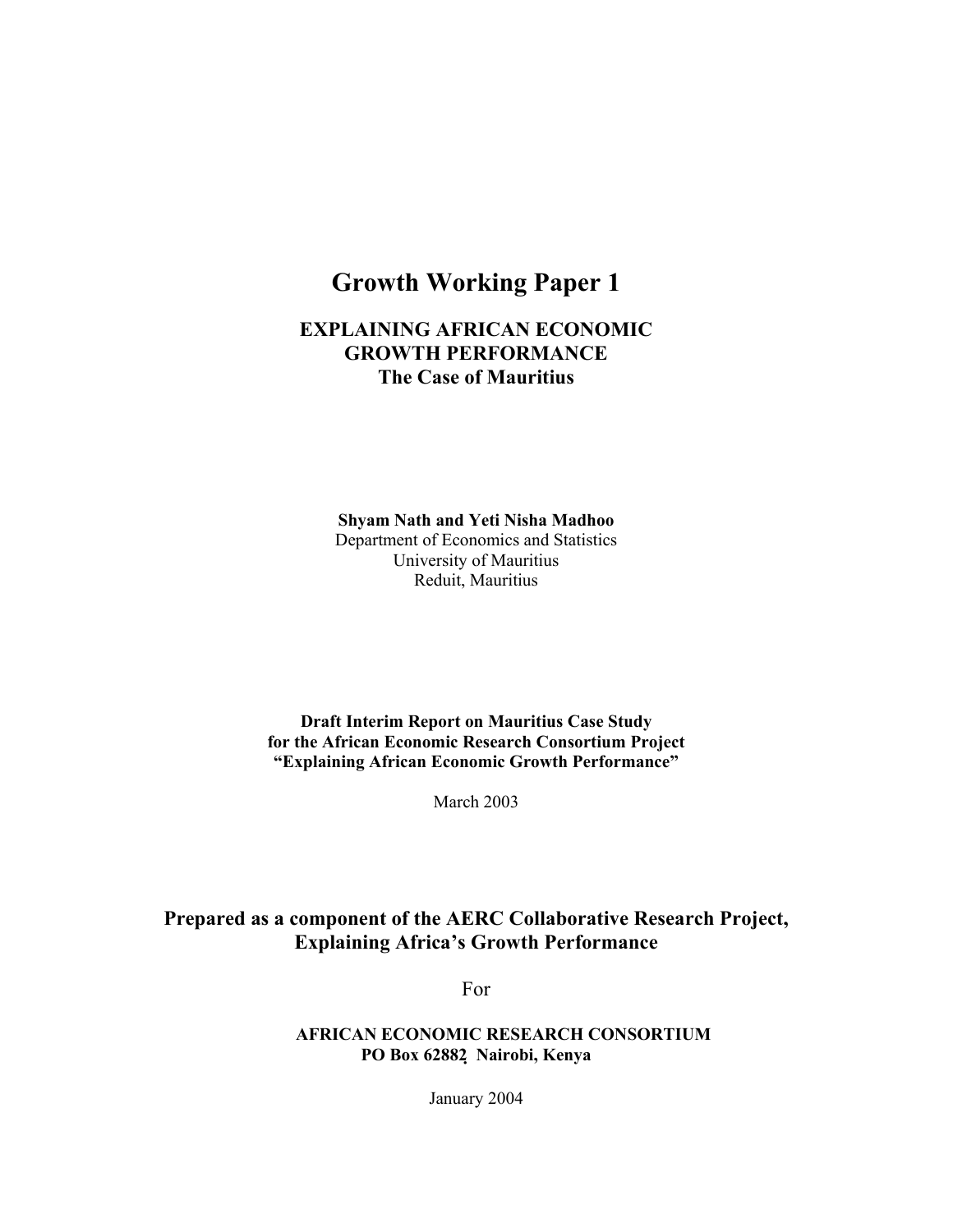# Growth Working Paper 1

## EXPLAINING AFRICAN ECONOMIC GROWTH PERFORMANCE
## The Case of Mauritius

**Shyam Nath and Yeti Nisha Madhoo**
Department of Economics and Statistics
University of Mauritius
Reduit, Mauritius

**Draft Interim Report on Mauritius Case Study**
**for the African Economic Research Consortium Project**
**"Explaining African Economic Growth Performance"**

March 2003

**Prepared as a component of the AERC Collaborative Research Project, Explaining Africa's Growth Performance**

For

**AFRICAN ECONOMIC RESEARCH CONSORTIUM**
**PO Box 62882 Nairobi, Kenya**

January 2004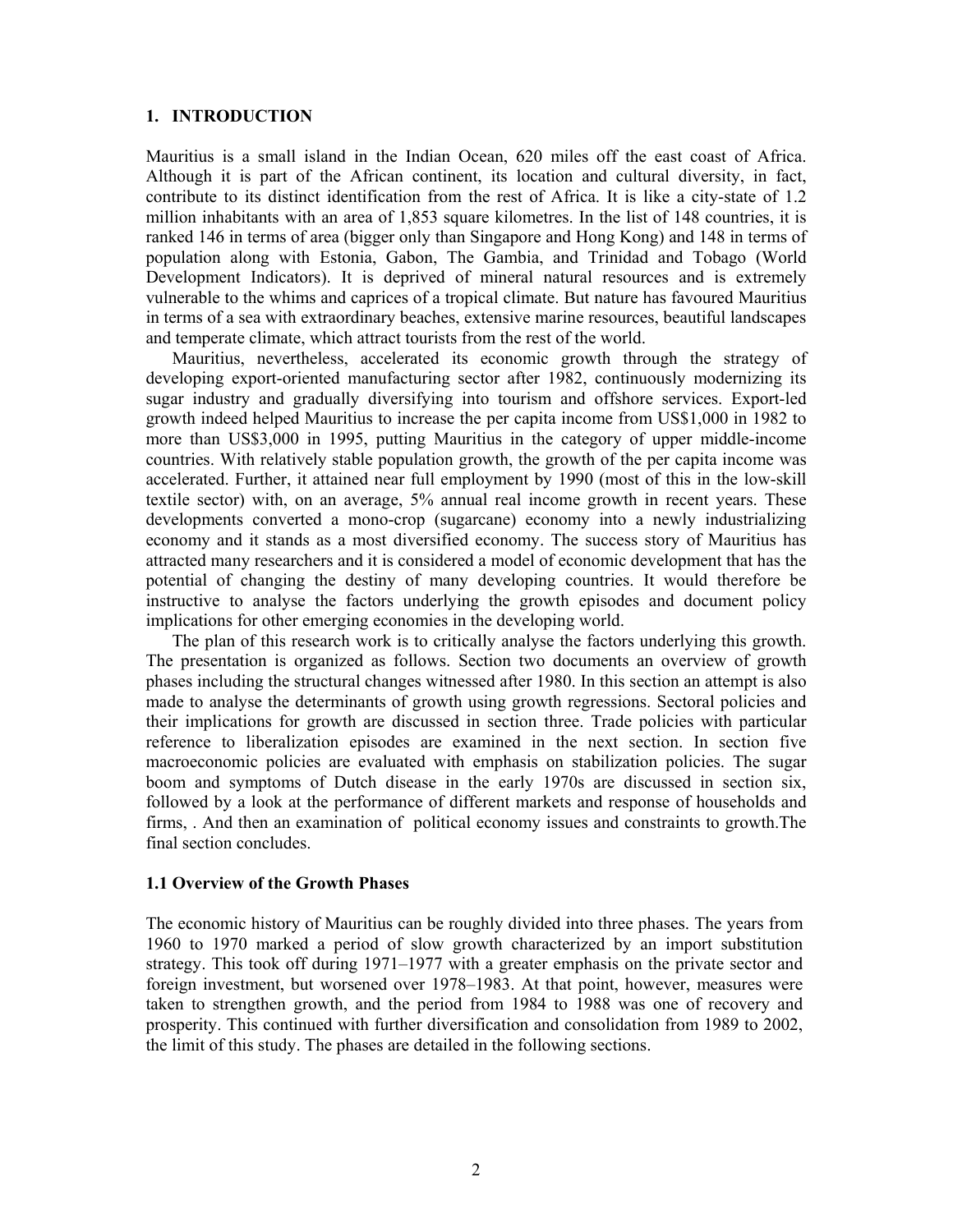# 1. INTRODUCTION

Mauritius is a small island in the Indian Ocean, 620 miles off the east coast of Africa. Although it is part of the African continent, its location and cultural diversity, in fact, contribute to its distinct identification from the rest of Africa. It is like a city-state of 1.2 million inhabitants with an area of 1,853 square kilometres. In the list of 148 countries, it is ranked 146 in terms of area (bigger only than Singapore and Hong Kong) and 148 in terms of population along with Estonia, Gabon, The Gambia, and Trinidad and Tobago (World Development Indicators). It is deprived of mineral natural resources and is extremely vulnerable to the whims and caprices of a tropical climate. But nature has favoured Mauritius in terms of a sea with extraordinary beaches, extensive marine resources, beautiful landscapes and temperate climate, which attract tourists from the rest of the world.

Mauritius, nevertheless, accelerated its economic growth through the strategy of developing export-oriented manufacturing sector after 1982, continuously modernizing its sugar industry and gradually diversifying into tourism and offshore services. Export-led growth indeed helped Mauritius to increase the per capita income from US$1,000 in 1982 to more than US$3,000 in 1995, putting Mauritius in the category of upper middle-income countries. With relatively stable population growth, the growth of the per capita income was accelerated. Further, it attained near full employment by 1990 (most of this in the low-skill textile sector) with, on an average, 5% annual real income growth in recent years. These developments converted a mono-crop (sugarcane) economy into a newly industrializing economy and it stands as a most diversified economy. The success story of Mauritius has attracted many researchers and it is considered a model of economic development that has the potential of changing the destiny of many developing countries. It would therefore be instructive to analyse the factors underlying the growth episodes and document policy implications for other emerging economies in the developing world.

The plan of this research work is to critically analyse the factors underlying this growth. The presentation is organized as follows. Section two documents an overview of growth phases including the structural changes witnessed after 1980. In this section an attempt is also made to analyse the determinants of growth using growth regressions. Sectoral policies and their implications for growth are discussed in section three. Trade policies with particular reference to liberalization episodes are examined in the next section. In section five macroeconomic policies are evaluated with emphasis on stabilization policies. The sugar boom and symptoms of Dutch disease in the early 1970s are discussed in section six, followed by a look at the performance of different markets and response of households and firms, . And then an examination of political economy issues and constraints to growth.The final section concludes.

## 1.1 Overview of the Growth Phases

The economic history of Mauritius can be roughly divided into three phases. The years from 1960 to 1970 marked a period of slow growth characterized by an import substitution strategy. This took off during 1971–1977 with a greater emphasis on the private sector and foreign investment, but worsened over 1978–1983. At that point, however, measures were taken to strengthen growth, and the period from 1984 to 1988 was one of recovery and prosperity. This continued with further diversification and consolidation from 1989 to 2002, the limit of this study. The phases are detailed in the following sections.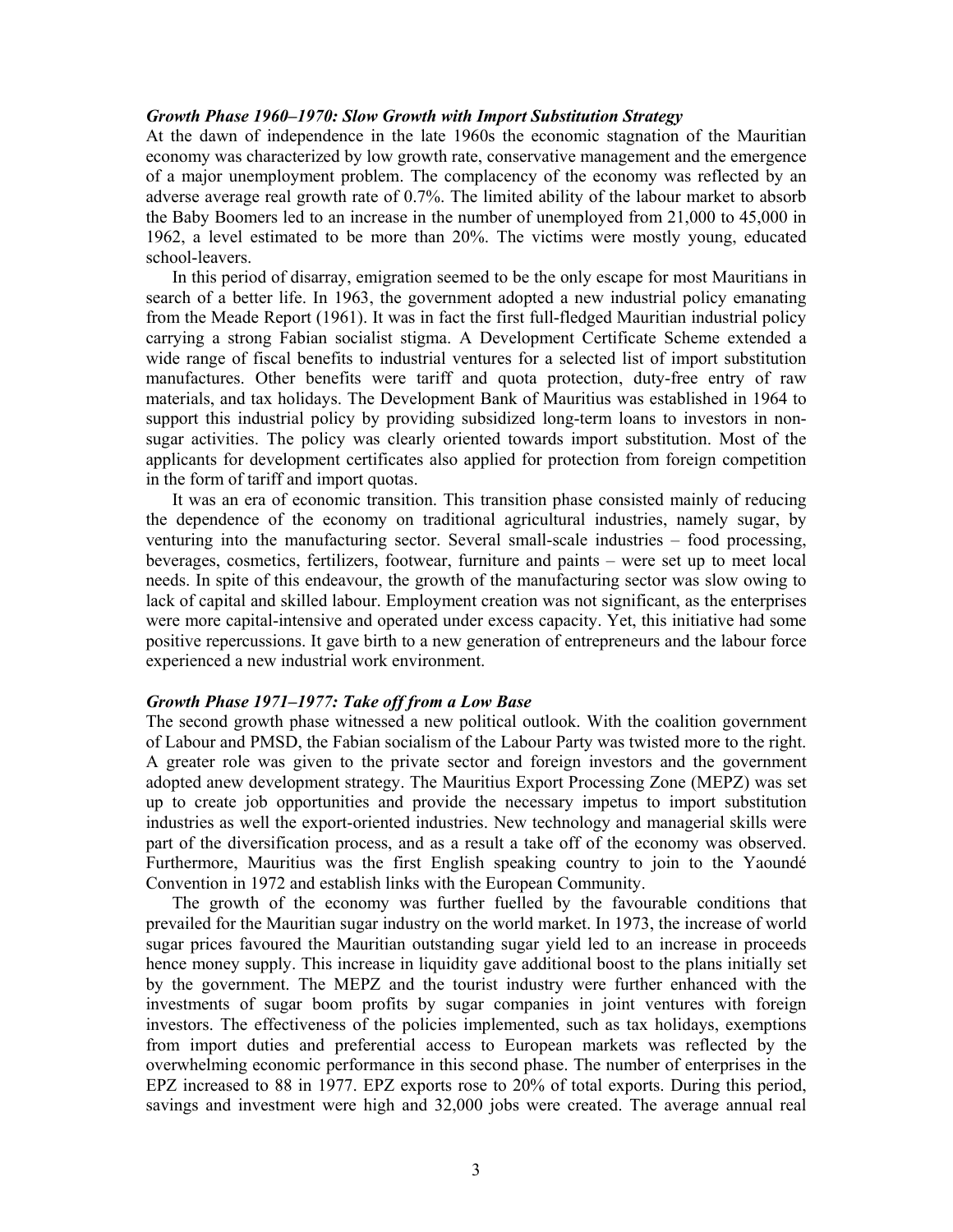### *Growth Phase 1960–1970: Slow Growth with Import Substitution Strategy*

At the dawn of independence in the late 1960s the economic stagnation of the Mauritian economy was characterized by low growth rate, conservative management and the emergence of a major unemployment problem. The complacency of the economy was reflected by an adverse average real growth rate of 0.7%. The limited ability of the labour market to absorb the Baby Boomers led to an increase in the number of unemployed from 21,000 to 45,000 in 1962, a level estimated to be more than 20%. The victims were mostly young, educated school-leavers.

In this period of disarray, emigration seemed to be the only escape for most Mauritians in search of a better life. In 1963, the government adopted a new industrial policy emanating from the Meade Report (1961). It was in fact the first full-fledged Mauritian industrial policy carrying a strong Fabian socialist stigma. A Development Certificate Scheme extended a wide range of fiscal benefits to industrial ventures for a selected list of import substitution manufactures. Other benefits were tariff and quota protection, duty-free entry of raw materials, and tax holidays. The Development Bank of Mauritius was established in 1964 to support this industrial policy by providing subsidized long-term loans to investors in non-sugar activities. The policy was clearly oriented towards import substitution. Most of the applicants for development certificates also applied for protection from foreign competition in the form of tariff and import quotas.

It was an era of economic transition. This transition phase consisted mainly of reducing the dependence of the economy on traditional agricultural industries, namely sugar, by venturing into the manufacturing sector. Several small-scale industries – food processing, beverages, cosmetics, fertilizers, footwear, furniture and paints – were set up to meet local needs. In spite of this endeavour, the growth of the manufacturing sector was slow owing to lack of capital and skilled labour. Employment creation was not significant, as the enterprises were more capital-intensive and operated under excess capacity. Yet, this initiative had some positive repercussions. It gave birth to a new generation of entrepreneurs and the labour force experienced a new industrial work environment.

### *Growth Phase 1971–1977: Take off from a Low Base*

The second growth phase witnessed a new political outlook. With the coalition government of Labour and PMSD, the Fabian socialism of the Labour Party was twisted more to the right. A greater role was given to the private sector and foreign investors and the government adopted anew development strategy. The Mauritius Export Processing Zone (MEPZ) was set up to create job opportunities and provide the necessary impetus to import substitution industries as well the export-oriented industries. New technology and managerial skills were part of the diversification process, and as a result a take off of the economy was observed. Furthermore, Mauritius was the first English speaking country to join to the Yaoundé Convention in 1972 and establish links with the European Community.

The growth of the economy was further fuelled by the favourable conditions that prevailed for the Mauritian sugar industry on the world market. In 1973, the increase of world sugar prices favoured the Mauritian outstanding sugar yield led to an increase in proceeds hence money supply. This increase in liquidity gave additional boost to the plans initially set by the government. The MEPZ and the tourist industry were further enhanced with the investments of sugar boom profits by sugar companies in joint ventures with foreign investors. The effectiveness of the policies implemented, such as tax holidays, exemptions from import duties and preferential access to European markets was reflected by the overwhelming economic performance in this second phase. The number of enterprises in the EPZ increased to 88 in 1977. EPZ exports rose to 20% of total exports. During this period, savings and investment were high and 32,000 jobs were created. The average annual real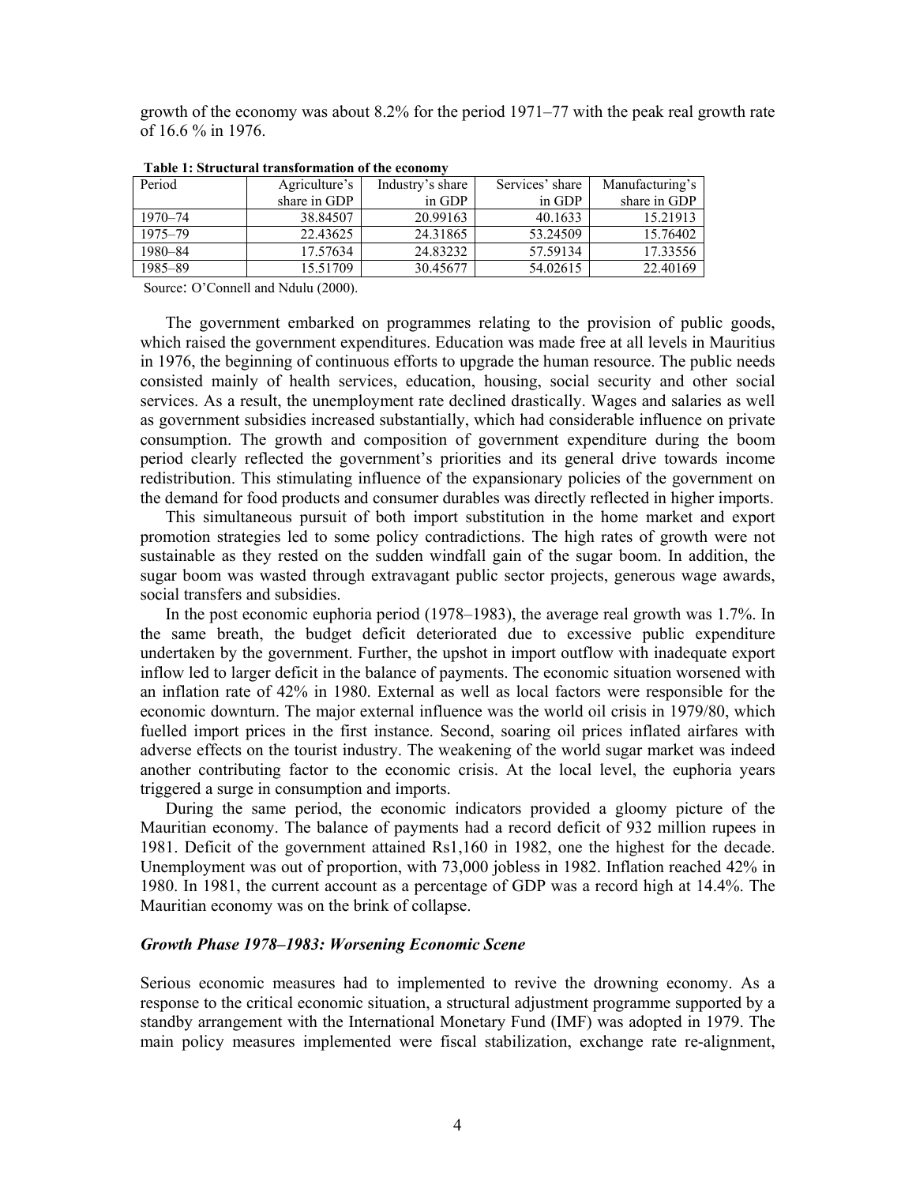growth of the economy was about 8.2% for the period 1971–77 with the peak real growth rate of 16.6 % in 1976.

**Table 1: Structural transformation of the economy**

| Period | Agriculture's share in GDP | Industry's share in GDP | Services' share in GDP | Manufacturing's share in GDP |
|---|---|---|---|---|
| 1970–74 | 38.84507 | 20.99163 | 40.1633 | 15.21913 |
| 1975–79 | 22.43625 | 24.31865 | 53.24509 | 15.76402 |
| 1980–84 | 17.57634 | 24.83232 | 57.59134 | 17.33556 |
| 1985–89 | 15.51709 | 30.45677 | 54.02615 | 22.40169 |

Source: O'Connell and Ndulu (2000).

The government embarked on programmes relating to the provision of public goods, which raised the government expenditures. Education was made free at all levels in Mauritius in 1976, the beginning of continuous efforts to upgrade the human resource. The public needs consisted mainly of health services, education, housing, social security and other social services. As a result, the unemployment rate declined drastically. Wages and salaries as well as government subsidies increased substantially, which had considerable influence on private consumption. The growth and composition of government expenditure during the boom period clearly reflected the government's priorities and its general drive towards income redistribution. This stimulating influence of the expansionary policies of the government on the demand for food products and consumer durables was directly reflected in higher imports.

This simultaneous pursuit of both import substitution in the home market and export promotion strategies led to some policy contradictions. The high rates of growth were not sustainable as they rested on the sudden windfall gain of the sugar boom. In addition, the sugar boom was wasted through extravagant public sector projects, generous wage awards, social transfers and subsidies.

In the post economic euphoria period (1978–1983), the average real growth was 1.7%. In the same breath, the budget deficit deteriorated due to excessive public expenditure undertaken by the government. Further, the upshot in import outflow with inadequate export inflow led to larger deficit in the balance of payments. The economic situation worsened with an inflation rate of 42% in 1980. External as well as local factors were responsible for the economic downturn. The major external influence was the world oil crisis in 1979/80, which fuelled import prices in the first instance. Second, soaring oil prices inflated airfares with adverse effects on the tourist industry. The weakening of the world sugar market was indeed another contributing factor to the economic crisis. At the local level, the euphoria years triggered a surge in consumption and imports.

During the same period, the economic indicators provided a gloomy picture of the Mauritian economy. The balance of payments had a record deficit of 932 million rupees in 1981. Deficit of the government attained Rs1,160 in 1982, one the highest for the decade. Unemployment was out of proportion, with 73,000 jobless in 1982. Inflation reached 42% in 1980. In 1981, the current account as a percentage of GDP was a record high at 14.4%. The Mauritian economy was on the brink of collapse.

### *Growth Phase 1978–1983: Worsening Economic Scene*

Serious economic measures had to implemented to revive the drowning economy. As a response to the critical economic situation, a structural adjustment programme supported by a standby arrangement with the International Monetary Fund (IMF) was adopted in 1979. The main policy measures implemented were fiscal stabilization, exchange rate re-alignment,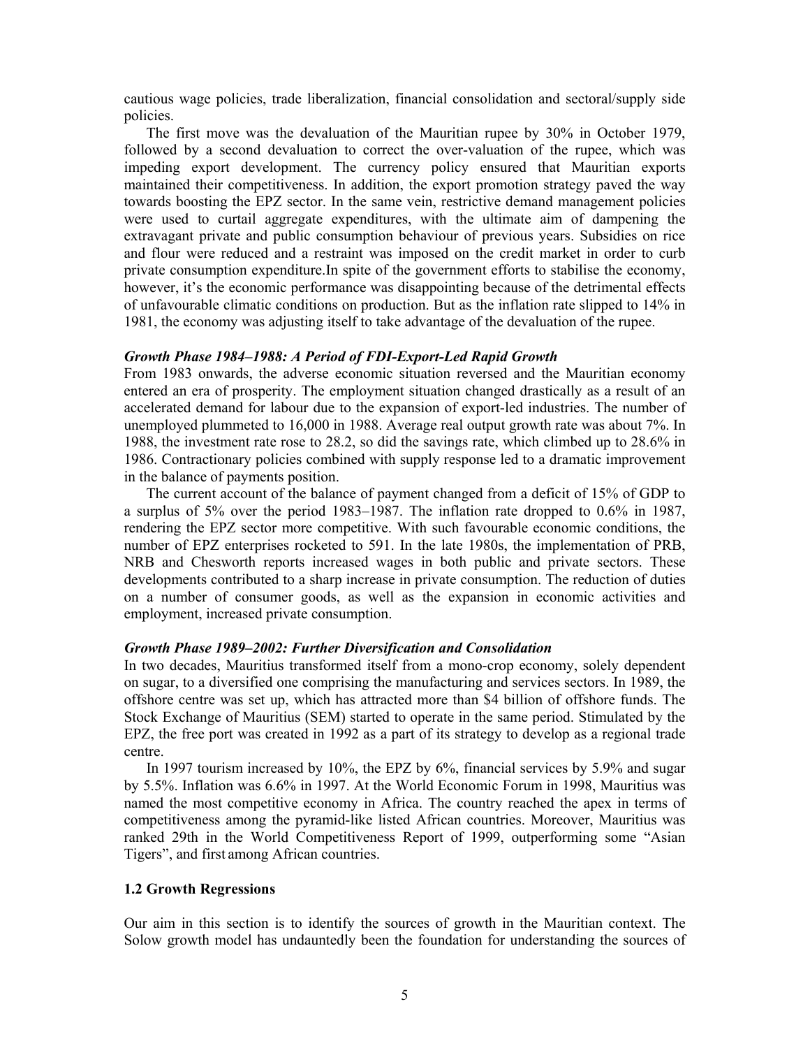cautious wage policies, trade liberalization, financial consolidation and sectoral/supply side policies.

The first move was the devaluation of the Mauritian rupee by 30% in October 1979, followed by a second devaluation to correct the over-valuation of the rupee, which was impeding export development. The currency policy ensured that Mauritian exports maintained their competitiveness. In addition, the export promotion strategy paved the way towards boosting the EPZ sector. In the same vein, restrictive demand management policies were used to curtail aggregate expenditures, with the ultimate aim of dampening the extravagant private and public consumption behaviour of previous years. Subsidies on rice and flour were reduced and a restraint was imposed on the credit market in order to curb private consumption expenditure.In spite of the government efforts to stabilise the economy, however, it's the economic performance was disappointing because of the detrimental effects of unfavourable climatic conditions on production. But as the inflation rate slipped to 14% in 1981, the economy was adjusting itself to take advantage of the devaluation of the rupee.

### *Growth Phase 1984–1988: A Period of FDI-Export-Led Rapid Growth*

From 1983 onwards, the adverse economic situation reversed and the Mauritian economy entered an era of prosperity. The employment situation changed drastically as a result of an accelerated demand for labour due to the expansion of export-led industries. The number of unemployed plummeted to 16,000 in 1988. Average real output growth rate was about 7%. In 1988, the investment rate rose to 28.2, so did the savings rate, which climbed up to 28.6% in 1986. Contractionary policies combined with supply response led to a dramatic improvement in the balance of payments position.

The current account of the balance of payment changed from a deficit of 15% of GDP to a surplus of 5% over the period 1983–1987. The inflation rate dropped to 0.6% in 1987, rendering the EPZ sector more competitive. With such favourable economic conditions, the number of EPZ enterprises rocketed to 591. In the late 1980s, the implementation of PRB, NRB and Chesworth reports increased wages in both public and private sectors. These developments contributed to a sharp increase in private consumption. The reduction of duties on a number of consumer goods, as well as the expansion in economic activities and employment, increased private consumption.

### *Growth Phase 1989–2002: Further Diversification and Consolidation*

In two decades, Mauritius transformed itself from a mono-crop economy, solely dependent on sugar, to a diversified one comprising the manufacturing and services sectors. In 1989, the offshore centre was set up, which has attracted more than $4 billion of offshore funds. The Stock Exchange of Mauritius (SEM) started to operate in the same period. Stimulated by the EPZ, the free port was created in 1992 as a part of its strategy to develop as a regional trade centre.

In 1997 tourism increased by 10%, the EPZ by 6%, financial services by 5.9% and sugar by 5.5%. Inflation was 6.6% in 1997. At the World Economic Forum in 1998, Mauritius was named the most competitive economy in Africa. The country reached the apex in terms of competitiveness among the pyramid-like listed African countries. Moreover, Mauritius was ranked 29th in the World Competitiveness Report of 1999, outperforming some "Asian Tigers", and first among African countries.

## 1.2 Growth Regressions

Our aim in this section is to identify the sources of growth in the Mauritian context. The Solow growth model has undauntedly been the foundation for understanding the sources of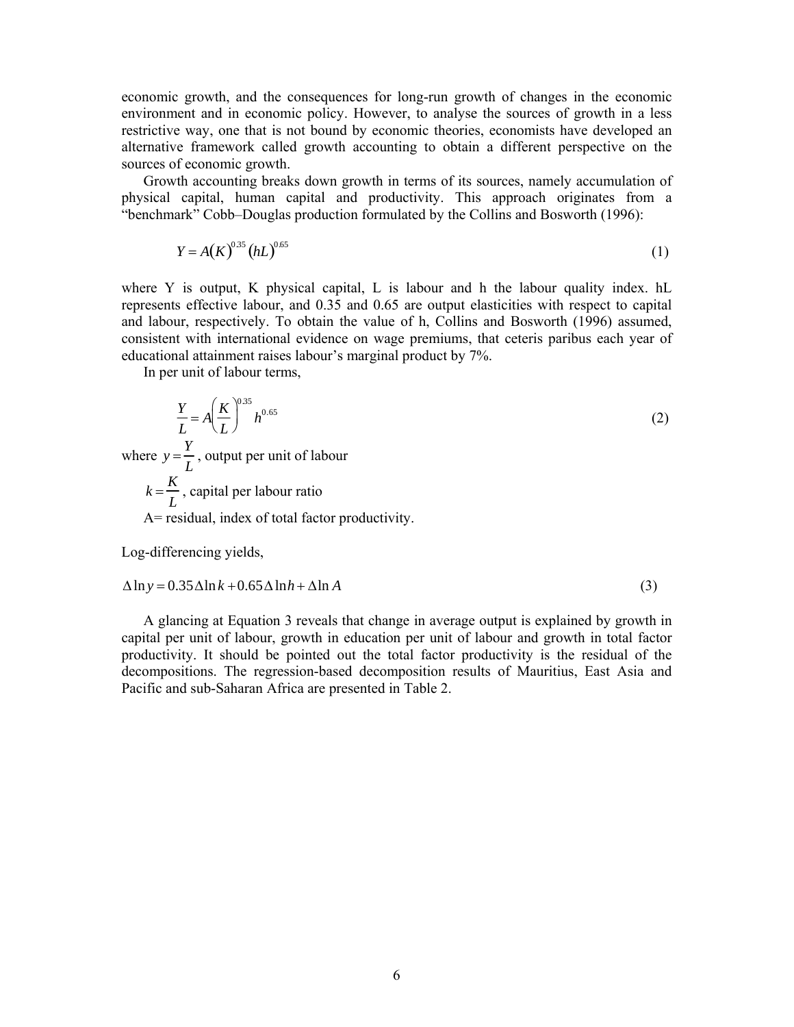economic growth, and the consequences for long-run growth of changes in the economic environment and in economic policy. However, to analyse the sources of growth in a less restrictive way, one that is not bound by economic theories, economists have developed an alternative framework called growth accounting to obtain a different perspective on the sources of economic growth.

Growth accounting breaks down growth in terms of its sources, namely accumulation of physical capital, human capital and productivity. This approach originates from a "benchmark" Cobb–Douglas production formulated by the Collins and Bosworth (1996):

$$Y = A(K)^{0.35}(hL)^{0.65} \tag{1}$$

where Y is output, K physical capital, L is labour and h the labour quality index. hL represents effective labour, and 0.35 and 0.65 are output elasticities with respect to capital and labour, respectively. To obtain the value of h, Collins and Bosworth (1996) assumed, consistent with international evidence on wage premiums, that ceteris paribus each year of educational attainment raises labour's marginal product by 7%.

In per unit of labour terms,

$$\frac{Y}{L} = A\left(\frac{K}{L}\right)^{0.35} h^{0.65} \tag{2}$$

where $y = \frac{Y}{L}$, output per unit of labour

$k = \frac{K}{L}$, capital per labour ratio

A= residual, index of total factor productivity.

Log-differencing yields,

$$\Delta \ln y = 0.35\Delta \ln k + 0.65\Delta \ln h + \Delta \ln A \tag{3}$$

A glancing at Equation 3 reveals that change in average output is explained by growth in capital per unit of labour, growth in education per unit of labour and growth in total factor productivity. It should be pointed out the total factor productivity is the residual of the decompositions. The regression-based decomposition results of Mauritius, East Asia and Pacific and sub-Saharan Africa are presented in Table 2.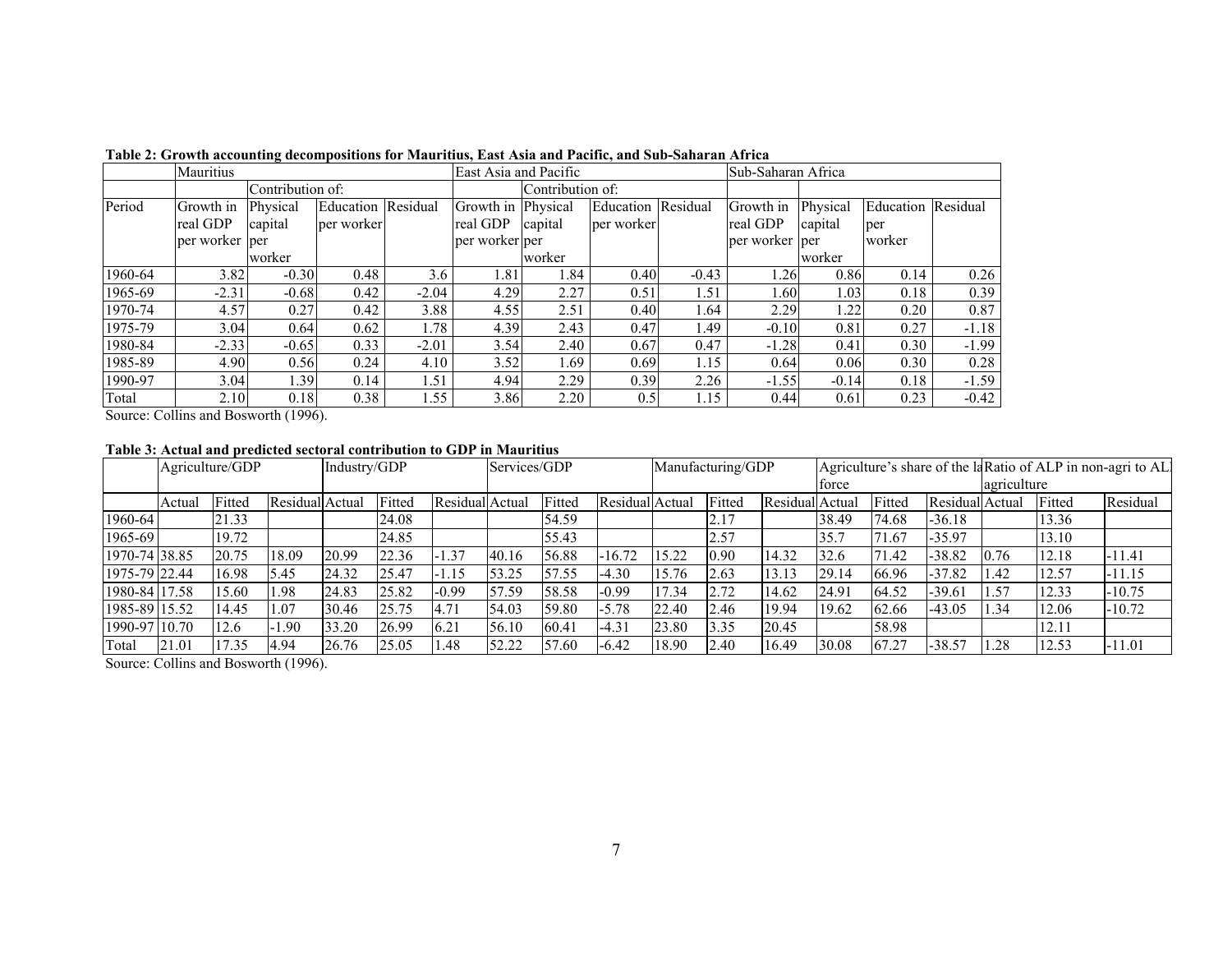**Table 2: Growth accounting decompositions for Mauritius, East Asia and Pacific, and Sub-Saharan Africa**

| | Mauritius | | | | East Asia and Pacific | | | | Sub-Saharan Africa | | | |
|---|---|---|---|---|---|---|---|---|---|---|---|---|
| | | Contribution of: | | | | Contribution of: | | | | | | |
| Period | Growth in real GDP per worker | Physical capital per worker | Education per worker | Residual | Growth in real GDP per worker | Physical capital per worker | Education per worker | Residual | Growth in real GDP per worker | Physical capital per worker | Education per worker | Residual |
| 1960-64 | 3.82 | -0.30 | 0.48 | 3.6 | 1.81 | 1.84 | 0.40 | -0.43 | 1.26 | 0.86 | 0.14 | 0.26 |
| 1965-69 | -2.31 | -0.68 | 0.42 | -2.04 | 4.29 | 2.27 | 0.51 | 1.51 | 1.60 | 1.03 | 0.18 | 0.39 |
| 1970-74 | 4.57 | 0.27 | 0.42 | 3.88 | 4.55 | 2.51 | 0.40 | 1.64 | 2.29 | 1.22 | 0.20 | 0.87 |
| 1975-79 | 3.04 | 0.64 | 0.62 | 1.78 | 4.39 | 2.43 | 0.47 | 1.49 | -0.10 | 0.81 | 0.27 | -1.18 |
| 1980-84 | -2.33 | -0.65 | 0.33 | -2.01 | 3.54 | 2.40 | 0.67 | 0.47 | -1.28 | 0.41 | 0.30 | -1.99 |
| 1985-89 | 4.90 | 0.56 | 0.24 | 4.10 | 3.52 | 1.69 | 0.69 | 1.15 | 0.64 | 0.06 | 0.30 | 0.28 |
| 1990-97 | 3.04 | 1.39 | 0.14 | 1.51 | 4.94 | 2.29 | 0.39 | 2.26 | -1.55 | -0.14 | 0.18 | -1.59 |
| Total | 2.10 | 0.18 | 0.38 | 1.55 | 3.86 | 2.20 | 0.5 | 1.15 | 0.44 | 0.61 | 0.23 | -0.42 |

Source: Collins and Bosworth (1996).

**Table 3: Actual and predicted sectoral contribution to GDP in Mauritius**

| | Agriculture/GDP | | | Industry/GDP | | | Services/GDP | | | Manufacturing/GDP | | | Agriculture's share of the labor force | | | Ratio of ALP in non-agri to ALP in agriculture | | |
|---|---|---|---|---|---|---|---|---|---|---|---|---|---|---|---|---|---|---|
| | Actual | Fitted | Residual | Actual | Fitted | Residual | Actual | Fitted | Residual | Actual | Fitted | Residual | Actual | Fitted | Residual | Actual | Fitted | Residual |
| 1960-64 | | 21.33 | | | 24.08 | | | 54.59 | | | 2.17 | | 38.49 | 74.68 | -36.18 | | 13.36 | |
| 1965-69 | | 19.72 | | | 24.85 | | | 55.43 | | | 2.57 | | 35.7 | 71.67 | -35.97 | | 13.10 | |
| 1970-74 | 38.85 | 20.75 | 18.09 | 20.99 | 22.36 | -1.37 | 40.16 | 56.88 | -16.72 | 15.22 | 0.90 | 14.32 | 32.6 | 71.42 | -38.82 | 0.76 | 12.18 | -11.41 |
| 1975-79 | 22.44 | 16.98 | 5.45 | 24.32 | 25.47 | -1.15 | 53.25 | 57.55 | -4.30 | 15.76 | 2.63 | 13.13 | 29.14 | 66.96 | -37.82 | 1.42 | 12.57 | -11.15 |
| 1980-84 | 17.58 | 15.60 | 1.98 | 24.83 | 25.82 | -0.99 | 57.59 | 58.58 | -0.99 | 17.34 | 2.72 | 14.62 | 24.91 | 64.52 | -39.61 | 1.57 | 12.33 | -10.75 |
| 1985-89 | 15.52 | 14.45 | 1.07 | 30.46 | 25.75 | 4.71 | 54.03 | 59.80 | -5.78 | 22.40 | 2.46 | 19.94 | 19.62 | 62.66 | -43.05 | 1.34 | 12.06 | -10.72 |
| 1990-97 | 10.70 | 12.6 | -1.90 | 33.20 | 26.99 | 6.21 | 56.10 | 60.41 | -4.31 | 23.80 | 3.35 | 20.45 | | 58.98 | | | 12.11 | |
| Total | 21.01 | 17.35 | 4.94 | 26.76 | 25.05 | 1.48 | 52.22 | 57.60 | -6.42 | 18.90 | 2.40 | 16.49 | 30.08 | 67.27 | -38.57 | 1.28 | 12.53 | -11.01 |

Source: Collins and Bosworth (1996).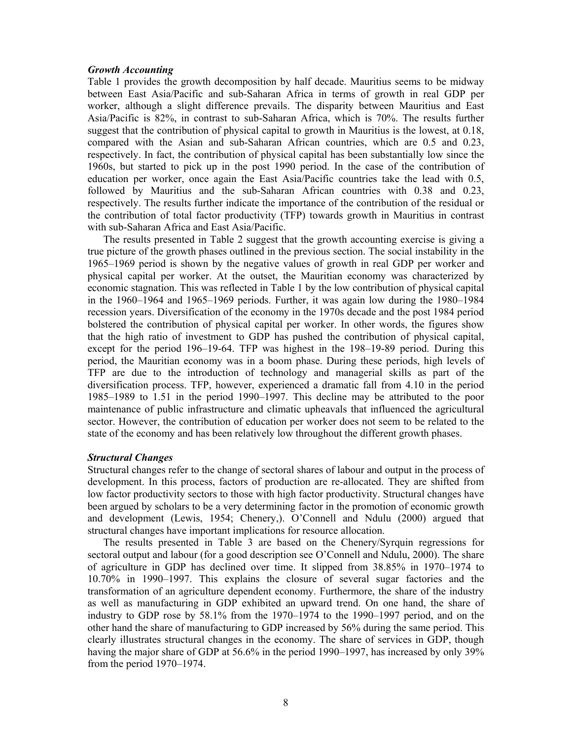### *Growth Accounting*

Table 1 provides the growth decomposition by half decade. Mauritius seems to be midway between East Asia/Pacific and sub-Saharan Africa in terms of growth in real GDP per worker, although a slight difference prevails. The disparity between Mauritius and East Asia/Pacific is 82%, in contrast to sub-Saharan Africa, which is 70%. The results further suggest that the contribution of physical capital to growth in Mauritius is the lowest, at 0.18, compared with the Asian and sub-Saharan African countries, which are 0.5 and 0.23, respectively. In fact, the contribution of physical capital has been substantially low since the 1960s, but started to pick up in the post 1990 period. In the case of the contribution of education per worker, once again the East Asia/Pacific countries take the lead with 0.5, followed by Mauritius and the sub-Saharan African countries with 0.38 and 0.23, respectively. The results further indicate the importance of the contribution of the residual or the contribution of total factor productivity (TFP) towards growth in Mauritius in contrast with sub-Saharan Africa and East Asia/Pacific.

The results presented in Table 2 suggest that the growth accounting exercise is giving a true picture of the growth phases outlined in the previous section. The social instability in the 1965–1969 period is shown by the negative values of growth in real GDP per worker and physical capital per worker. At the outset, the Mauritian economy was characterized by economic stagnation. This was reflected in Table 1 by the low contribution of physical capital in the 1960–1964 and 1965–1969 periods. Further, it was again low during the 1980–1984 recession years. Diversification of the economy in the 1970s decade and the post 1984 period bolstered the contribution of physical capital per worker. In other words, the figures show that the high ratio of investment to GDP has pushed the contribution of physical capital, except for the period 196–19-64. TFP was highest in the 198–19-89 period. During this period, the Mauritian economy was in a boom phase. During these periods, high levels of TFP are due to the introduction of technology and managerial skills as part of the diversification process. TFP, however, experienced a dramatic fall from 4.10 in the period 1985–1989 to 1.51 in the period 1990–1997. This decline may be attributed to the poor maintenance of public infrastructure and climatic upheavals that influenced the agricultural sector. However, the contribution of education per worker does not seem to be related to the state of the economy and has been relatively low throughout the different growth phases.

### *Structural Changes*

Structural changes refer to the change of sectoral shares of labour and output in the process of development. In this process, factors of production are re-allocated. They are shifted from low factor productivity sectors to those with high factor productivity. Structural changes have been argued by scholars to be a very determining factor in the promotion of economic growth and development (Lewis, 1954; Chenery,). O'Connell and Ndulu (2000) argued that structural changes have important implications for resource allocation.

The results presented in Table 3 are based on the Chenery/Syrquin regressions for sectoral output and labour (for a good description see O'Connell and Ndulu, 2000). The share of agriculture in GDP has declined over time. It slipped from 38.85% in 1970–1974 to 10.70% in 1990–1997. This explains the closure of several sugar factories and the transformation of an agriculture dependent economy. Furthermore, the share of the industry as well as manufacturing in GDP exhibited an upward trend. On one hand, the share of industry to GDP rose by 58.1% from the 1970–1974 to the 1990–1997 period, and on the other hand the share of manufacturing to GDP increased by 56% during the same period. This clearly illustrates structural changes in the economy. The share of services in GDP, though having the major share of GDP at 56.6% in the period 1990–1997, has increased by only 39% from the period 1970–1974.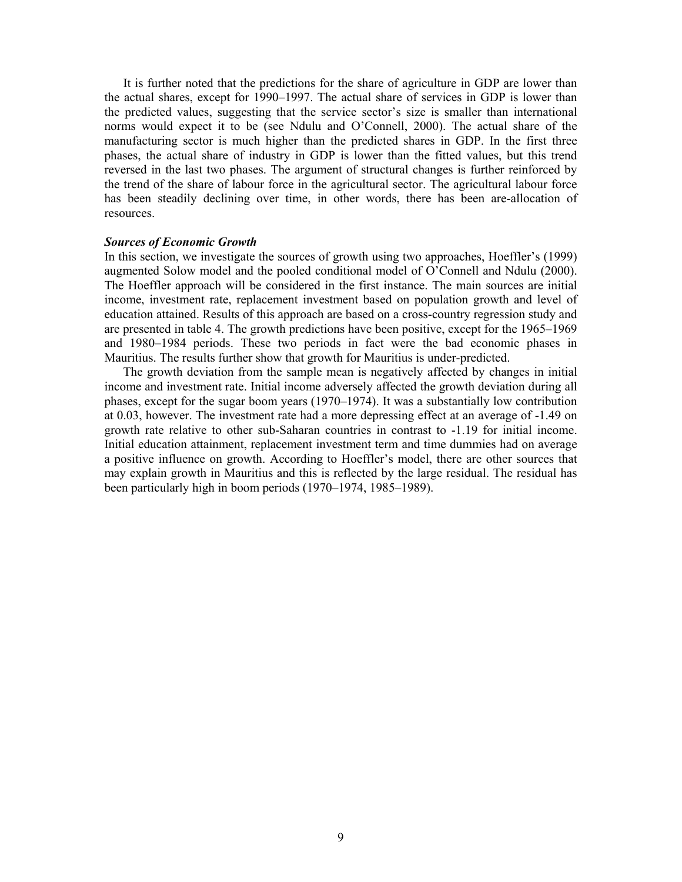It is further noted that the predictions for the share of agriculture in GDP are lower than the actual shares, except for 1990–1997. The actual share of services in GDP is lower than the predicted values, suggesting that the service sector's size is smaller than international norms would expect it to be (see Ndulu and O'Connell, 2000). The actual share of the manufacturing sector is much higher than the predicted shares in GDP. In the first three phases, the actual share of industry in GDP is lower than the fitted values, but this trend reversed in the last two phases. The argument of structural changes is further reinforced by the trend of the share of labour force in the agricultural sector. The agricultural labour force has been steadily declining over time, in other words, there has been are-allocation of resources.

***Sources of Economic Growth***

In this section, we investigate the sources of growth using two approaches, Hoeffler's (1999) augmented Solow model and the pooled conditional model of O'Connell and Ndulu (2000). The Hoeffler approach will be considered in the first instance. The main sources are initial income, investment rate, replacement investment based on population growth and level of education attained. Results of this approach are based on a cross-country regression study and are presented in table 4. The growth predictions have been positive, except for the 1965–1969 and 1980–1984 periods. These two periods in fact were the bad economic phases in Mauritius. The results further show that growth for Mauritius is under-predicted.

The growth deviation from the sample mean is negatively affected by changes in initial income and investment rate. Initial income adversely affected the growth deviation during all phases, except for the sugar boom years (1970–1974). It was a substantially low contribution at 0.03, however. The investment rate had a more depressing effect at an average of -1.49 on growth rate relative to other sub-Saharan countries in contrast to -1.19 for initial income. Initial education attainment, replacement investment term and time dummies had on average a positive influence on growth. According to Hoeffler's model, there are other sources that may explain growth in Mauritius and this is reflected by the large residual. The residual has been particularly high in boom periods (1970–1974, 1985–1989).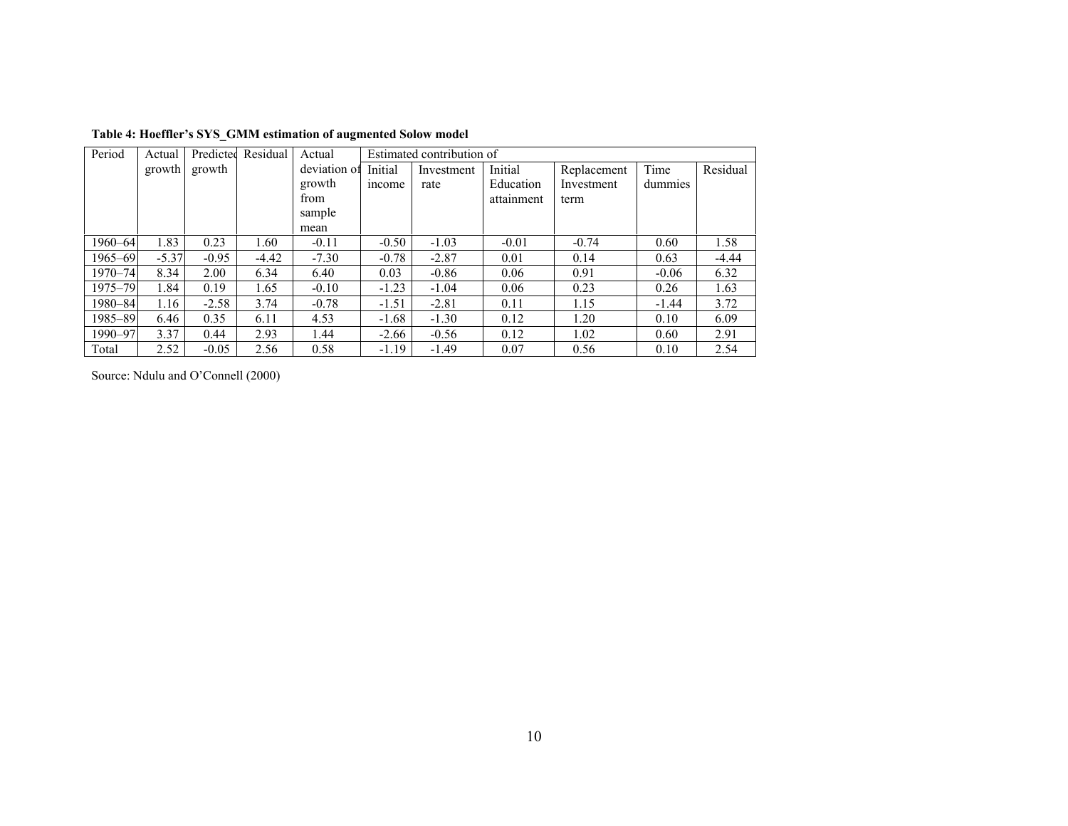**Table 4: Hoeffler's SYS_GMM estimation of augmented Solow model**

| Period | Actual growth | Predicted growth | Residual | Actual deviation of growth from sample mean | Estimated contribution of | | | | | |
|---|---|---|---|---|---|---|---|---|---|---|
| | | | | | Initial income | Investment rate | Initial Education attainment | Replacement Investment term | Time dummies | Residual |
| 1960–64 | 1.83 | 0.23 | 1.60 | -0.11 | -0.50 | -1.03 | -0.01 | -0.74 | 0.60 | 1.58 |
| 1965–69 | -5.37 | -0.95 | -4.42 | -7.30 | -0.78 | -2.87 | 0.01 | 0.14 | 0.63 | -4.44 |
| 1970–74 | 8.34 | 2.00 | 6.34 | 6.40 | 0.03 | -0.86 | 0.06 | 0.91 | -0.06 | 6.32 |
| 1975–79 | 1.84 | 0.19 | 1.65 | -0.10 | -1.23 | -1.04 | 0.06 | 0.23 | 0.26 | 1.63 |
| 1980–84 | 1.16 | -2.58 | 3.74 | -0.78 | -1.51 | -2.81 | 0.11 | 1.15 | -1.44 | 3.72 |
| 1985–89 | 6.46 | 0.35 | 6.11 | 4.53 | -1.68 | -1.30 | 0.12 | 1.20 | 0.10 | 6.09 |
| 1990–97 | 3.37 | 0.44 | 2.93 | 1.44 | -2.66 | -0.56 | 0.12 | 1.02 | 0.60 | 2.91 |
| Total | 2.52 | -0.05 | 2.56 | 0.58 | -1.19 | -1.49 | 0.07 | 0.56 | 0.10 | 2.54 |

Source: Ndulu and O'Connell (2000)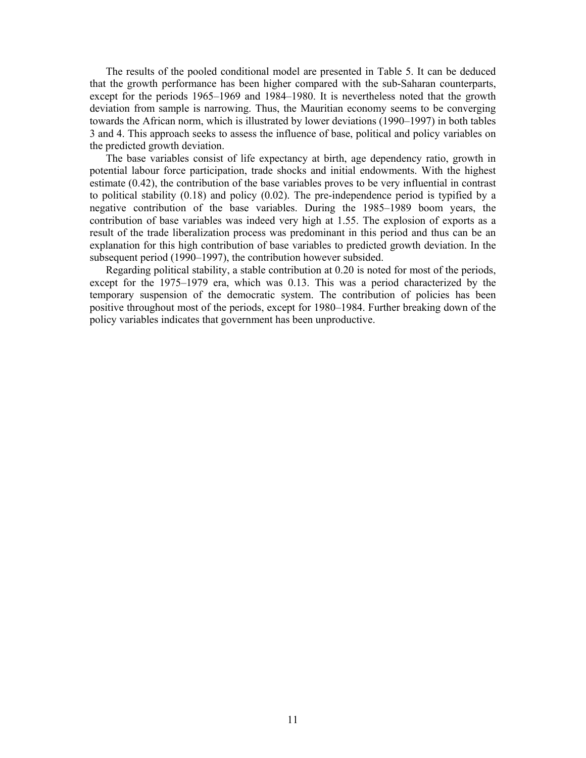The results of the pooled conditional model are presented in Table 5. It can be deduced that the growth performance has been higher compared with the sub-Saharan counterparts, except for the periods 1965–1969 and 1984–1980. It is nevertheless noted that the growth deviation from sample is narrowing. Thus, the Mauritian economy seems to be converging towards the African norm, which is illustrated by lower deviations (1990–1997) in both tables 3 and 4. This approach seeks to assess the influence of base, political and policy variables on the predicted growth deviation.

The base variables consist of life expectancy at birth, age dependency ratio, growth in potential labour force participation, trade shocks and initial endowments. With the highest estimate (0.42), the contribution of the base variables proves to be very influential in contrast to political stability (0.18) and policy (0.02). The pre-independence period is typified by a negative contribution of the base variables. During the 1985–1989 boom years, the contribution of base variables was indeed very high at 1.55. The explosion of exports as a result of the trade liberalization process was predominant in this period and thus can be an explanation for this high contribution of base variables to predicted growth deviation. In the subsequent period (1990–1997), the contribution however subsided.

Regarding political stability, a stable contribution at 0.20 is noted for most of the periods, except for the 1975–1979 era, which was 0.13. This was a period characterized by the temporary suspension of the democratic system. The contribution of policies has been positive throughout most of the periods, except for 1980–1984. Further breaking down of the policy variables indicates that government has been unproductive.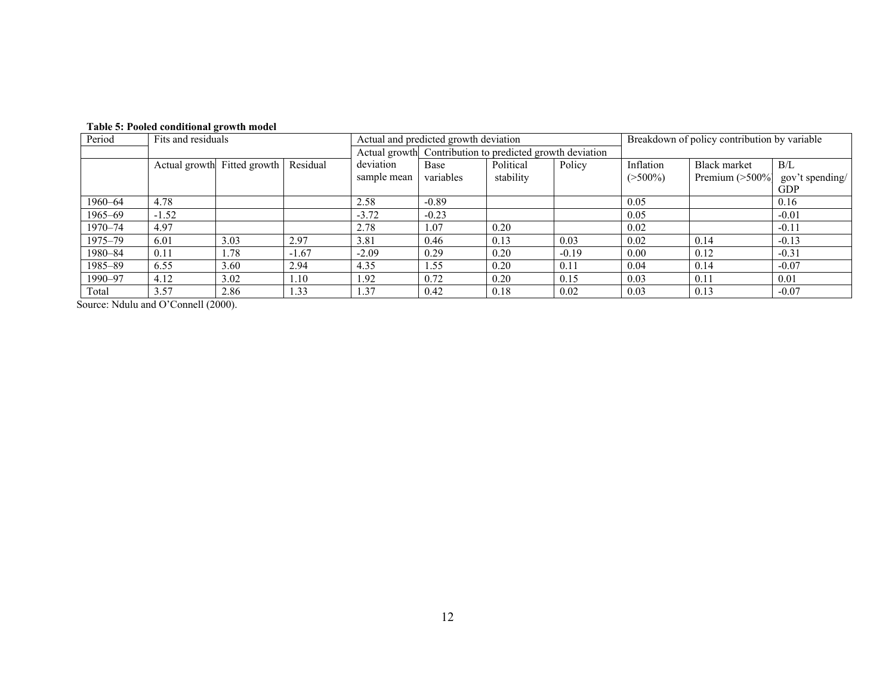**Table 5: Pooled conditional growth model**

| Period | Fits and residuals | | | Actual and predicted growth deviation | | | | Breakdown of policy contribution by variable | | |
|---|---|---|---|---|---|---|---|---|---|---|
| | | | | Actual growth | Contribution to predicted growth deviation | | | | | |
| | Actual growth | Fitted growth | Residual | deviation sample mean | Base variables | Political stability | Policy | Inflation (>500%) | Black market Premium (>500% | B/L gov't spending/ GDP |
| 1960–64 | 4.78 | | | 2.58 | -0.89 | | | 0.05 | | 0.16 |
| 1965–69 | -1.52 | | | -3.72 | -0.23 | | | 0.05 | | -0.01 |
| 1970–74 | 4.97 | | | 2.78 | 1.07 | 0.20 | | 0.02 | | -0.11 |
| 1975–79 | 6.01 | 3.03 | 2.97 | 3.81 | 0.46 | 0.13 | 0.03 | 0.02 | 0.14 | -0.13 |
| 1980–84 | 0.11 | 1.78 | -1.67 | -2.09 | 0.29 | 0.20 | -0.19 | 0.00 | 0.12 | -0.31 |
| 1985–89 | 6.55 | 3.60 | 2.94 | 4.35 | 1.55 | 0.20 | 0.11 | 0.04 | 0.14 | -0.07 |
| 1990–97 | 4.12 | 3.02 | 1.10 | 1.92 | 0.72 | 0.20 | 0.15 | 0.03 | 0.11 | 0.01 |
| Total | 3.57 | 2.86 | 1.33 | 1.37 | 0.42 | 0.18 | 0.02 | 0.03 | 0.13 | -0.07 |

Source: Ndulu and O'Connell (2000).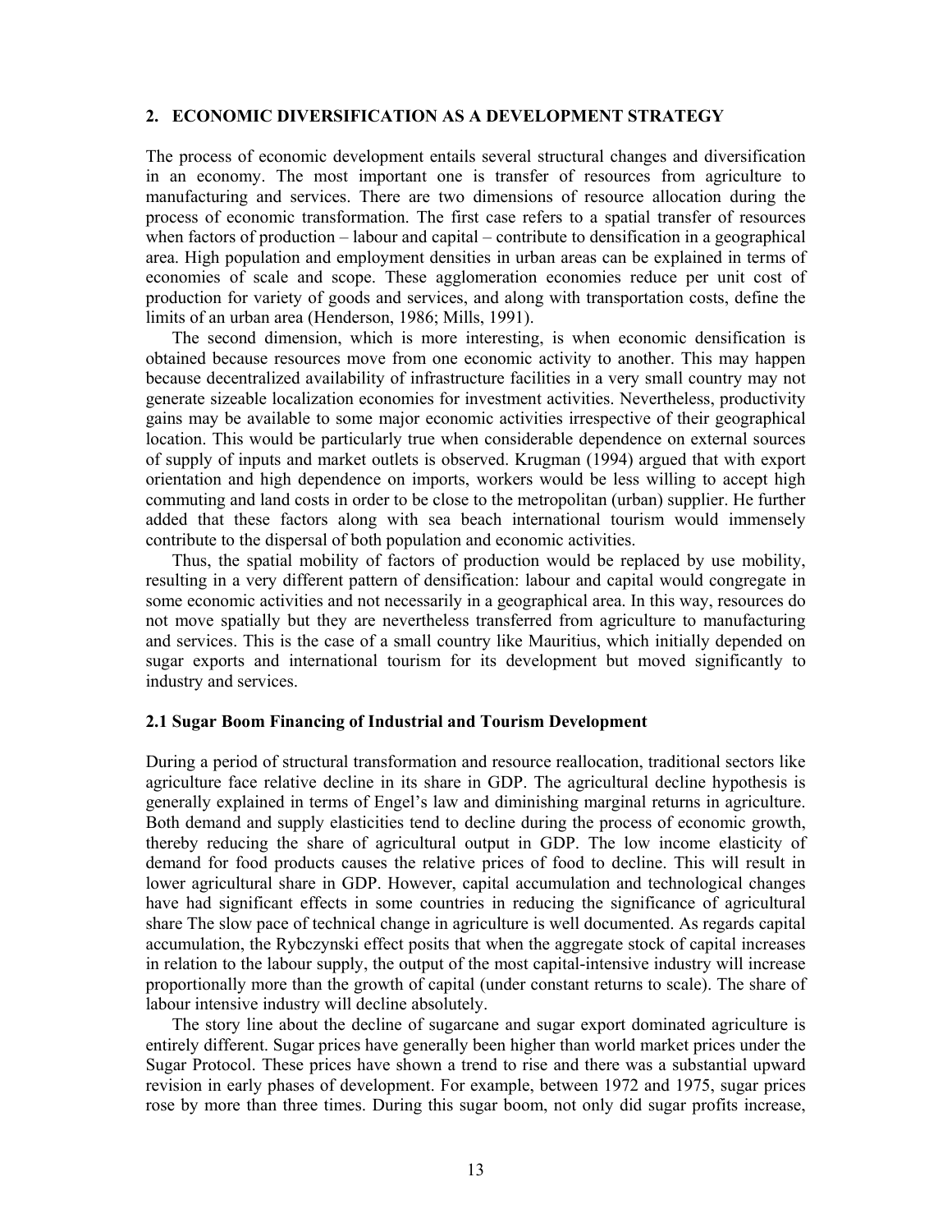## 2. ECONOMIC DIVERSIFICATION AS A DEVELOPMENT STRATEGY

The process of economic development entails several structural changes and diversification in an economy. The most important one is transfer of resources from agriculture to manufacturing and services. There are two dimensions of resource allocation during the process of economic transformation. The first case refers to a spatial transfer of resources when factors of production – labour and capital – contribute to densification in a geographical area. High population and employment densities in urban areas can be explained in terms of economies of scale and scope. These agglomeration economies reduce per unit cost of production for variety of goods and services, and along with transportation costs, define the limits of an urban area (Henderson, 1986; Mills, 1991).

The second dimension, which is more interesting, is when economic densification is obtained because resources move from one economic activity to another. This may happen because decentralized availability of infrastructure facilities in a very small country may not generate sizeable localization economies for investment activities. Nevertheless, productivity gains may be available to some major economic activities irrespective of their geographical location. This would be particularly true when considerable dependence on external sources of supply of inputs and market outlets is observed. Krugman (1994) argued that with export orientation and high dependence on imports, workers would be less willing to accept high commuting and land costs in order to be close to the metropolitan (urban) supplier. He further added that these factors along with sea beach international tourism would immensely contribute to the dispersal of both population and economic activities.

Thus, the spatial mobility of factors of production would be replaced by use mobility, resulting in a very different pattern of densification: labour and capital would congregate in some economic activities and not necessarily in a geographical area. In this way, resources do not move spatially but they are nevertheless transferred from agriculture to manufacturing and services. This is the case of a small country like Mauritius, which initially depended on sugar exports and international tourism for its development but moved significantly to industry and services.

### 2.1 Sugar Boom Financing of Industrial and Tourism Development

During a period of structural transformation and resource reallocation, traditional sectors like agriculture face relative decline in its share in GDP. The agricultural decline hypothesis is generally explained in terms of Engel's law and diminishing marginal returns in agriculture. Both demand and supply elasticities tend to decline during the process of economic growth, thereby reducing the share of agricultural output in GDP. The low income elasticity of demand for food products causes the relative prices of food to decline. This will result in lower agricultural share in GDP. However, capital accumulation and technological changes have had significant effects in some countries in reducing the significance of agricultural share The slow pace of technical change in agriculture is well documented. As regards capital accumulation, the Rybczynski effect posits that when the aggregate stock of capital increases in relation to the labour supply, the output of the most capital-intensive industry will increase proportionally more than the growth of capital (under constant returns to scale). The share of labour intensive industry will decline absolutely.

The story line about the decline of sugarcane and sugar export dominated agriculture is entirely different. Sugar prices have generally been higher than world market prices under the Sugar Protocol. These prices have shown a trend to rise and there was a substantial upward revision in early phases of development. For example, between 1972 and 1975, sugar prices rose by more than three times. During this sugar boom, not only did sugar profits increase,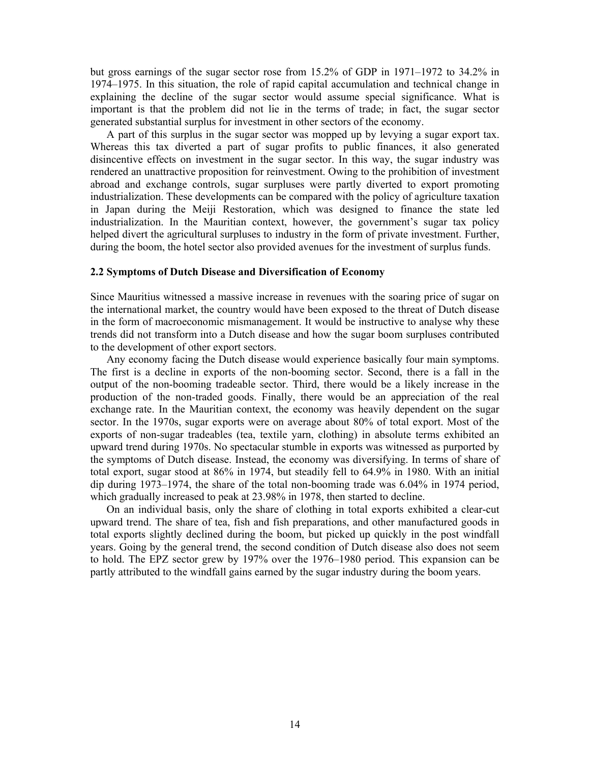but gross earnings of the sugar sector rose from 15.2% of GDP in 1971–1972 to 34.2% in 1974–1975. In this situation, the role of rapid capital accumulation and technical change in explaining the decline of the sugar sector would assume special significance. What is important is that the problem did not lie in the terms of trade; in fact, the sugar sector generated substantial surplus for investment in other sectors of the economy.

A part of this surplus in the sugar sector was mopped up by levying a sugar export tax. Whereas this tax diverted a part of sugar profits to public finances, it also generated disincentive effects on investment in the sugar sector. In this way, the sugar industry was rendered an unattractive proposition for reinvestment. Owing to the prohibition of investment abroad and exchange controls, sugar surpluses were partly diverted to export promoting industrialization. These developments can be compared with the policy of agriculture taxation in Japan during the Meiji Restoration, which was designed to finance the state led industrialization. In the Mauritian context, however, the government's sugar tax policy helped divert the agricultural surpluses to industry in the form of private investment. Further, during the boom, the hotel sector also provided avenues for the investment of surplus funds.

### 2.2 Symptoms of Dutch Disease and Diversification of Economy

Since Mauritius witnessed a massive increase in revenues with the soaring price of sugar on the international market, the country would have been exposed to the threat of Dutch disease in the form of macroeconomic mismanagement. It would be instructive to analyse why these trends did not transform into a Dutch disease and how the sugar boom surpluses contributed to the development of other export sectors.

Any economy facing the Dutch disease would experience basically four main symptoms. The first is a decline in exports of the non-booming sector. Second, there is a fall in the output of the non-booming tradeable sector. Third, there would be a likely increase in the production of the non-traded goods. Finally, there would be an appreciation of the real exchange rate. In the Mauritian context, the economy was heavily dependent on the sugar sector. In the 1970s, sugar exports were on average about 80% of total export. Most of the exports of non-sugar tradeables (tea, textile yarn, clothing) in absolute terms exhibited an upward trend during 1970s. No spectacular stumble in exports was witnessed as purported by the symptoms of Dutch disease. Instead, the economy was diversifying. In terms of share of total export, sugar stood at 86% in 1974, but steadily fell to 64.9% in 1980. With an initial dip during 1973–1974, the share of the total non-booming trade was 6.04% in 1974 period, which gradually increased to peak at 23.98% in 1978, then started to decline.

On an individual basis, only the share of clothing in total exports exhibited a clear-cut upward trend. The share of tea, fish and fish preparations, and other manufactured goods in total exports slightly declined during the boom, but picked up quickly in the post windfall years. Going by the general trend, the second condition of Dutch disease also does not seem to hold. The EPZ sector grew by 197% over the 1976–1980 period. This expansion can be partly attributed to the windfall gains earned by the sugar industry during the boom years.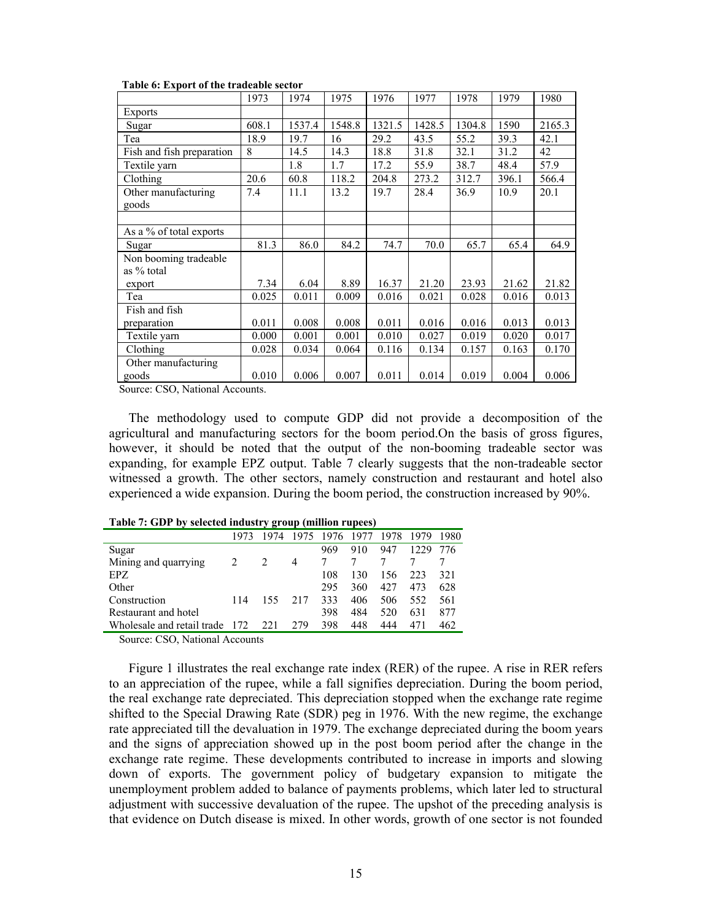**Table 6: Export of the tradeable sector**

| | 1973 | 1974 | 1975 | 1976 | 1977 | 1978 | 1979 | 1980 |
|---|---|---|---|---|---|---|---|---|
| Exports | | | | | | | | |
| Sugar | 608.1 | 1537.4 | 1548.8 | 1321.5 | 1428.5 | 1304.8 | 1590 | 2165.3 |
| Tea | 18.9 | 19.7 | 16 | 29.2 | 43.5 | 55.2 | 39.3 | 42.1 |
| Fish and fish preparation | 8 | 14.5 | 14.3 | 18.8 | 31.8 | 32.1 | 31.2 | 42 |
| Textile yarn | | 1.8 | 1.7 | 17.2 | 55.9 | 38.7 | 48.4 | 57.9 |
| Clothing | 20.6 | 60.8 | 118.2 | 204.8 | 273.2 | 312.7 | 396.1 | 566.4 |
| Other manufacturing goods | 7.4 | 11.1 | 13.2 | 19.7 | 28.4 | 36.9 | 10.9 | 20.1 |
| | | | | | | | | |
| As a % of total exports | | | | | | | | |
| Sugar | 81.3 | 86.0 | 84.2 | 74.7 | 70.0 | 65.7 | 65.4 | 64.9 |
| Non booming tradeable as % total export | 7.34 | 6.04 | 8.89 | 16.37 | 21.20 | 23.93 | 21.62 | 21.82 |
| Tea | 0.025 | 0.011 | 0.009 | 0.016 | 0.021 | 0.028 | 0.016 | 0.013 |
| Fish and fish preparation | 0.011 | 0.008 | 0.008 | 0.011 | 0.016 | 0.016 | 0.013 | 0.013 |
| Textile yarn | 0.000 | 0.001 | 0.001 | 0.010 | 0.027 | 0.019 | 0.020 | 0.017 |
| Clothing | 0.028 | 0.034 | 0.064 | 0.116 | 0.134 | 0.157 | 0.163 | 0.170 |
| Other manufacturing goods | 0.010 | 0.006 | 0.007 | 0.011 | 0.014 | 0.019 | 0.004 | 0.006 |

Source: CSO, National Accounts.

The methodology used to compute GDP did not provide a decomposition of the agricultural and manufacturing sectors for the boom period.On the basis of gross figures, however, it should be noted that the output of the non-booming tradeable sector was expanding, for example EPZ output. Table 7 clearly suggests that the non-tradeable sector witnessed a growth. The other sectors, namely construction and restaurant and hotel also experienced a wide expansion. During the boom period, the construction increased by 90%.

**Table 7: GDP by selected industry group (million rupees)**

| | 1973 | 1974 | 1975 | 1976 | 1977 | 1978 | 1979 | 1980 |
|---|---|---|---|---|---|---|---|---|
| Sugar | | | | 969 | 910 | 947 | 1229 | 776 |
| Mining and quarrying | 2 | 2 | 4 | 7 | 7 | 7 | 7 | 7 |
| EPZ | | | | 108 | 130 | 156 | 223 | 321 |
| Other | | | | 295 | 360 | 427 | 473 | 628 |
| Construction | 114 | 155 | 217 | 333 | 406 | 506 | 552 | 561 |
| Restaurant and hotel | | | | 398 | 484 | 520 | 631 | 877 |
| Wholesale and retail trade | 172 | 221 | 279 | 398 | 448 | 444 | 471 | 462 |

Source: CSO, National Accounts

Figure 1 illustrates the real exchange rate index (RER) of the rupee. A rise in RER refers to an appreciation of the rupee, while a fall signifies depreciation. During the boom period, the real exchange rate depreciated. This depreciation stopped when the exchange rate regime shifted to the Special Drawing Rate (SDR) peg in 1976. With the new regime, the exchange rate appreciated till the devaluation in 1979. The exchange depreciated during the boom years and the signs of appreciation showed up in the post boom period after the change in the exchange rate regime. These developments contributed to increase in imports and slowing down of exports. The government policy of budgetary expansion to mitigate the unemployment problem added to balance of payments problems, which later led to structural adjustment with successive devaluation of the rupee. The upshot of the preceding analysis is that evidence on Dutch disease is mixed. In other words, growth of one sector is not founded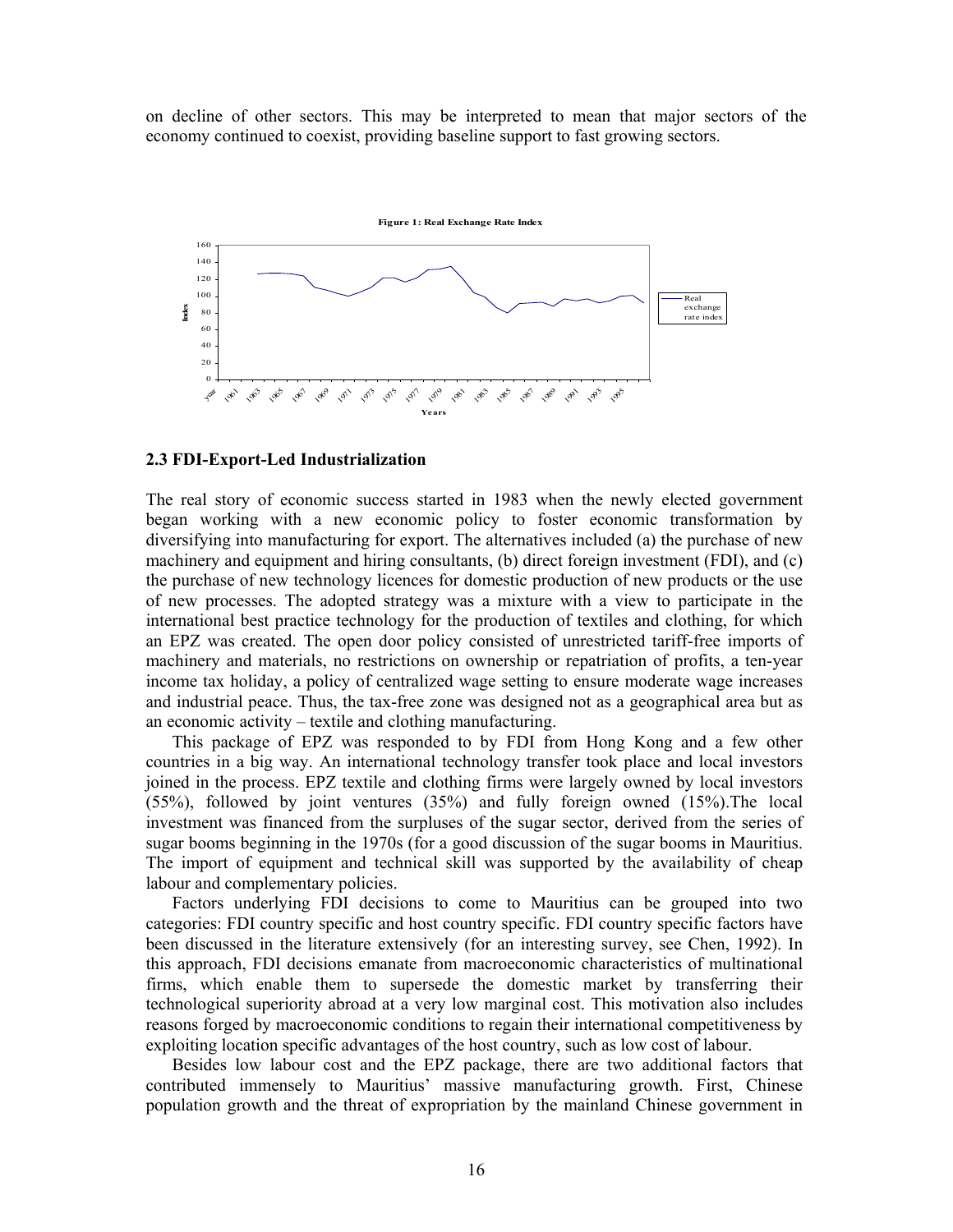on decline of other sectors. This may be interpreted to mean that major sectors of the economy continued to coexist, providing baseline support to fast growing sectors.

**Figure 1: Real Exchange Rate Index**

## 2.3 FDI-Export-Led Industrialization

The real story of economic success started in 1983 when the newly elected government began working with a new economic policy to foster economic transformation by diversifying into manufacturing for export. The alternatives included (a) the purchase of new machinery and equipment and hiring consultants, (b) direct foreign investment (FDI), and (c) the purchase of new technology licences for domestic production of new products or the use of new processes. The adopted strategy was a mixture with a view to participate in the international best practice technology for the production of textiles and clothing, for which an EPZ was created. The open door policy consisted of unrestricted tariff-free imports of machinery and materials, no restrictions on ownership or repatriation of profits, a ten-year income tax holiday, a policy of centralized wage setting to ensure moderate wage increases and industrial peace. Thus, the tax-free zone was designed not as a geographical area but as an economic activity – textile and clothing manufacturing.

This package of EPZ was responded to by FDI from Hong Kong and a few other countries in a big way. An international technology transfer took place and local investors joined in the process. EPZ textile and clothing firms were largely owned by local investors (55%), followed by joint ventures (35%) and fully foreign owned (15%).The local investment was financed from the surpluses of the sugar sector, derived from the series of sugar booms beginning in the 1970s (for a good discussion of the sugar booms in Mauritius. The import of equipment and technical skill was supported by the availability of cheap labour and complementary policies.

Factors underlying FDI decisions to come to Mauritius can be grouped into two categories: FDI country specific and host country specific. FDI country specific factors have been discussed in the literature extensively (for an interesting survey, see Chen, 1992). In this approach, FDI decisions emanate from macroeconomic characteristics of multinational firms, which enable them to supersede the domestic market by transferring their technological superiority abroad at a very low marginal cost. This motivation also includes reasons forged by macroeconomic conditions to regain their international competitiveness by exploiting location specific advantages of the host country, such as low cost of labour.

Besides low labour cost and the EPZ package, there are two additional factors that contributed immensely to Mauritius' massive manufacturing growth. First, Chinese population growth and the threat of expropriation by the mainland Chinese government in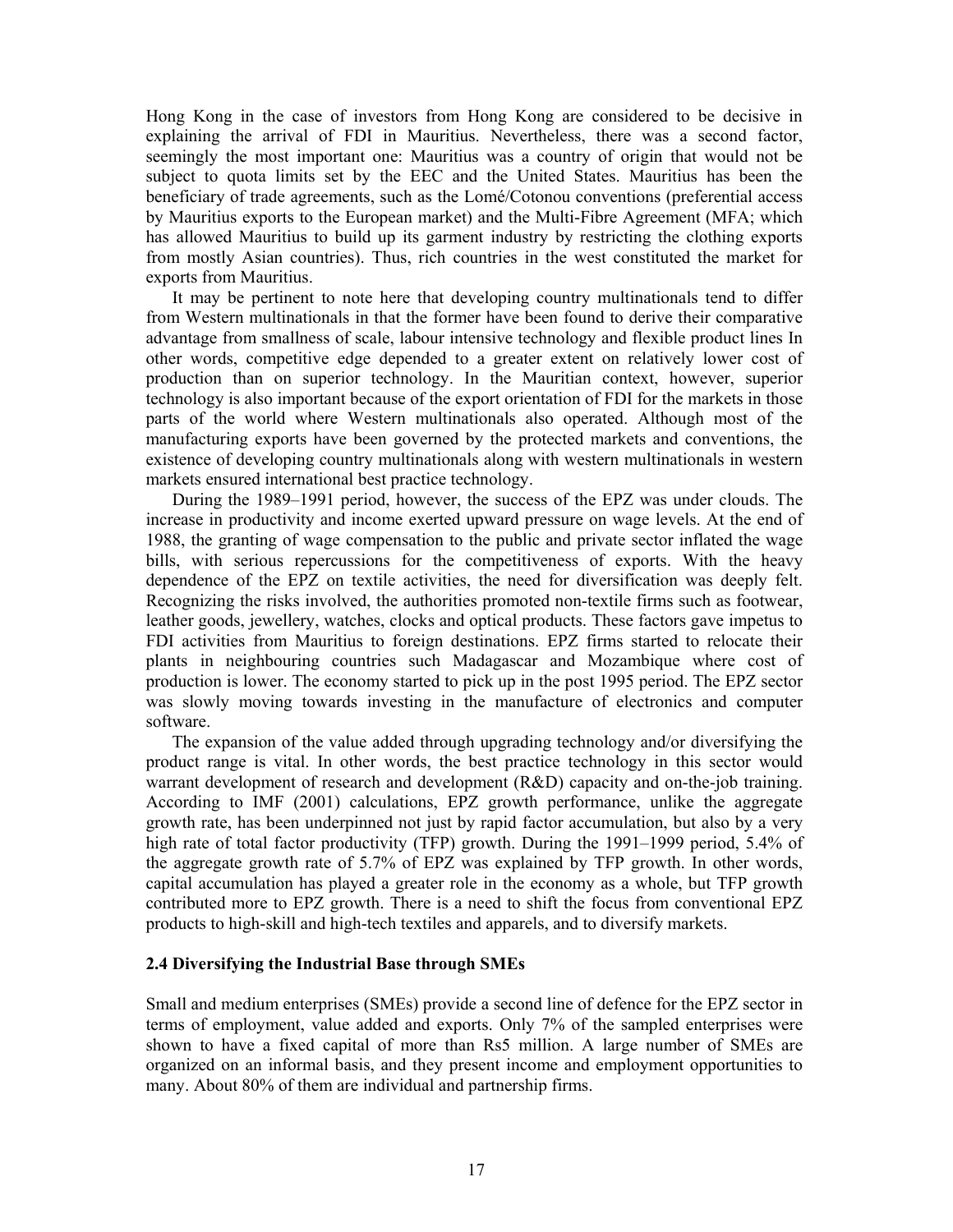Hong Kong in the case of investors from Hong Kong are considered to be decisive in explaining the arrival of FDI in Mauritius. Nevertheless, there was a second factor, seemingly the most important one: Mauritius was a country of origin that would not be subject to quota limits set by the EEC and the United States. Mauritius has been the beneficiary of trade agreements, such as the Lomé/Cotonou conventions (preferential access by Mauritius exports to the European market) and the Multi-Fibre Agreement (MFA; which has allowed Mauritius to build up its garment industry by restricting the clothing exports from mostly Asian countries). Thus, rich countries in the west constituted the market for exports from Mauritius.

It may be pertinent to note here that developing country multinationals tend to differ from Western multinationals in that the former have been found to derive their comparative advantage from smallness of scale, labour intensive technology and flexible product lines In other words, competitive edge depended to a greater extent on relatively lower cost of production than on superior technology. In the Mauritian context, however, superior technology is also important because of the export orientation of FDI for the markets in those parts of the world where Western multinationals also operated. Although most of the manufacturing exports have been governed by the protected markets and conventions, the existence of developing country multinationals along with western multinationals in western markets ensured international best practice technology.

During the 1989–1991 period, however, the success of the EPZ was under clouds. The increase in productivity and income exerted upward pressure on wage levels. At the end of 1988, the granting of wage compensation to the public and private sector inflated the wage bills, with serious repercussions for the competitiveness of exports. With the heavy dependence of the EPZ on textile activities, the need for diversification was deeply felt. Recognizing the risks involved, the authorities promoted non-textile firms such as footwear, leather goods, jewellery, watches, clocks and optical products. These factors gave impetus to FDI activities from Mauritius to foreign destinations. EPZ firms started to relocate their plants in neighbouring countries such Madagascar and Mozambique where cost of production is lower. The economy started to pick up in the post 1995 period. The EPZ sector was slowly moving towards investing in the manufacture of electronics and computer software.

The expansion of the value added through upgrading technology and/or diversifying the product range is vital. In other words, the best practice technology in this sector would warrant development of research and development (R&D) capacity and on-the-job training. According to IMF (2001) calculations, EPZ growth performance, unlike the aggregate growth rate, has been underpinned not just by rapid factor accumulation, but also by a very high rate of total factor productivity (TFP) growth. During the 1991–1999 period, 5.4% of the aggregate growth rate of 5.7% of EPZ was explained by TFP growth. In other words, capital accumulation has played a greater role in the economy as a whole, but TFP growth contributed more to EPZ growth. There is a need to shift the focus from conventional EPZ products to high-skill and high-tech textiles and apparels, and to diversify markets.

### 2.4 Diversifying the Industrial Base through SMEs

Small and medium enterprises (SMEs) provide a second line of defence for the EPZ sector in terms of employment, value added and exports. Only 7% of the sampled enterprises were shown to have a fixed capital of more than Rs5 million. A large number of SMEs are organized on an informal basis, and they present income and employment opportunities to many. About 80% of them are individual and partnership firms.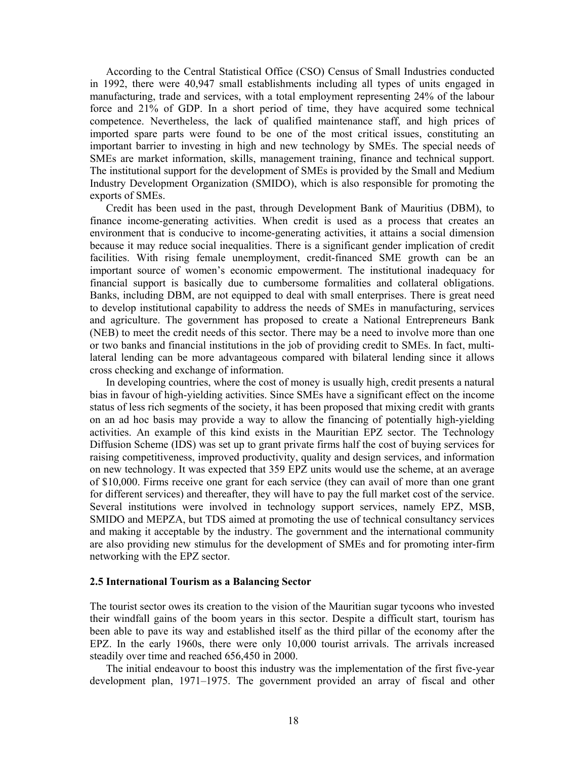According to the Central Statistical Office (CSO) Census of Small Industries conducted in 1992, there were 40,947 small establishments including all types of units engaged in manufacturing, trade and services, with a total employment representing 24% of the labour force and 21% of GDP. In a short period of time, they have acquired some technical competence. Nevertheless, the lack of qualified maintenance staff, and high prices of imported spare parts were found to be one of the most critical issues, constituting an important barrier to investing in high and new technology by SMEs. The special needs of SMEs are market information, skills, management training, finance and technical support. The institutional support for the development of SMEs is provided by the Small and Medium Industry Development Organization (SMIDO), which is also responsible for promoting the exports of SMEs.

Credit has been used in the past, through Development Bank of Mauritius (DBM), to finance income-generating activities. When credit is used as a process that creates an environment that is conducive to income-generating activities, it attains a social dimension because it may reduce social inequalities. There is a significant gender implication of credit facilities. With rising female unemployment, credit-financed SME growth can be an important source of women's economic empowerment. The institutional inadequacy for financial support is basically due to cumbersome formalities and collateral obligations. Banks, including DBM, are not equipped to deal with small enterprises. There is great need to develop institutional capability to address the needs of SMEs in manufacturing, services and agriculture. The government has proposed to create a National Entrepreneurs Bank (NEB) to meet the credit needs of this sector. There may be a need to involve more than one or two banks and financial institutions in the job of providing credit to SMEs. In fact, multi-lateral lending can be more advantageous compared with bilateral lending since it allows cross checking and exchange of information.

In developing countries, where the cost of money is usually high, credit presents a natural bias in favour of high-yielding activities. Since SMEs have a significant effect on the income status of less rich segments of the society, it has been proposed that mixing credit with grants on an ad hoc basis may provide a way to allow the financing of potentially high-yielding activities. An example of this kind exists in the Mauritian EPZ sector. The Technology Diffusion Scheme (IDS) was set up to grant private firms half the cost of buying services for raising competitiveness, improved productivity, quality and design services, and information on new technology. It was expected that 359 EPZ units would use the scheme, at an average of $10,000. Firms receive one grant for each service (they can avail of more than one grant for different services) and thereafter, they will have to pay the full market cost of the service. Several institutions were involved in technology support services, namely EPZ, MSB, SMIDO and MEPZA, but TDS aimed at promoting the use of technical consultancy services and making it acceptable by the industry. The government and the international community are also providing new stimulus for the development of SMEs and for promoting inter-firm networking with the EPZ sector.

### 2.5 International Tourism as a Balancing Sector

The tourist sector owes its creation to the vision of the Mauritian sugar tycoons who invested their windfall gains of the boom years in this sector. Despite a difficult start, tourism has been able to pave its way and established itself as the third pillar of the economy after the EPZ. In the early 1960s, there were only 10,000 tourist arrivals. The arrivals increased steadily over time and reached 656,450 in 2000.

The initial endeavour to boost this industry was the implementation of the first five-year development plan, 1971–1975. The government provided an array of fiscal and other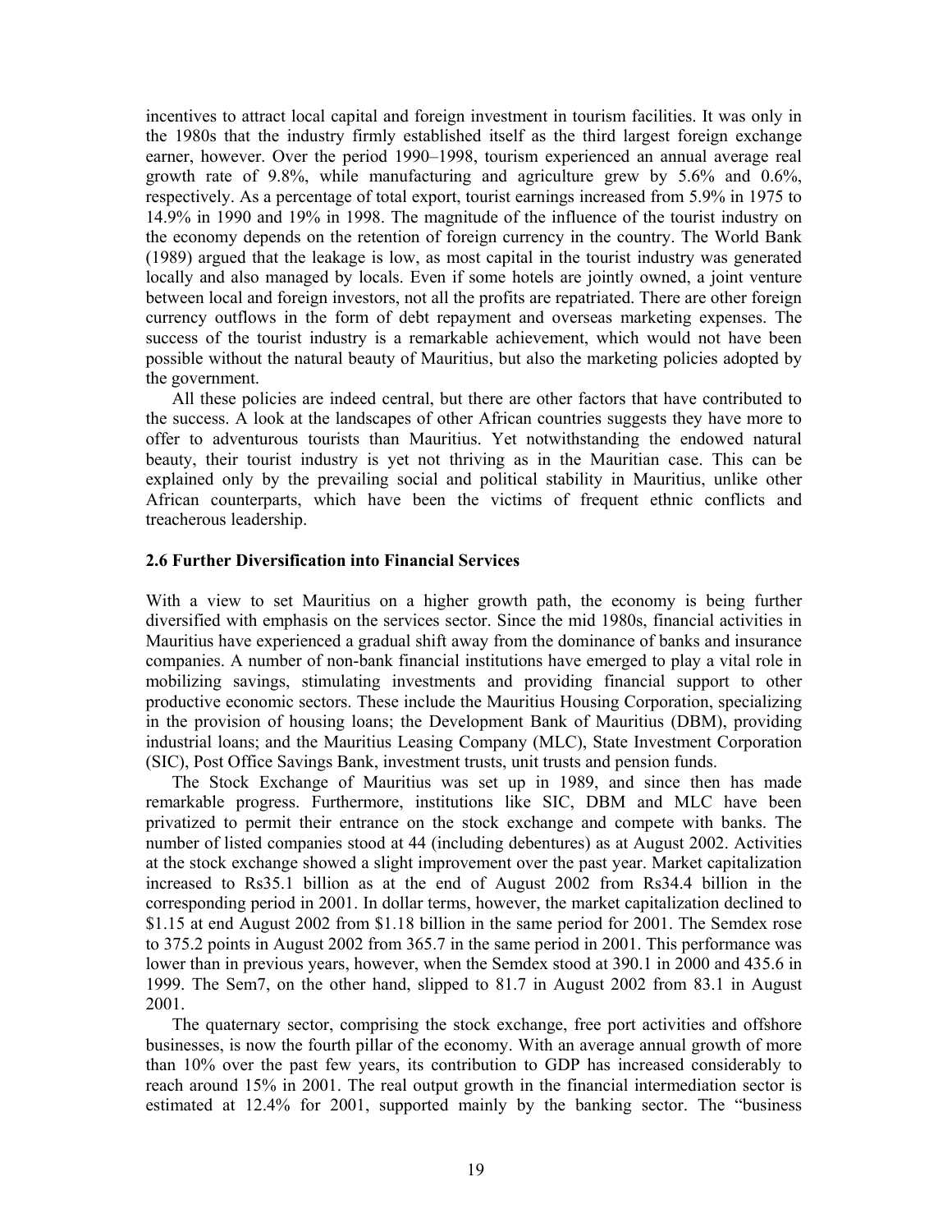incentives to attract local capital and foreign investment in tourism facilities. It was only in the 1980s that the industry firmly established itself as the third largest foreign exchange earner, however. Over the period 1990–1998, tourism experienced an annual average real growth rate of 9.8%, while manufacturing and agriculture grew by 5.6% and 0.6%, respectively. As a percentage of total export, tourist earnings increased from 5.9% in 1975 to 14.9% in 1990 and 19% in 1998. The magnitude of the influence of the tourist industry on the economy depends on the retention of foreign currency in the country. The World Bank (1989) argued that the leakage is low, as most capital in the tourist industry was generated locally and also managed by locals. Even if some hotels are jointly owned, a joint venture between local and foreign investors, not all the profits are repatriated. There are other foreign currency outflows in the form of debt repayment and overseas marketing expenses. The success of the tourist industry is a remarkable achievement, which would not have been possible without the natural beauty of Mauritius, but also the marketing policies adopted by the government.

All these policies are indeed central, but there are other factors that have contributed to the success. A look at the landscapes of other African countries suggests they have more to offer to adventurous tourists than Mauritius. Yet notwithstanding the endowed natural beauty, their tourist industry is yet not thriving as in the Mauritian case. This can be explained only by the prevailing social and political stability in Mauritius, unlike other African counterparts, which have been the victims of frequent ethnic conflicts and treacherous leadership.

### 2.6 Further Diversification into Financial Services

With a view to set Mauritius on a higher growth path, the economy is being further diversified with emphasis on the services sector. Since the mid 1980s, financial activities in Mauritius have experienced a gradual shift away from the dominance of banks and insurance companies. A number of non-bank financial institutions have emerged to play a vital role in mobilizing savings, stimulating investments and providing financial support to other productive economic sectors. These include the Mauritius Housing Corporation, specializing in the provision of housing loans; the Development Bank of Mauritius (DBM), providing industrial loans; and the Mauritius Leasing Company (MLC), State Investment Corporation (SIC), Post Office Savings Bank, investment trusts, unit trusts and pension funds.

The Stock Exchange of Mauritius was set up in 1989, and since then has made remarkable progress. Furthermore, institutions like SIC, DBM and MLC have been privatized to permit their entrance on the stock exchange and compete with banks. The number of listed companies stood at 44 (including debentures) as at August 2002. Activities at the stock exchange showed a slight improvement over the past year. Market capitalization increased to Rs35.1 billion as at the end of August 2002 from Rs34.4 billion in the corresponding period in 2001. In dollar terms, however, the market capitalization declined to $1.15 at end August 2002 from $1.18 billion in the same period for 2001. The Semdex rose to 375.2 points in August 2002 from 365.7 in the same period in 2001. This performance was lower than in previous years, however, when the Semdex stood at 390.1 in 2000 and 435.6 in 1999. The Sem7, on the other hand, slipped to 81.7 in August 2002 from 83.1 in August 2001.

The quaternary sector, comprising the stock exchange, free port activities and offshore businesses, is now the fourth pillar of the economy. With an average annual growth of more than 10% over the past few years, its contribution to GDP has increased considerably to reach around 15% in 2001. The real output growth in the financial intermediation sector is estimated at 12.4% for 2001, supported mainly by the banking sector. The "business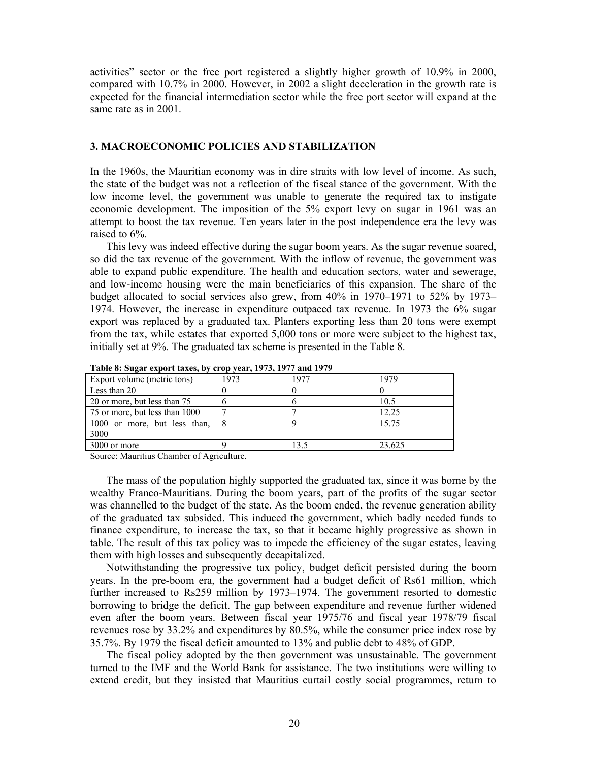activities" sector or the free port registered a slightly higher growth of 10.9% in 2000, compared with 10.7% in 2000. However, in 2002 a slight deceleration in the growth rate is expected for the financial intermediation sector while the free port sector will expand at the same rate as in 2001.

## 3. MACROECONOMIC POLICIES AND STABILIZATION

In the 1960s, the Mauritian economy was in dire straits with low level of income. As such, the state of the budget was not a reflection of the fiscal stance of the government. With the low income level, the government was unable to generate the required tax to instigate economic development. The imposition of the 5% export levy on sugar in 1961 was an attempt to boost the tax revenue. Ten years later in the post independence era the levy was raised to 6%.

This levy was indeed effective during the sugar boom years. As the sugar revenue soared, so did the tax revenue of the government. With the inflow of revenue, the government was able to expand public expenditure. The health and education sectors, water and sewerage, and low-income housing were the main beneficiaries of this expansion. The share of the budget allocated to social services also grew, from 40% in 1970–1971 to 52% by 1973–1974. However, the increase in expenditure outpaced tax revenue. In 1973 the 6% sugar export was replaced by a graduated tax. Planters exporting less than 20 tons were exempt from the tax, while estates that exported 5,000 tons or more were subject to the highest tax, initially set at 9%. The graduated tax scheme is presented in the Table 8.

**Table 8: Sugar export taxes, by crop year, 1973, 1977 and 1979**

| Export volume (metric tons) | 1973 | 1977 | 1979 |
|---|---|---|---|
| Less than 20 | 0 | 0 | 0 |
| 20 or more, but less than 75 | 6 | 6 | 10.5 |
| 75 or more, but less than 1000 | 7 | 7 | 12.25 |
| 1000 or more, but less than, 3000 | 8 | 9 | 15.75 |
| 3000 or more | 9 | 13.5 | 23.625 |

Source: Mauritius Chamber of Agriculture.

The mass of the population highly supported the graduated tax, since it was borne by the wealthy Franco-Mauritians. During the boom years, part of the profits of the sugar sector was channelled to the budget of the state. As the boom ended, the revenue generation ability of the graduated tax subsided. This induced the government, which badly needed funds to finance expenditure, to increase the tax, so that it became highly progressive as shown in table. The result of this tax policy was to impede the efficiency of the sugar estates, leaving them with high losses and subsequently decapitalized.

Notwithstanding the progressive tax policy, budget deficit persisted during the boom years. In the pre-boom era, the government had a budget deficit of Rs61 million, which further increased to Rs259 million by 1973–1974. The government resorted to domestic borrowing to bridge the deficit. The gap between expenditure and revenue further widened even after the boom years. Between fiscal year 1975/76 and fiscal year 1978/79 fiscal revenues rose by 33.2% and expenditures by 80.5%, while the consumer price index rose by 35.7%. By 1979 the fiscal deficit amounted to 13% and public debt to 48% of GDP.

The fiscal policy adopted by the then government was unsustainable. The government turned to the IMF and the World Bank for assistance. The two institutions were willing to extend credit, but they insisted that Mauritius curtail costly social programmes, return to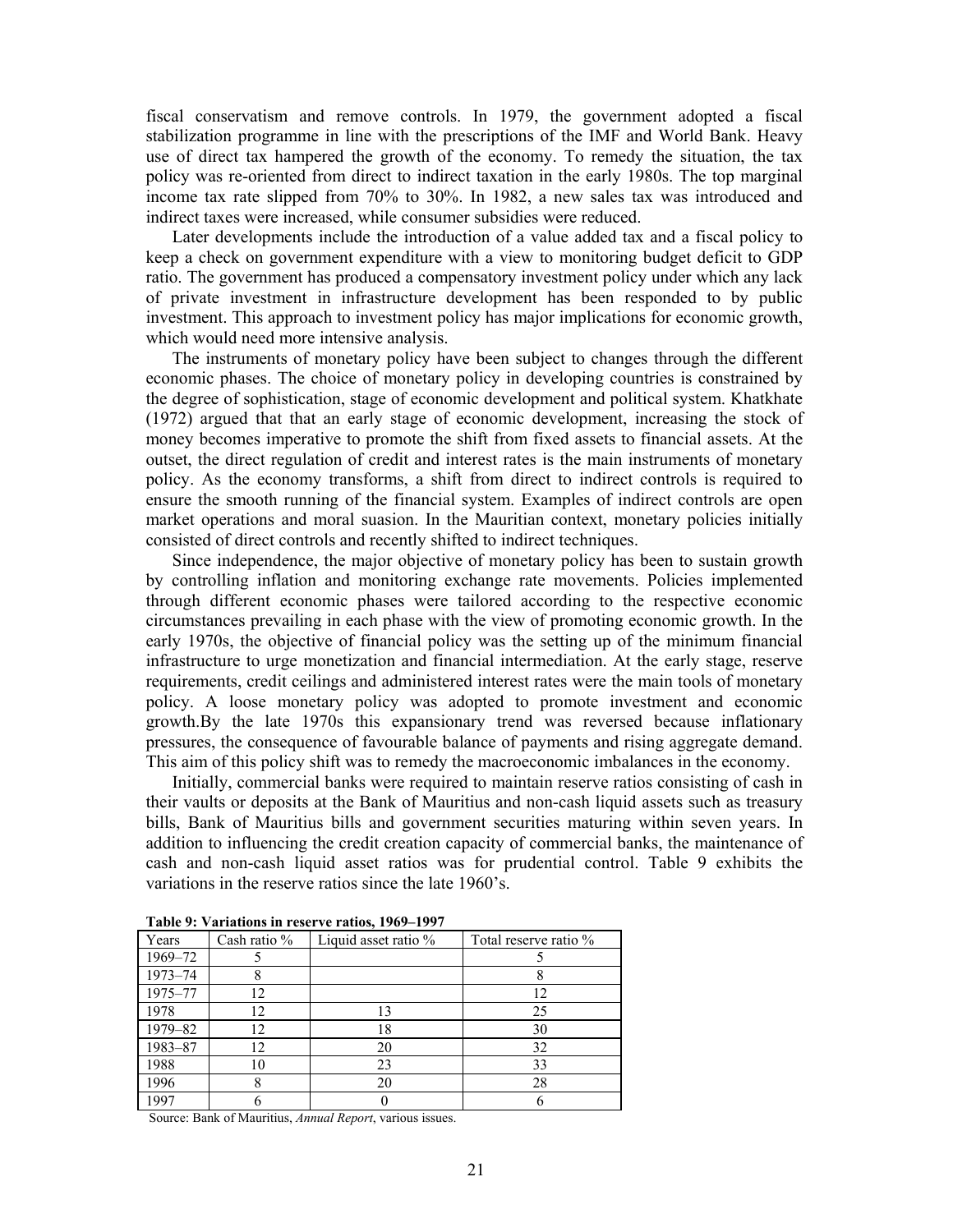fiscal conservatism and remove controls. In 1979, the government adopted a fiscal stabilization programme in line with the prescriptions of the IMF and World Bank. Heavy use of direct tax hampered the growth of the economy. To remedy the situation, the tax policy was re-oriented from direct to indirect taxation in the early 1980s. The top marginal income tax rate slipped from 70% to 30%. In 1982, a new sales tax was introduced and indirect taxes were increased, while consumer subsidies were reduced.

Later developments include the introduction of a value added tax and a fiscal policy to keep a check on government expenditure with a view to monitoring budget deficit to GDP ratio. The government has produced a compensatory investment policy under which any lack of private investment in infrastructure development has been responded to by public investment. This approach to investment policy has major implications for economic growth, which would need more intensive analysis.

The instruments of monetary policy have been subject to changes through the different economic phases. The choice of monetary policy in developing countries is constrained by the degree of sophistication, stage of economic development and political system. Khatkhate (1972) argued that that an early stage of economic development, increasing the stock of money becomes imperative to promote the shift from fixed assets to financial assets. At the outset, the direct regulation of credit and interest rates is the main instruments of monetary policy. As the economy transforms, a shift from direct to indirect controls is required to ensure the smooth running of the financial system. Examples of indirect controls are open market operations and moral suasion. In the Mauritian context, monetary policies initially consisted of direct controls and recently shifted to indirect techniques.

Since independence, the major objective of monetary policy has been to sustain growth by controlling inflation and monitoring exchange rate movements. Policies implemented through different economic phases were tailored according to the respective economic circumstances prevailing in each phase with the view of promoting economic growth. In the early 1970s, the objective of financial policy was the setting up of the minimum financial infrastructure to urge monetization and financial intermediation. At the early stage, reserve requirements, credit ceilings and administered interest rates were the main tools of monetary policy. A loose monetary policy was adopted to promote investment and economic growth.By the late 1970s this expansionary trend was reversed because inflationary pressures, the consequence of favourable balance of payments and rising aggregate demand. This aim of this policy shift was to remedy the macroeconomic imbalances in the economy.

Initially, commercial banks were required to maintain reserve ratios consisting of cash in their vaults or deposits at the Bank of Mauritius and non-cash liquid assets such as treasury bills, Bank of Mauritius bills and government securities maturing within seven years. In addition to influencing the credit creation capacity of commercial banks, the maintenance of cash and non-cash liquid asset ratios was for prudential control. Table 9 exhibits the variations in the reserve ratios since the late 1960's.

**Table 9: Variations in reserve ratios, 1969–1997**

| Years | Cash ratio % | Liquid asset ratio % | Total reserve ratio % |
|---|---|---|---|
| 1969–72 | 5 | | 5 |
| 1973–74 | 8 | | 8 |
| 1975–77 | 12 | | 12 |
| 1978 | 12 | 13 | 25 |
| 1979–82 | 12 | 18 | 30 |
| 1983–87 | 12 | 20 | 32 |
| 1988 | 10 | 23 | 33 |
| 1996 | 8 | 20 | 28 |
| 1997 | 6 | 0 | 6 |

Source: Bank of Mauritius, *Annual Report*, various issues.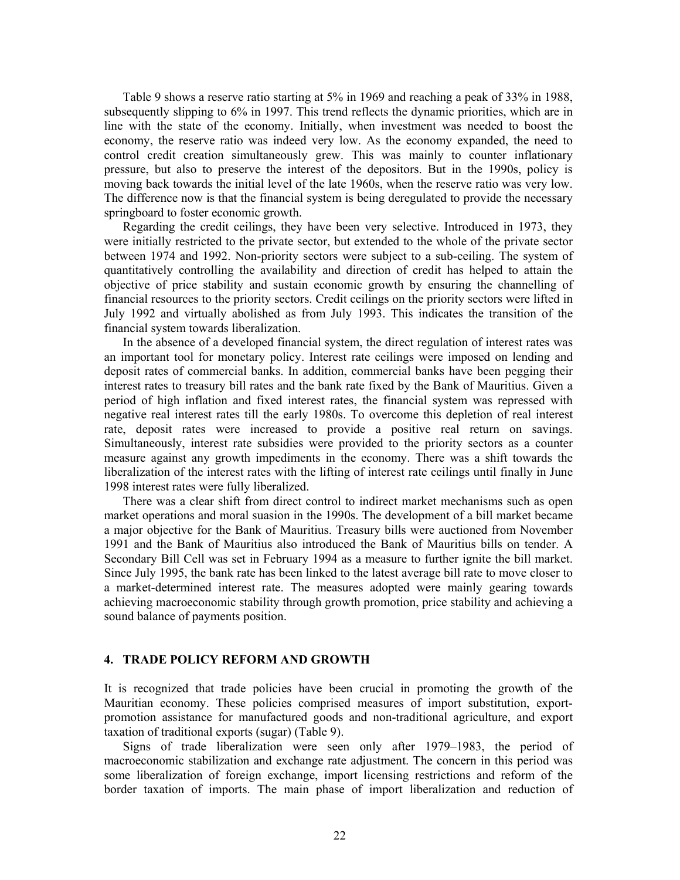Table 9 shows a reserve ratio starting at 5% in 1969 and reaching a peak of 33% in 1988, subsequently slipping to 6% in 1997. This trend reflects the dynamic priorities, which are in line with the state of the economy. Initially, when investment was needed to boost the economy, the reserve ratio was indeed very low. As the economy expanded, the need to control credit creation simultaneously grew. This was mainly to counter inflationary pressure, but also to preserve the interest of the depositors. But in the 1990s, policy is moving back towards the initial level of the late 1960s, when the reserve ratio was very low. The difference now is that the financial system is being deregulated to provide the necessary springboard to foster economic growth.

Regarding the credit ceilings, they have been very selective. Introduced in 1973, they were initially restricted to the private sector, but extended to the whole of the private sector between 1974 and 1992. Non-priority sectors were subject to a sub-ceiling. The system of quantitatively controlling the availability and direction of credit has helped to attain the objective of price stability and sustain economic growth by ensuring the channelling of financial resources to the priority sectors. Credit ceilings on the priority sectors were lifted in July 1992 and virtually abolished as from July 1993. This indicates the transition of the financial system towards liberalization.

In the absence of a developed financial system, the direct regulation of interest rates was an important tool for monetary policy. Interest rate ceilings were imposed on lending and deposit rates of commercial banks. In addition, commercial banks have been pegging their interest rates to treasury bill rates and the bank rate fixed by the Bank of Mauritius. Given a period of high inflation and fixed interest rates, the financial system was repressed with negative real interest rates till the early 1980s. To overcome this depletion of real interest rate, deposit rates were increased to provide a positive real return on savings. Simultaneously, interest rate subsidies were provided to the priority sectors as a counter measure against any growth impediments in the economy. There was a shift towards the liberalization of the interest rates with the lifting of interest rate ceilings until finally in June 1998 interest rates were fully liberalized.

There was a clear shift from direct control to indirect market mechanisms such as open market operations and moral suasion in the 1990s. The development of a bill market became a major objective for the Bank of Mauritius. Treasury bills were auctioned from November 1991 and the Bank of Mauritius also introduced the Bank of Mauritius bills on tender. A Secondary Bill Cell was set in February 1994 as a measure to further ignite the bill market. Since July 1995, the bank rate has been linked to the latest average bill rate to move closer to a market-determined interest rate. The measures adopted were mainly gearing towards achieving macroeconomic stability through growth promotion, price stability and achieving a sound balance of payments position.

## 4. TRADE POLICY REFORM AND GROWTH

It is recognized that trade policies have been crucial in promoting the growth of the Mauritian economy. These policies comprised measures of import substitution, export-promotion assistance for manufactured goods and non-traditional agriculture, and export taxation of traditional exports (sugar) (Table 9).

Signs of trade liberalization were seen only after 1979–1983, the period of macroeconomic stabilization and exchange rate adjustment. The concern in this period was some liberalization of foreign exchange, import licensing restrictions and reform of the border taxation of imports. The main phase of import liberalization and reduction of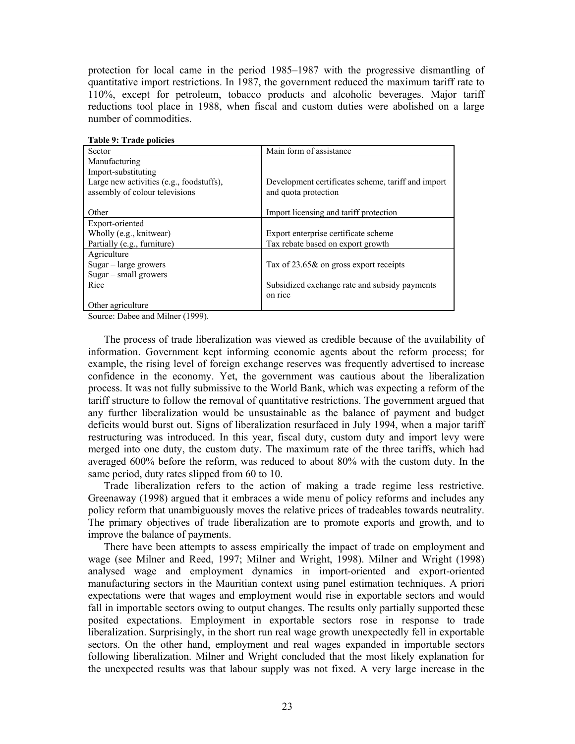protection for local came in the period 1985–1987 with the progressive dismantling of quantitative import restrictions. In 1987, the government reduced the maximum tariff rate to 110%, except for petroleum, tobacco products and alcoholic beverages. Major tariff reductions tool place in 1988, when fiscal and custom duties were abolished on a large number of commodities.

**Table 9: Trade policies**

| Sector | Main form of assistance |
|---|---|
| Manufacturing<br>Import-substituting<br>Large new activities (e.g., foodstuffs), assembly of colour televisions<br><br>Other | <br><br>Development certificates scheme, tariff and import and quota protection<br><br>Import licensing and tariff protection |
| Export-oriented<br>Wholly (e.g., knitwear)<br>Partially (e.g., furniture) | <br>Export enterprise certificate scheme<br>Tax rebate based on export growth |
| Agriculture<br>Sugar – large growers<br>Sugar – small growers<br>Rice<br><br>Other agriculture | <br>Tax of 23.65& on gross export receipts<br><br>Subsidized exchange rate and subsidy payments on rice |

Source: Dabee and Milner (1999).

The process of trade liberalization was viewed as credible because of the availability of information. Government kept informing economic agents about the reform process; for example, the rising level of foreign exchange reserves was frequently advertised to increase confidence in the economy. Yet, the government was cautious about the liberalization process. It was not fully submissive to the World Bank, which was expecting a reform of the tariff structure to follow the removal of quantitative restrictions. The government argued that any further liberalization would be unsustainable as the balance of payment and budget deficits would burst out. Signs of liberalization resurfaced in July 1994, when a major tariff restructuring was introduced. In this year, fiscal duty, custom duty and import levy were merged into one duty, the custom duty. The maximum rate of the three tariffs, which had averaged 600% before the reform, was reduced to about 80% with the custom duty. In the same period, duty rates slipped from 60 to 10.

Trade liberalization refers to the action of making a trade regime less restrictive. Greenaway (1998) argued that it embraces a wide menu of policy reforms and includes any policy reform that unambiguously moves the relative prices of tradeables towards neutrality. The primary objectives of trade liberalization are to promote exports and growth, and to improve the balance of payments.

There have been attempts to assess empirically the impact of trade on employment and wage (see Milner and Reed, 1997; Milner and Wright, 1998). Milner and Wright (1998) analysed wage and employment dynamics in import-oriented and export-oriented manufacturing sectors in the Mauritian context using panel estimation techniques. A priori expectations were that wages and employment would rise in exportable sectors and would fall in importable sectors owing to output changes. The results only partially supported these posited expectations. Employment in exportable sectors rose in response to trade liberalization. Surprisingly, in the short run real wage growth unexpectedly fell in exportable sectors. On the other hand, employment and real wages expanded in importable sectors following liberalization. Milner and Wright concluded that the most likely explanation for the unexpected results was that labour supply was not fixed. A very large increase in the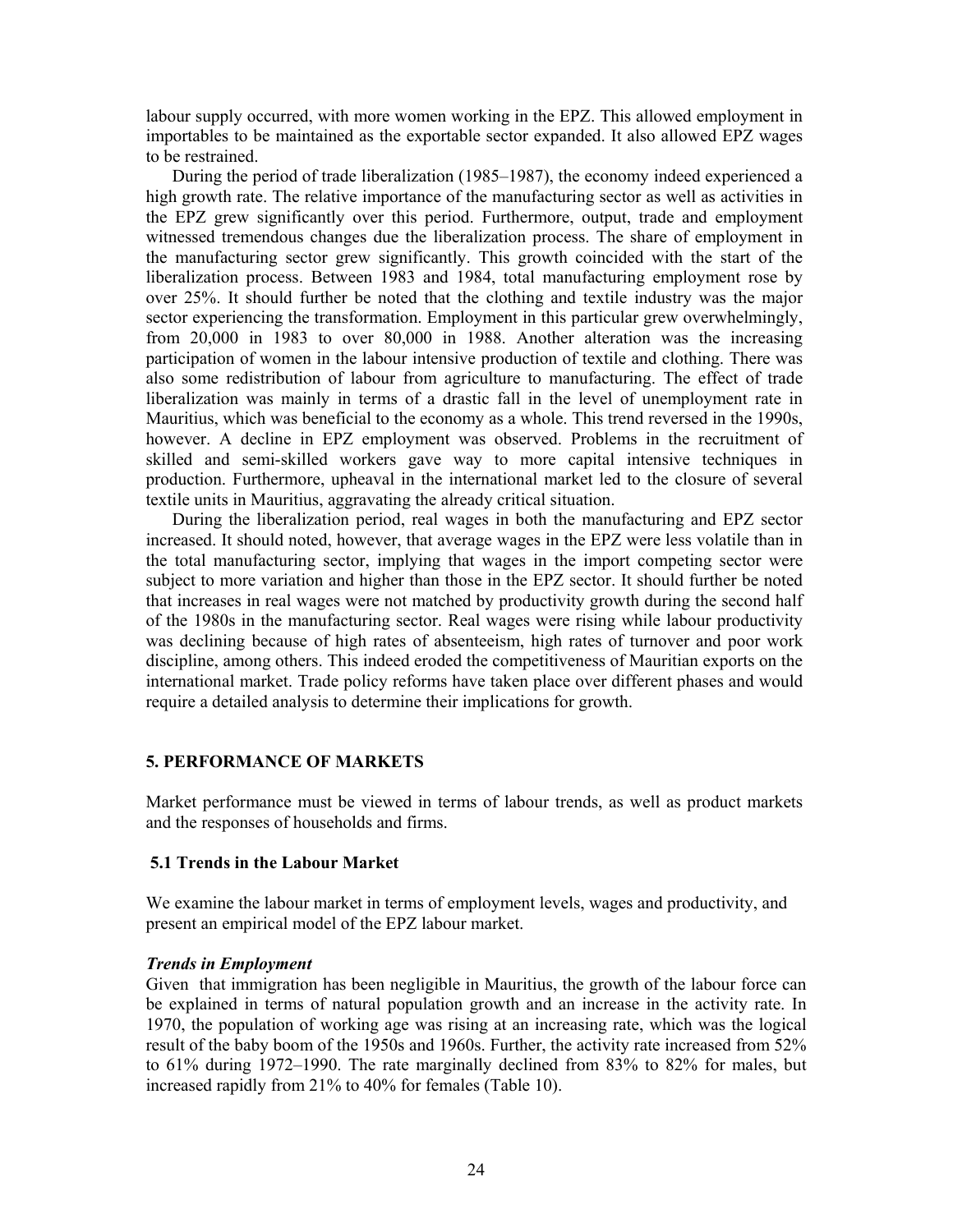labour supply occurred, with more women working in the EPZ. This allowed employment in importables to be maintained as the exportable sector expanded. It also allowed EPZ wages to be restrained.

During the period of trade liberalization (1985–1987), the economy indeed experienced a high growth rate. The relative importance of the manufacturing sector as well as activities in the EPZ grew significantly over this period. Furthermore, output, trade and employment witnessed tremendous changes due the liberalization process. The share of employment in the manufacturing sector grew significantly. This growth coincided with the start of the liberalization process. Between 1983 and 1984, total manufacturing employment rose by over 25%. It should further be noted that the clothing and textile industry was the major sector experiencing the transformation. Employment in this particular grew overwhelmingly, from 20,000 in 1983 to over 80,000 in 1988. Another alteration was the increasing participation of women in the labour intensive production of textile and clothing. There was also some redistribution of labour from agriculture to manufacturing. The effect of trade liberalization was mainly in terms of a drastic fall in the level of unemployment rate in Mauritius, which was beneficial to the economy as a whole. This trend reversed in the 1990s, however. A decline in EPZ employment was observed. Problems in the recruitment of skilled and semi-skilled workers gave way to more capital intensive techniques in production. Furthermore, upheaval in the international market led to the closure of several textile units in Mauritius, aggravating the already critical situation.

During the liberalization period, real wages in both the manufacturing and EPZ sector increased. It should noted, however, that average wages in the EPZ were less volatile than in the total manufacturing sector, implying that wages in the import competing sector were subject to more variation and higher than those in the EPZ sector. It should further be noted that increases in real wages were not matched by productivity growth during the second half of the 1980s in the manufacturing sector. Real wages were rising while labour productivity was declining because of high rates of absenteeism, high rates of turnover and poor work discipline, among others. This indeed eroded the competitiveness of Mauritian exports on the international market. Trade policy reforms have taken place over different phases and would require a detailed analysis to determine their implications for growth.

## 5. PERFORMANCE OF MARKETS

Market performance must be viewed in terms of labour trends, as well as product markets and the responses of households and firms.

### 5.1 Trends in the Labour Market

We examine the labour market in terms of employment levels, wages and productivity, and present an empirical model of the EPZ labour market.

#### *Trends in Employment*

Given that immigration has been negligible in Mauritius, the growth of the labour force can be explained in terms of natural population growth and an increase in the activity rate. In 1970, the population of working age was rising at an increasing rate, which was the logical result of the baby boom of the 1950s and 1960s. Further, the activity rate increased from 52% to 61% during 1972–1990. The rate marginally declined from 83% to 82% for males, but increased rapidly from 21% to 40% for females (Table 10).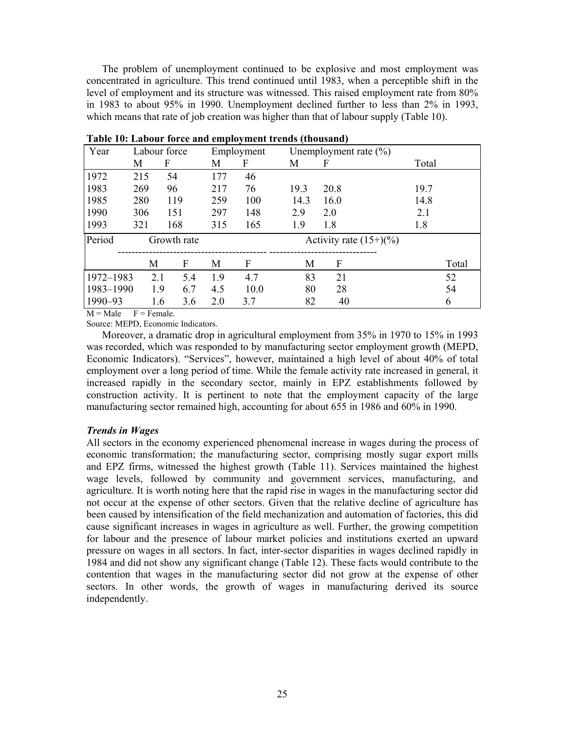The problem of unemployment continued to be explosive and most employment was concentrated in agriculture. This trend continued until 1983, when a perceptible shift in the level of employment and its structure was witnessed. This raised employment rate from 80% in 1983 to about 95% in 1990. Unemployment declined further to less than 2% in 1993, which means that rate of job creation was higher than that of labour supply (Table 10).

**Table 10: Labour force and employment trends (thousand)**

| Year | Labour force | | Employment | | Unemployment rate (%) | | |
|---|---|---|---|---|---|---|---|
| | M | F | M | F | M | F | Total |
| 1972 | 215 | 54 | 177 | 46 | | | |
| 1983 | 269 | 96 | 217 | 76 | 19.3 | 20.8 | 19.7 |
| 1985 | 280 | 119 | 259 | 100 | 14.3 | 16.0 | 14.8 |
| 1990 | 306 | 151 | 297 | 148 | 2.9 | 2.0 | 2.1 |
| 1993 | 321 | 168 | 315 | 165 | 1.9 | 1.8 | 1.8 |
| **Period** | **Growth rate** | | | | **Activity rate (15+)(%)** | | |
| | M | F | M | F | M | F | Total |
| 1972–1983 | 2.1 | 5.4 | 1.9 | 4.7 | 83 | 21 | 52 |
| 1983–1990 | 1.9 | 6.7 | 4.5 | 10.0 | 80 | 28 | 54 |
| 1990–93 | 1.6 | 3.6 | 2.0 | 3.7 | 82 | 40 | 6 |

M = Male F = Female.

Source: MEPD, Economic Indicators.

Moreover, a dramatic drop in agricultural employment from 35% in 1970 to 15% in 1993 was recorded, which was responded to by manufacturing sector employment growth (MEPD, Economic Indicators). "Services", however, maintained a high level of about 40% of total employment over a long period of time. While the female activity rate increased in general, it increased rapidly in the secondary sector, mainly in EPZ establishments followed by construction activity. It is pertinent to note that the employment capacity of the large manufacturing sector remained high, accounting for about 655 in 1986 and 60% in 1990.

***Trends in Wages***

All sectors in the economy experienced phenomenal increase in wages during the process of economic transformation; the manufacturing sector, comprising mostly sugar export mills and EPZ firms, witnessed the highest growth (Table 11). Services maintained the highest wage levels, followed by community and government services, manufacturing, and agriculture. It is worth noting here that the rapid rise in wages in the manufacturing sector did not occur at the expense of other sectors. Given that the relative decline of agriculture has been caused by intensification of the field mechanization and automation of factories, this did cause significant increases in wages in agriculture as well. Further, the growing competition for labour and the presence of labour market policies and institutions exerted an upward pressure on wages in all sectors. In fact, inter-sector disparities in wages declined rapidly in 1984 and did not show any significant change (Table 12). These facts would contribute to the contention that wages in the manufacturing sector did not grow at the expense of other sectors. In other words, the growth of wages in manufacturing derived its source independently.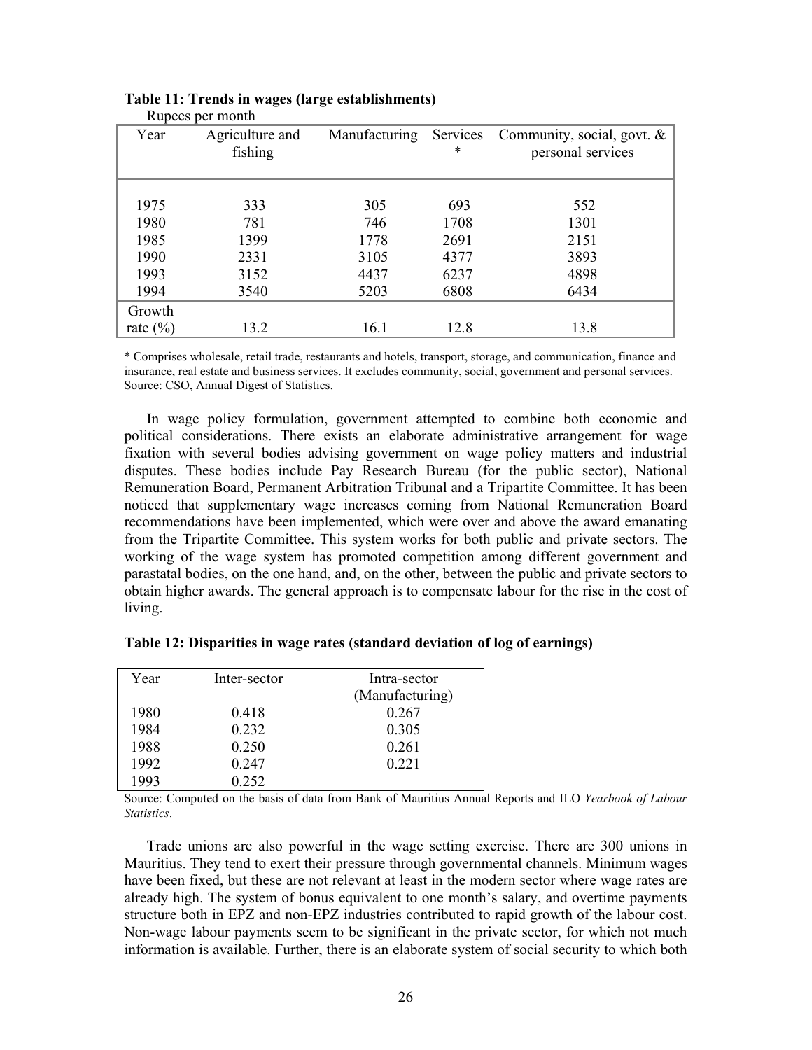**Table 11: Trends in wages (large establishments)**

Rupees per month

| Year | Agriculture and fishing | Manufacturing | Services * | Community, social, govt. & personal services |
|---|---|---|---|---|
| 1975 | 333 | 305 | 693 | 552 |
| 1980 | 781 | 746 | 1708 | 1301 |
| 1985 | 1399 | 1778 | 2691 | 2151 |
| 1990 | 2331 | 3105 | 4377 | 3893 |
| 1993 | 3152 | 4437 | 6237 | 4898 |
| 1994 | 3540 | 5203 | 6808 | 6434 |
| Growth rate (%) | 13.2 | 16.1 | 12.8 | 13.8 |

* Comprises wholesale, retail trade, restaurants and hotels, transport, storage, and communication, finance and insurance, real estate and business services. It excludes community, social, government and personal services.
Source: CSO, Annual Digest of Statistics.

In wage policy formulation, government attempted to combine both economic and political considerations. There exists an elaborate administrative arrangement for wage fixation with several bodies advising government on wage policy matters and industrial disputes. These bodies include Pay Research Bureau (for the public sector), National Remuneration Board, Permanent Arbitration Tribunal and a Tripartite Committee. It has been noticed that supplementary wage increases coming from National Remuneration Board recommendations have been implemented, which were over and above the award emanating from the Tripartite Committee. This system works for both public and private sectors. The working of the wage system has promoted competition among different government and parastatal bodies, on the one hand, and, on the other, between the public and private sectors to obtain higher awards. The general approach is to compensate labour for the rise in the cost of living.

**Table 12: Disparities in wage rates (standard deviation of log of earnings)**

| Year | Inter-sector | Intra-sector (Manufacturing) |
|---|---|---|
| 1980 | 0.418 | 0.267 |
| 1984 | 0.232 | 0.305 |
| 1988 | 0.250 | 0.261 |
| 1992 | 0.247 | 0.221 |
| 1993 | 0.252 | |

Source: Computed on the basis of data from Bank of Mauritius Annual Reports and ILO *Yearbook of Labour Statistics*.

Trade unions are also powerful in the wage setting exercise. There are 300 unions in Mauritius. They tend to exert their pressure through governmental channels. Minimum wages have been fixed, but these are not relevant at least in the modern sector where wage rates are already high. The system of bonus equivalent to one month's salary, and overtime payments structure both in EPZ and non-EPZ industries contributed to rapid growth of the labour cost. Non-wage labour payments seem to be significant in the private sector, for which not much information is available. Further, there is an elaborate system of social security to which both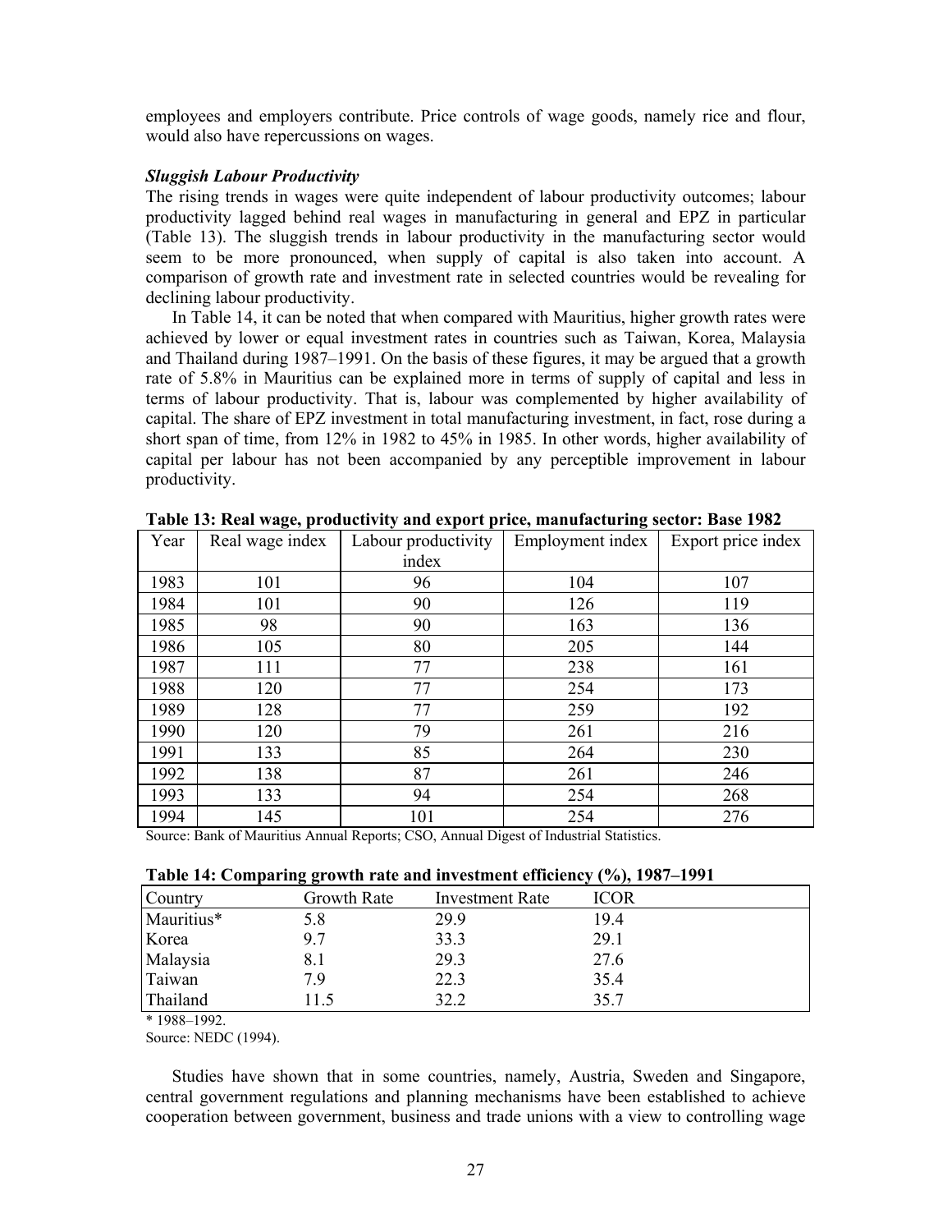employees and employers contribute. Price controls of wage goods, namely rice and flour, would also have repercussions on wages.

***Sluggish Labour Productivity***

The rising trends in wages were quite independent of labour productivity outcomes; labour productivity lagged behind real wages in manufacturing in general and EPZ in particular (Table 13). The sluggish trends in labour productivity in the manufacturing sector would seem to be more pronounced, when supply of capital is also taken into account. A comparison of growth rate and investment rate in selected countries would be revealing for declining labour productivity.

In Table 14, it can be noted that when compared with Mauritius, higher growth rates were achieved by lower or equal investment rates in countries such as Taiwan, Korea, Malaysia and Thailand during 1987–1991. On the basis of these figures, it may be argued that a growth rate of 5.8% in Mauritius can be explained more in terms of supply of capital and less in terms of labour productivity. That is, labour was complemented by higher availability of capital. The share of EPZ investment in total manufacturing investment, in fact, rose during a short span of time, from 12% in 1982 to 45% in 1985. In other words, higher availability of capital per labour has not been accompanied by any perceptible improvement in labour productivity.

**Table 13: Real wage, productivity and export price, manufacturing sector: Base 1982**

| Year | Real wage index | Labour productivity index | Employment index | Export price index |
|---|---|---|---|---|
| 1983 | 101 | 96 | 104 | 107 |
| 1984 | 101 | 90 | 126 | 119 |
| 1985 | 98 | 90 | 163 | 136 |
| 1986 | 105 | 80 | 205 | 144 |
| 1987 | 111 | 77 | 238 | 161 |
| 1988 | 120 | 77 | 254 | 173 |
| 1989 | 128 | 77 | 259 | 192 |
| 1990 | 120 | 79 | 261 | 216 |
| 1991 | 133 | 85 | 264 | 230 |
| 1992 | 138 | 87 | 261 | 246 |
| 1993 | 133 | 94 | 254 | 268 |
| 1994 | 145 | 101 | 254 | 276 |

Source: Bank of Mauritius Annual Reports; CSO, Annual Digest of Industrial Statistics.

**Table 14: Comparing growth rate and investment efficiency (%), 1987–1991**

| Country | Growth Rate | Investment Rate | ICOR |
|---|---|---|---|
| Mauritius* | 5.8 | 29.9 | 19.4 |
| Korea | 9.7 | 33.3 | 29.1 |
| Malaysia | 8.1 | 29.3 | 27.6 |
| Taiwan | 7.9 | 22.3 | 35.4 |
| Thailand | 11.5 | 32.2 | 35.7 |

\* 1988–1992.

Source: NEDC (1994).

Studies have shown that in some countries, namely, Austria, Sweden and Singapore, central government regulations and planning mechanisms have been established to achieve cooperation between government, business and trade unions with a view to controlling wage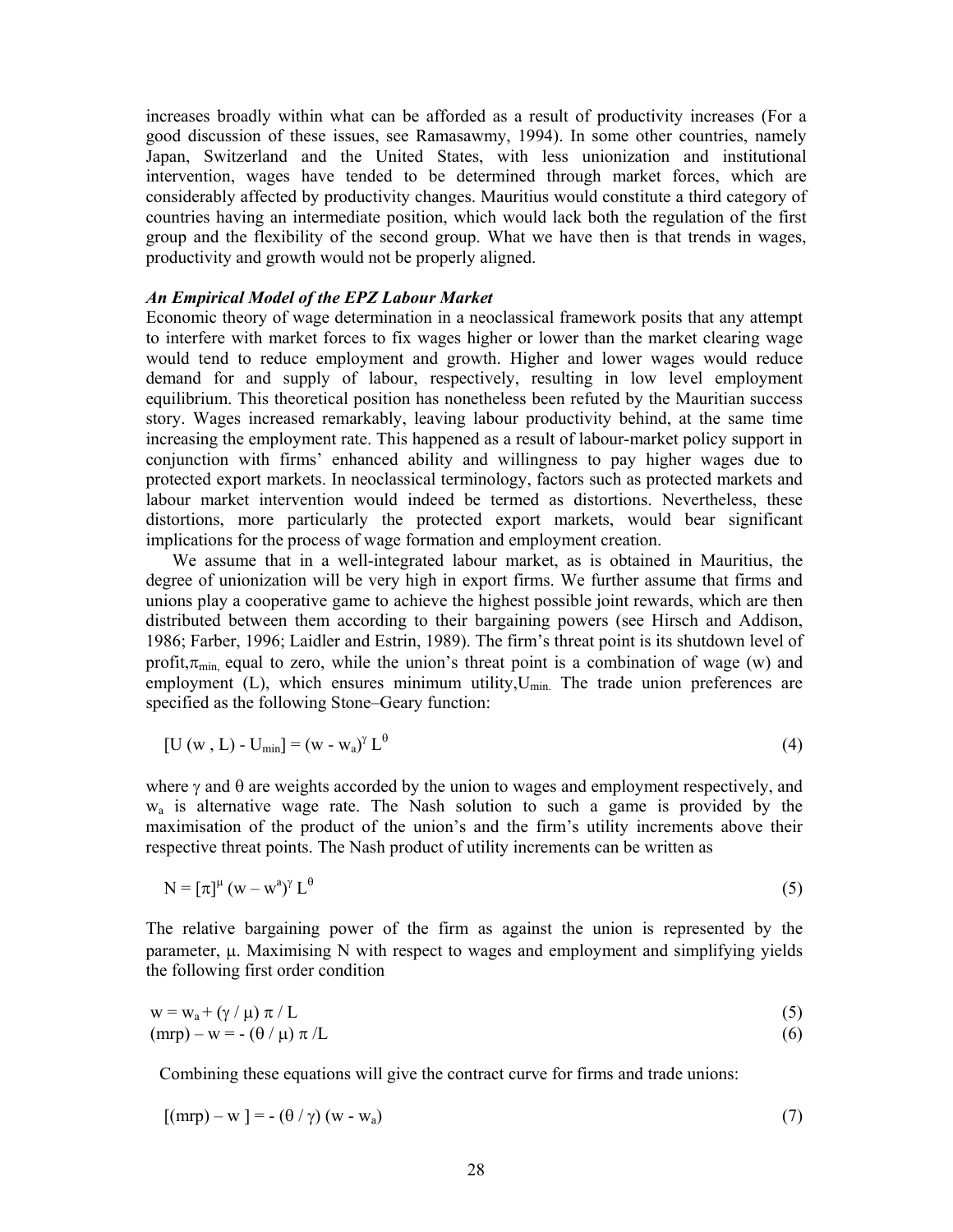increases broadly within what can be afforded as a result of productivity increases (For a good discussion of these issues, see Ramasawmy, 1994). In some other countries, namely Japan, Switzerland and the United States, with less unionization and institutional intervention, wages have tended to be determined through market forces, which are considerably affected by productivity changes. Mauritius would constitute a third category of countries having an intermediate position, which would lack both the regulation of the first group and the flexibility of the second group. What we have then is that trends in wages, productivity and growth would not be properly aligned.

***An Empirical Model of the EPZ Labour Market***

Economic theory of wage determination in a neoclassical framework posits that any attempt to interfere with market forces to fix wages higher or lower than the market clearing wage would tend to reduce employment and growth. Higher and lower wages would reduce demand for and supply of labour, respectively, resulting in low level employment equilibrium. This theoretical position has nonetheless been refuted by the Mauritian success story. Wages increased remarkably, leaving labour productivity behind, at the same time increasing the employment rate. This happened as a result of labour-market policy support in conjunction with firms' enhanced ability and willingness to pay higher wages due to protected export markets. In neoclassical terminology, factors such as protected markets and labour market intervention would indeed be termed as distortions. Nevertheless, these distortions, more particularly the protected export markets, would bear significant implications for the process of wage formation and employment creation.

We assume that in a well-integrated labour market, as is obtained in Mauritius, the degree of unionization will be very high in export firms. We further assume that firms and unions play a cooperative game to achieve the highest possible joint rewards, which are then distributed between them according to their bargaining powers (see Hirsch and Addison, 1986; Farber, 1996; Laidler and Estrin, 1989). The firm's threat point is its shutdown level of profit, $\pi_{min}$, equal to zero, while the union's threat point is a combination of wage (w) and employment (L), which ensures minimum utility, $U_{min}$. The trade union preferences are specified as the following Stone–Geary function:

$$[U(w, L) - U_{min}] = (w - w_a)^{\gamma} L^{\theta} \tag{4}$$

where $\gamma$ and $\theta$ are weights accorded by the union to wages and employment respectively, and $w_a$ is alternative wage rate. The Nash solution to such a game is provided by the maximisation of the product of the union's and the firm's utility increments above their respective threat points. The Nash product of utility increments can be written as

$$N = [\pi]^{\mu} (w - w^{a})^{\gamma} L^{\theta} \tag{5}$$

The relative bargaining power of the firm as against the union is represented by the parameter, $\mu$. Maximising N with respect to wages and employment and simplifying yields the following first order condition

$$w = w_a + (\gamma / \mu)\, \pi / L \tag{5}$$

$$(mrp) - w = -(\theta / \mu)\, \pi / L \tag{6}$$

Combining these equations will give the contract curve for firms and trade unions:

$$[(mrp) - w] = -(\theta / \gamma)(w - w_a) \tag{7}$$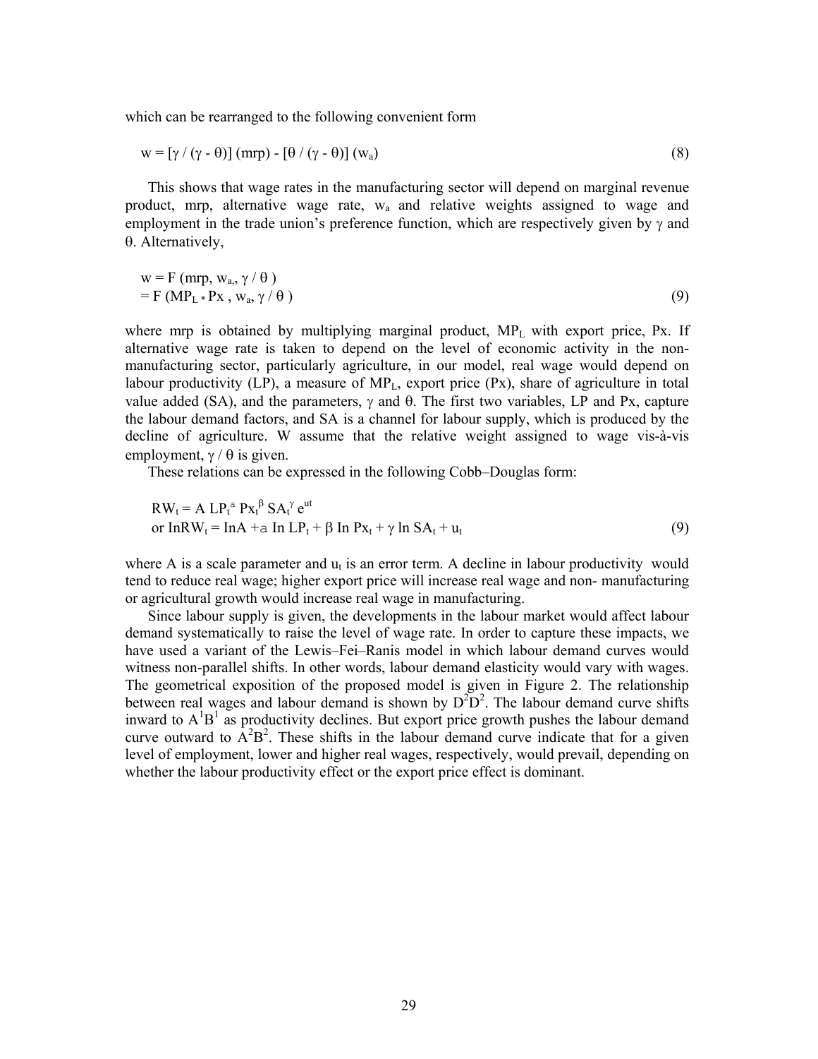which can be rearranged to the following convenient form

$$w = [\gamma / (\gamma - \theta)] (mrp) - [\theta / (\gamma - \theta)] (w_a) \tag{8}$$

This shows that wage rates in the manufacturing sector will depend on marginal revenue product, mrp, alternative wage rate, $w_a$ and relative weights assigned to wage and employment in the trade union's preference function, which are respectively given by $\gamma$ and $\theta$. Alternatively,

$$\begin{aligned} w &= F (mrp, w_a, \gamma / \theta ) \\ &= F (MP_L * Px , w_a, \gamma / \theta ) \end{aligned} \tag{9}$$

where mrp is obtained by multiplying marginal product, $MP_L$ with export price, Px. If alternative wage rate is taken to depend on the level of economic activity in the non-manufacturing sector, particularly agriculture, in our model, real wage would depend on labour productivity (LP), a measure of $MP_L$, export price (Px), share of agriculture in total value added (SA), and the parameters, $\gamma$ and $\theta$. The first two variables, LP and Px, capture the labour demand factors, and SA is a channel for labour supply, which is produced by the decline of agriculture. W assume that the relative weight assigned to wage vis-à-vis employment, $\gamma / \theta$ is given.

These relations can be expressed in the following Cobb–Douglas form:

$$\begin{aligned} &RW_t = A\, LP_t^{a}\, Px_t^{\beta}\, SA_t^{\gamma}\, e^{ut} \\ &\text{or } \ln RW_t = \ln A + a \ln LP_t + \beta \ln Px_t + \gamma \ln SA_t + u_t \end{aligned} \tag{9}$$

where A is a scale parameter and $u_t$ is an error term. A decline in labour productivity would tend to reduce real wage; higher export price will increase real wage and non- manufacturing or agricultural growth would increase real wage in manufacturing.

Since labour supply is given, the developments in the labour market would affect labour demand systematically to raise the level of wage rate. In order to capture these impacts, we have used a variant of the Lewis–Fei–Ranis model in which labour demand curves would witness non-parallel shifts. In other words, labour demand elasticity would vary with wages. The geometrical exposition of the proposed model is given in Figure 2. The relationship between real wages and labour demand is shown by $D^2D^2$. The labour demand curve shifts inward to $A^1B^1$ as productivity declines. But export price growth pushes the labour demand curve outward to $A^2B^2$. These shifts in the labour demand curve indicate that for a given level of employment, lower and higher real wages, respectively, would prevail, depending on whether the labour productivity effect or the export price effect is dominant.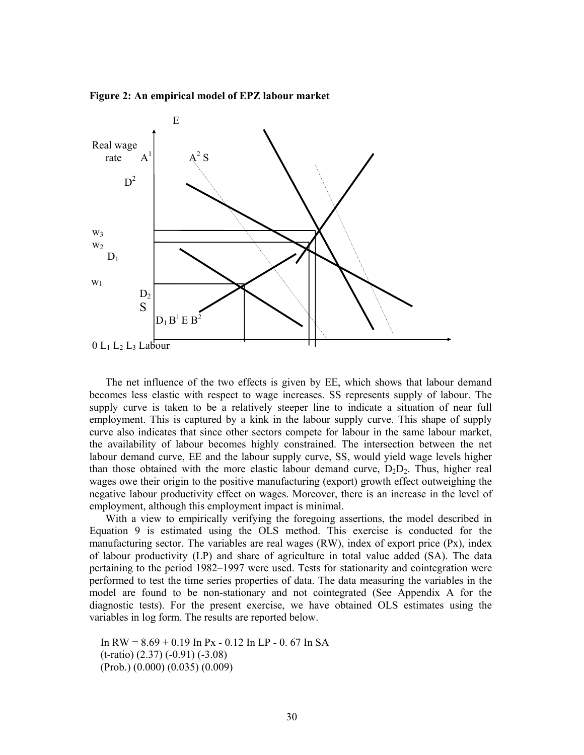**Figure 2: An empirical model of EPZ labour market**

E

Real wage rate $A^1$ $A^2$ S

$D^2$

$w_3$

$w_2$

$D_1$

$w_1$

$D_2$

S

$D_1$ $B^1$ E $B^2$

0 $L_1$ $L_2$ $L_3$ Labour

The net influence of the two effects is given by EE, which shows that labour demand becomes less elastic with respect to wage increases. SS represents supply of labour. The supply curve is taken to be a relatively steeper line to indicate a situation of near full employment. This is captured by a kink in the labour supply curve. This shape of supply curve also indicates that since other sectors compete for labour in the same labour market, the availability of labour becomes highly constrained. The intersection between the net labour demand curve, EE and the labour supply curve, SS, would yield wage levels higher than those obtained with the more elastic labour demand curve, $D_2D_2$. Thus, higher real wages owe their origin to the positive manufacturing (export) growth effect outweighing the negative labour productivity effect on wages. Moreover, there is an increase in the level of employment, although this employment impact is minimal.

With a view to empirically verifying the foregoing assertions, the model described in Equation 9 is estimated using the OLS method. This exercise is conducted for the manufacturing sector. The variables are real wages (RW), index of export price (Px), index of labour productivity (LP) and share of agriculture in total value added (SA). The data pertaining to the period 1982–1997 were used. Tests for stationarity and cointegration were performed to test the time series properties of data. The data measuring the variables in the model are found to be non-stationary and not cointegrated (See Appendix A for the diagnostic tests). For the present exercise, we have obtained OLS estimates using the variables in log form. The results are reported below.

$$\ln RW = 8.69 + 0.19 \ln Px - 0.12 \ln LP - 0.67 \ln SA$$

(t-ratio) (2.37) (-0.91) (-3.08)

(Prob.) (0.000) (0.035) (0.009)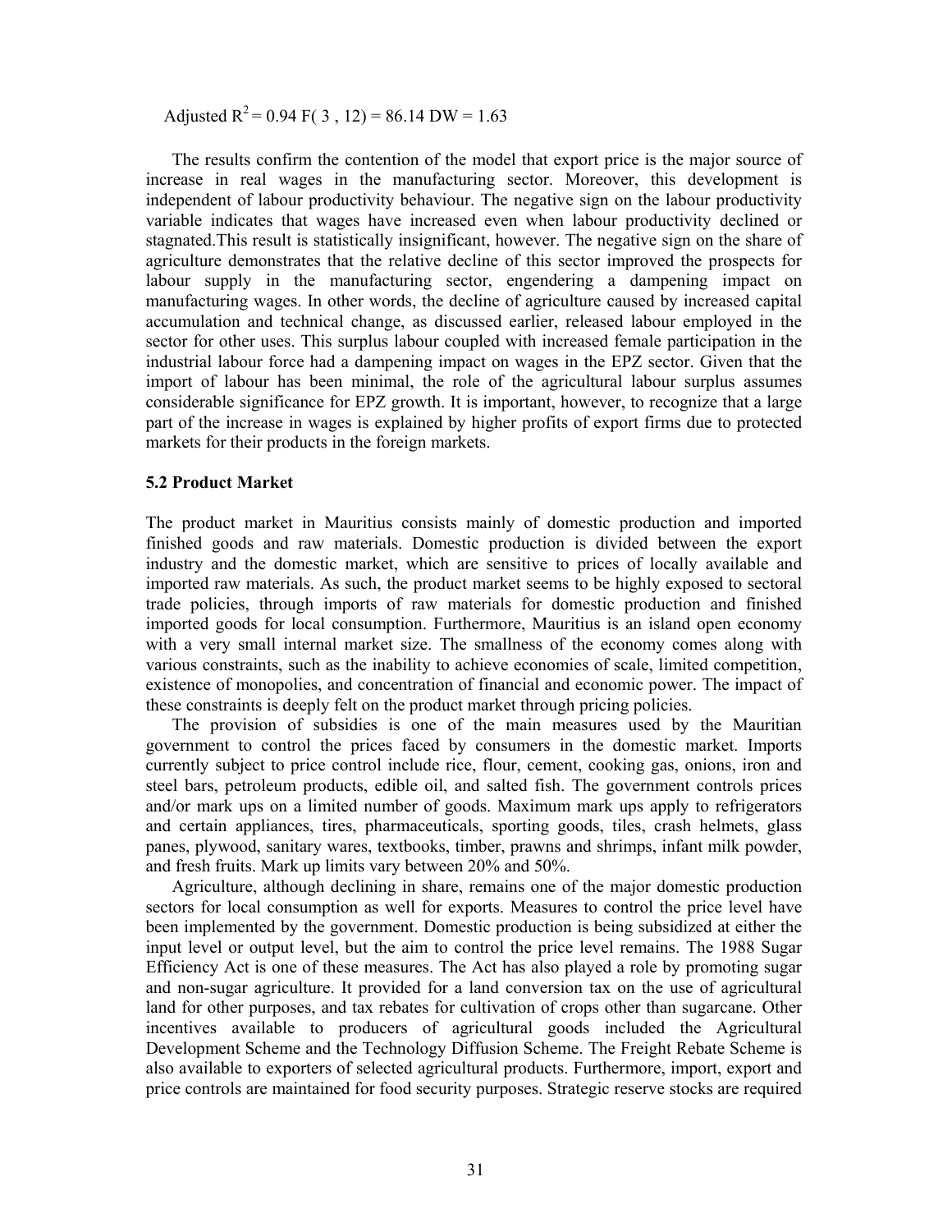Adjusted $R^2 = 0.94$ $F(3, 12) = 86.14$ DW = 1.63

The results confirm the contention of the model that export price is the major source of increase in real wages in the manufacturing sector. Moreover, this development is independent of labour productivity behaviour. The negative sign on the labour productivity variable indicates that wages have increased even when labour productivity declined or stagnated.This result is statistically insignificant, however. The negative sign on the share of agriculture demonstrates that the relative decline of this sector improved the prospects for labour supply in the manufacturing sector, engendering a dampening impact on manufacturing wages. In other words, the decline of agriculture caused by increased capital accumulation and technical change, as discussed earlier, released labour employed in the sector for other uses. This surplus labour coupled with increased female participation in the industrial labour force had a dampening impact on wages in the EPZ sector. Given that the import of labour has been minimal, the role of the agricultural labour surplus assumes considerable significance for EPZ growth. It is important, however, to recognize that a large part of the increase in wages is explained by higher profits of export firms due to protected markets for their products in the foreign markets.

### 5.2 Product Market

The product market in Mauritius consists mainly of domestic production and imported finished goods and raw materials. Domestic production is divided between the export industry and the domestic market, which are sensitive to prices of locally available and imported raw materials. As such, the product market seems to be highly exposed to sectoral trade policies, through imports of raw materials for domestic production and finished imported goods for local consumption. Furthermore, Mauritius is an island open economy with a very small internal market size. The smallness of the economy comes along with various constraints, such as the inability to achieve economies of scale, limited competition, existence of monopolies, and concentration of financial and economic power. The impact of these constraints is deeply felt on the product market through pricing policies.

The provision of subsidies is one of the main measures used by the Mauritian government to control the prices faced by consumers in the domestic market. Imports currently subject to price control include rice, flour, cement, cooking gas, onions, iron and steel bars, petroleum products, edible oil, and salted fish. The government controls prices and/or mark ups on a limited number of goods. Maximum mark ups apply to refrigerators and certain appliances, tires, pharmaceuticals, sporting goods, tiles, crash helmets, glass panes, plywood, sanitary wares, textbooks, timber, prawns and shrimps, infant milk powder, and fresh fruits. Mark up limits vary between 20% and 50%.

Agriculture, although declining in share, remains one of the major domestic production sectors for local consumption as well for exports. Measures to control the price level have been implemented by the government. Domestic production is being subsidized at either the input level or output level, but the aim to control the price level remains. The 1988 Sugar Efficiency Act is one of these measures. The Act has also played a role by promoting sugar and non-sugar agriculture. It provided for a land conversion tax on the use of agricultural land for other purposes, and tax rebates for cultivation of crops other than sugarcane. Other incentives available to producers of agricultural goods included the Agricultural Development Scheme and the Technology Diffusion Scheme. The Freight Rebate Scheme is also available to exporters of selected agricultural products. Furthermore, import, export and price controls are maintained for food security purposes. Strategic reserve stocks are required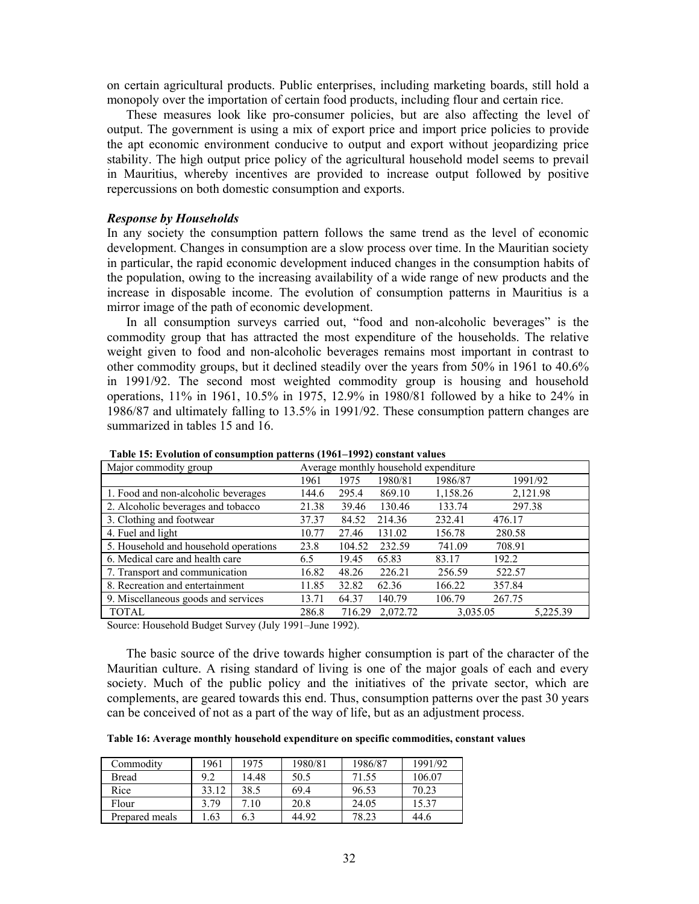on certain agricultural products. Public enterprises, including marketing boards, still hold a monopoly over the importation of certain food products, including flour and certain rice.

These measures look like pro-consumer policies, but are also affecting the level of output. The government is using a mix of export price and import price policies to provide the apt economic environment conducive to output and export without jeopardizing price stability. The high output price policy of the agricultural household model seems to prevail in Mauritius, whereby incentives are provided to increase output followed by positive repercussions on both domestic consumption and exports.

### *Response by Households*

In any society the consumption pattern follows the same trend as the level of economic development. Changes in consumption are a slow process over time. In the Mauritian society in particular, the rapid economic development induced changes in the consumption habits of the population, owing to the increasing availability of a wide range of new products and the increase in disposable income. The evolution of consumption patterns in Mauritius is a mirror image of the path of economic development.

In all consumption surveys carried out, "food and non-alcoholic beverages" is the commodity group that has attracted the most expenditure of the households. The relative weight given to food and non-alcoholic beverages remains most important in contrast to other commodity groups, but it declined steadily over the years from 50% in 1961 to 40.6% in 1991/92. The second most weighted commodity group is housing and household operations, 11% in 1961, 10.5% in 1975, 12.9% in 1980/81 followed by a hike to 24% in 1986/87 and ultimately falling to 13.5% in 1991/92. These consumption pattern changes are summarized in tables 15 and 16.

**Table 15: Evolution of consumption patterns (1961–1992) constant values**

| Major commodity group | Average monthly household expenditure | | | | |
|---|---|---|---|---|---|
| | 1961 | 1975 | 1980/81 | 1986/87 | 1991/92 |
| 1. Food and non-alcoholic beverages | 144.6 | 295.4 | 869.10 | 1,158.26 | 2,121.98 |
| 2. Alcoholic beverages and tobacco | 21.38 | 39.46 | 130.46 | 133.74 | 297.38 |
| 3. Clothing and footwear | 37.37 | 84.52 | 214.36 | 232.41 | 476.17 |
| 4. Fuel and light | 10.77 | 27.46 | 131.02 | 156.78 | 280.58 |
| 5. Household and household operations | 23.8 | 104.52 | 232.59 | 741.09 | 708.91 |
| 6. Medical care and health care | 6.5 | 19.45 | 65.83 | 83.17 | 192.2 |
| 7. Transport and communication | 16.82 | 48.26 | 226.21 | 256.59 | 522.57 |
| 8. Recreation and entertainment | 11.85 | 32.82 | 62.36 | 166.22 | 357.84 |
| 9. Miscellaneous goods and services | 13.71 | 64.37 | 140.79 | 106.79 | 267.75 |
| TOTAL | 286.8 | 716.29 | 2,072.72 | 3,035.05 | 5,225.39 |

Source: Household Budget Survey (July 1991–June 1992).

The basic source of the drive towards higher consumption is part of the character of the Mauritian culture. A rising standard of living is one of the major goals of each and every society. Much of the public policy and the initiatives of the private sector, which are complements, are geared towards this end. Thus, consumption patterns over the past 30 years can be conceived of not as a part of the way of life, but as an adjustment process.

**Table 16: Average monthly household expenditure on specific commodities, constant values**

| Commodity | 1961 | 1975 | 1980/81 | 1986/87 | 1991/92 |
|---|---|---|---|---|---|
| Bread | 9.2 | 14.48 | 50.5 | 71.55 | 106.07 |
| Rice | 33.12 | 38.5 | 69.4 | 96.53 | 70.23 |
| Flour | 3.79 | 7.10 | 20.8 | 24.05 | 15.37 |
| Prepared meals | 1.63 | 6.3 | 44.92 | 78.23 | 44.6 |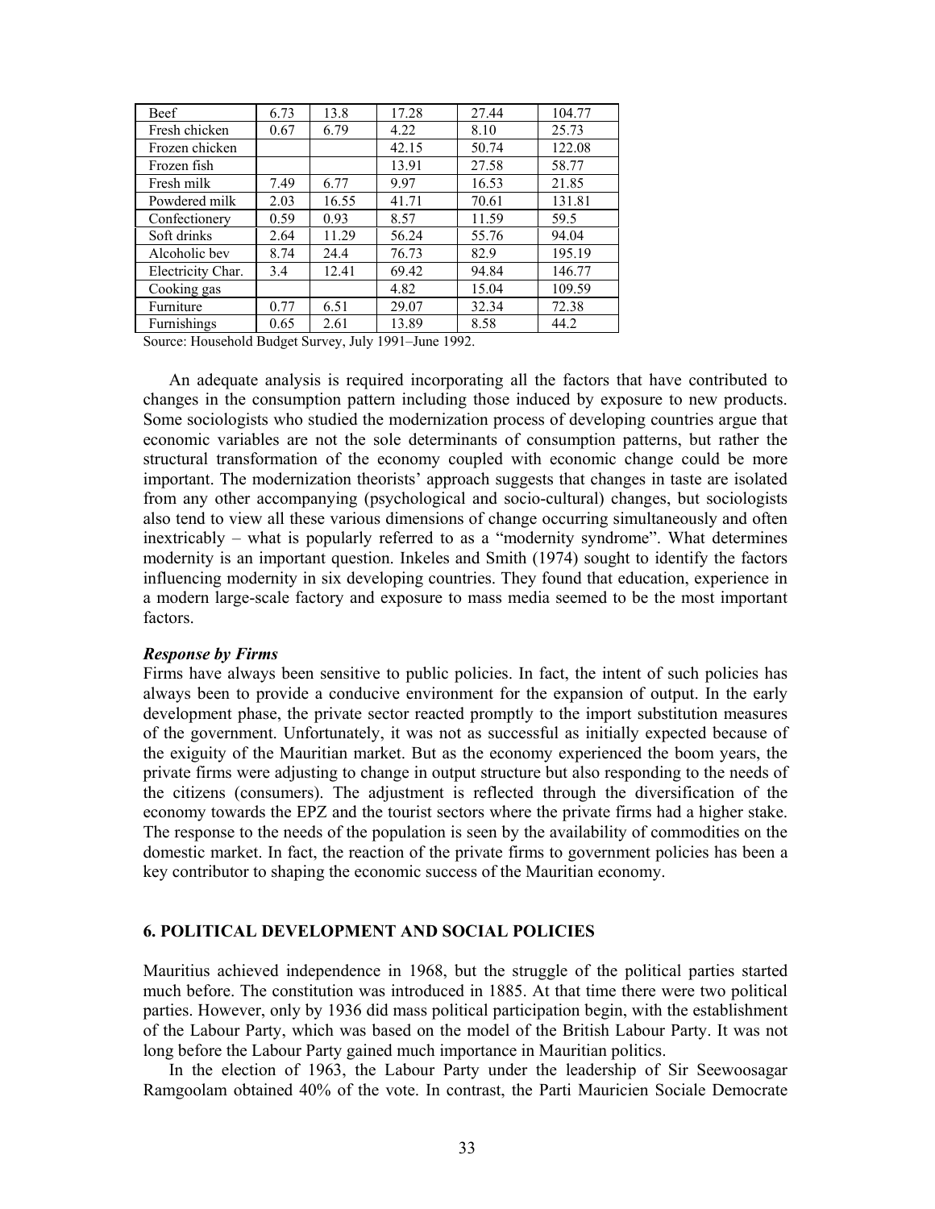| | | | | | |
|---|---|---|---|---|---|
| Beef | 6.73 | 13.8 | 17.28 | 27.44 | 104.77 |
| Fresh chicken | 0.67 | 6.79 | 4.22 | 8.10 | 25.73 |
| Frozen chicken | | | 42.15 | 50.74 | 122.08 |
| Frozen fish | | | 13.91 | 27.58 | 58.77 |
| Fresh milk | 7.49 | 6.77 | 9.97 | 16.53 | 21.85 |
| Powdered milk | 2.03 | 16.55 | 41.71 | 70.61 | 131.81 |
| Confectionery | 0.59 | 0.93 | 8.57 | 11.59 | 59.5 |
| Soft drinks | 2.64 | 11.29 | 56.24 | 55.76 | 94.04 |
| Alcoholic bev | 8.74 | 24.4 | 76.73 | 82.9 | 195.19 |
| Electricity Char. | 3.4 | 12.41 | 69.42 | 94.84 | 146.77 |
| Cooking gas | | | 4.82 | 15.04 | 109.59 |
| Furniture | 0.77 | 6.51 | 29.07 | 32.34 | 72.38 |
| Furnishings | 0.65 | 2.61 | 13.89 | 8.58 | 44.2 |

Source: Household Budget Survey, July 1991–June 1992.

An adequate analysis is required incorporating all the factors that have contributed to changes in the consumption pattern including those induced by exposure to new products. Some sociologists who studied the modernization process of developing countries argue that economic variables are not the sole determinants of consumption patterns, but rather the structural transformation of the economy coupled with economic change could be more important. The modernization theorists' approach suggests that changes in taste are isolated from any other accompanying (psychological and socio-cultural) changes, but sociologists also tend to view all these various dimensions of change occurring simultaneously and often inextricably – what is popularly referred to as a "modernity syndrome". What determines modernity is an important question. Inkeles and Smith (1974) sought to identify the factors influencing modernity in six developing countries. They found that education, experience in a modern large-scale factory and exposure to mass media seemed to be the most important factors.

***Response by Firms***

Firms have always been sensitive to public policies. In fact, the intent of such policies has always been to provide a conducive environment for the expansion of output. In the early development phase, the private sector reacted promptly to the import substitution measures of the government. Unfortunately, it was not as successful as initially expected because of the exiguity of the Mauritian market. But as the economy experienced the boom years, the private firms were adjusting to change in output structure but also responding to the needs of the citizens (consumers). The adjustment is reflected through the diversification of the economy towards the EPZ and the tourist sectors where the private firms had a higher stake. The response to the needs of the population is seen by the availability of commodities on the domestic market. In fact, the reaction of the private firms to government policies has been a key contributor to shaping the economic success of the Mauritian economy.

## 6. POLITICAL DEVELOPMENT AND SOCIAL POLICIES

Mauritius achieved independence in 1968, but the struggle of the political parties started much before. The constitution was introduced in 1885. At that time there were two political parties. However, only by 1936 did mass political participation begin, with the establishment of the Labour Party, which was based on the model of the British Labour Party. It was not long before the Labour Party gained much importance in Mauritian politics.

In the election of 1963, the Labour Party under the leadership of Sir Seewoosagar Ramgoolam obtained 40% of the vote. In contrast, the Parti Mauricien Sociale Democrate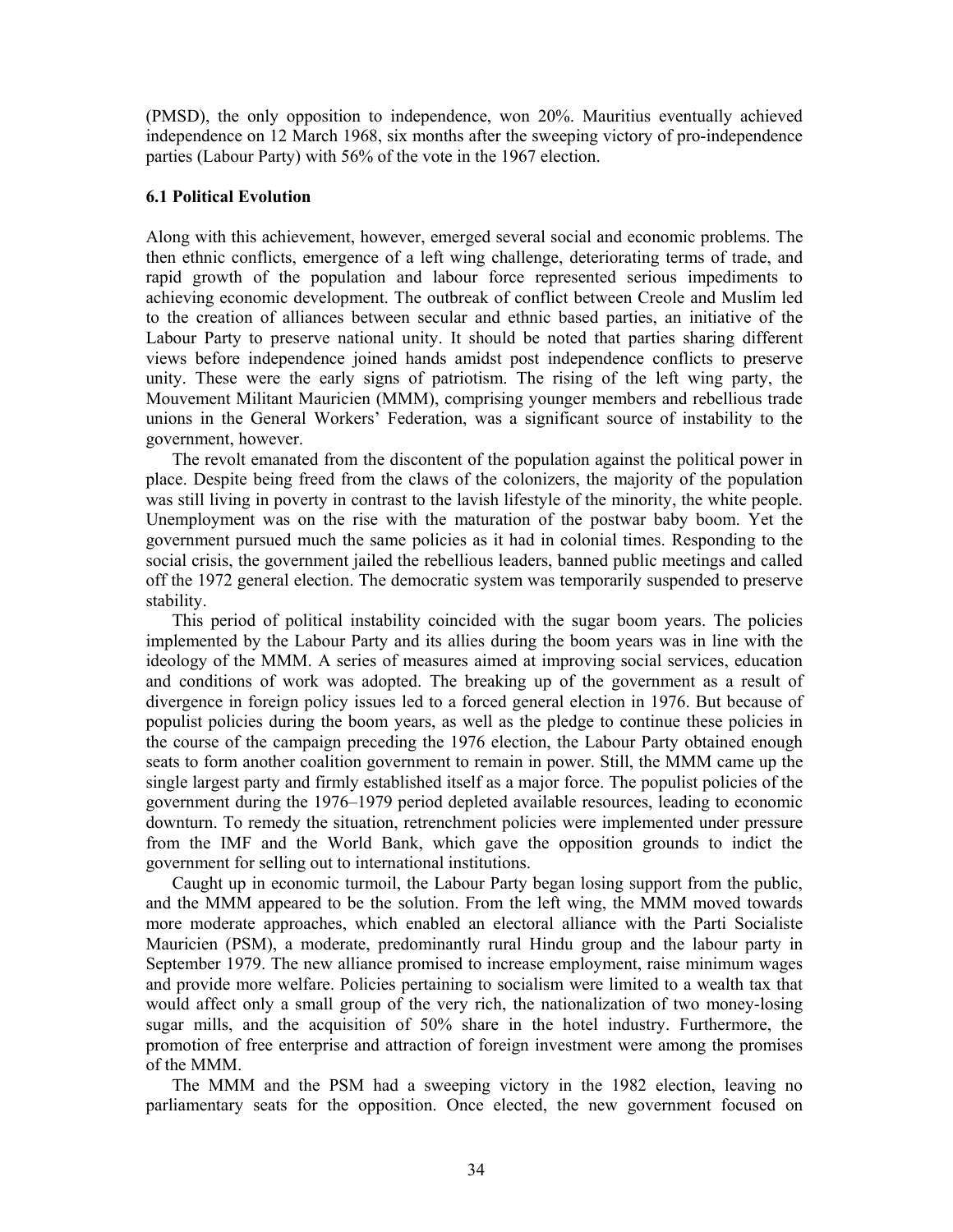(PMSD), the only opposition to independence, won 20%. Mauritius eventually achieved independence on 12 March 1968, six months after the sweeping victory of pro-independence parties (Labour Party) with 56% of the vote in the 1967 election.

### 6.1 Political Evolution

Along with this achievement, however, emerged several social and economic problems. The then ethnic conflicts, emergence of a left wing challenge, deteriorating terms of trade, and rapid growth of the population and labour force represented serious impediments to achieving economic development. The outbreak of conflict between Creole and Muslim led to the creation of alliances between secular and ethnic based parties, an initiative of the Labour Party to preserve national unity. It should be noted that parties sharing different views before independence joined hands amidst post independence conflicts to preserve unity. These were the early signs of patriotism. The rising of the left wing party, the Mouvement Militant Mauricien (MMM), comprising younger members and rebellious trade unions in the General Workers' Federation, was a significant source of instability to the government, however.

The revolt emanated from the discontent of the population against the political power in place. Despite being freed from the claws of the colonizers, the majority of the population was still living in poverty in contrast to the lavish lifestyle of the minority, the white people. Unemployment was on the rise with the maturation of the postwar baby boom. Yet the government pursued much the same policies as it had in colonial times. Responding to the social crisis, the government jailed the rebellious leaders, banned public meetings and called off the 1972 general election. The democratic system was temporarily suspended to preserve stability.

This period of political instability coincided with the sugar boom years. The policies implemented by the Labour Party and its allies during the boom years was in line with the ideology of the MMM. A series of measures aimed at improving social services, education and conditions of work was adopted. The breaking up of the government as a result of divergence in foreign policy issues led to a forced general election in 1976. But because of populist policies during the boom years, as well as the pledge to continue these policies in the course of the campaign preceding the 1976 election, the Labour Party obtained enough seats to form another coalition government to remain in power. Still, the MMM came up the single largest party and firmly established itself as a major force. The populist policies of the government during the 1976–1979 period depleted available resources, leading to economic downturn. To remedy the situation, retrenchment policies were implemented under pressure from the IMF and the World Bank, which gave the opposition grounds to indict the government for selling out to international institutions.

Caught up in economic turmoil, the Labour Party began losing support from the public, and the MMM appeared to be the solution. From the left wing, the MMM moved towards more moderate approaches, which enabled an electoral alliance with the Parti Socialiste Mauricien (PSM), a moderate, predominantly rural Hindu group and the labour party in September 1979. The new alliance promised to increase employment, raise minimum wages and provide more welfare. Policies pertaining to socialism were limited to a wealth tax that would affect only a small group of the very rich, the nationalization of two money-losing sugar mills, and the acquisition of 50% share in the hotel industry. Furthermore, the promotion of free enterprise and attraction of foreign investment were among the promises of the MMM.

The MMM and the PSM had a sweeping victory in the 1982 election, leaving no parliamentary seats for the opposition. Once elected, the new government focused on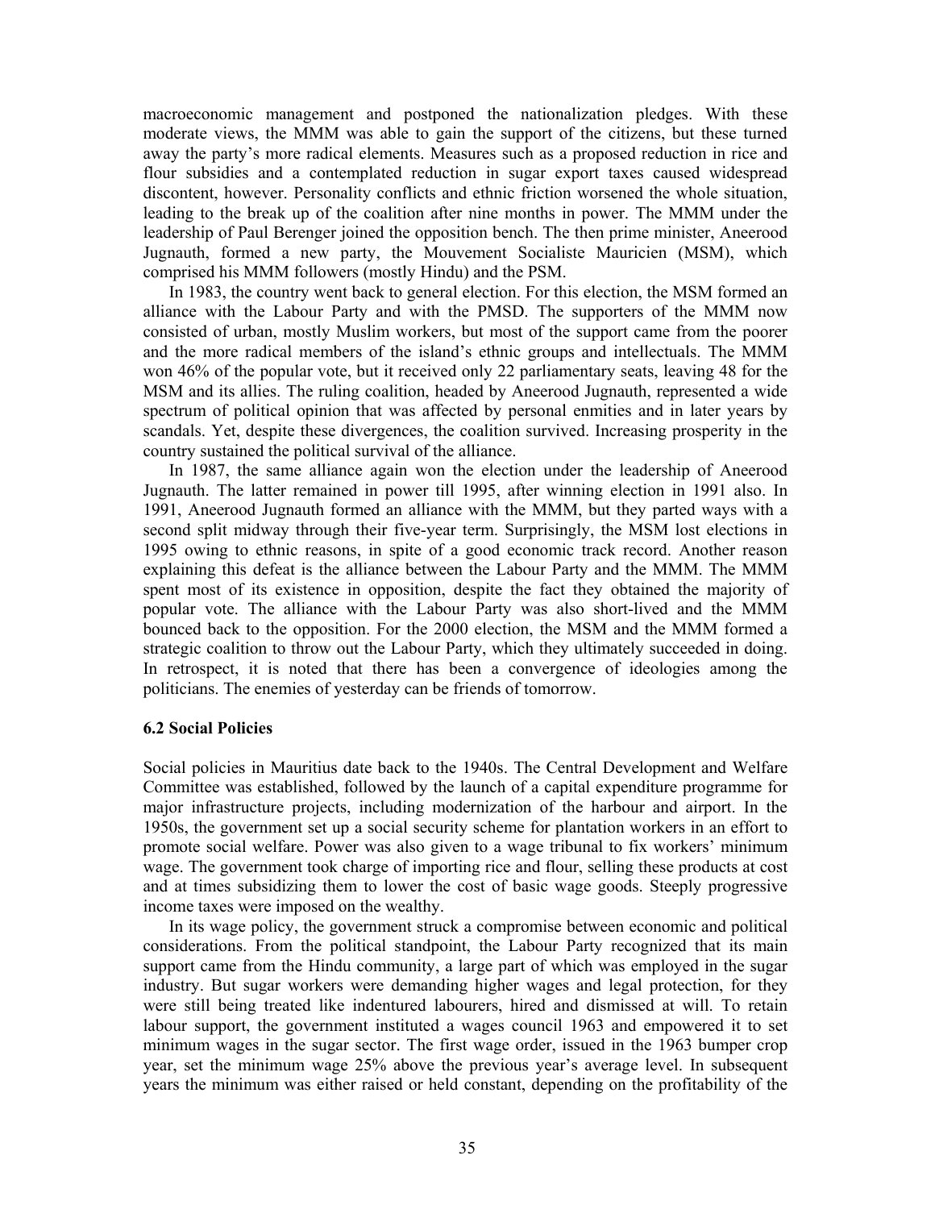macroeconomic management and postponed the nationalization pledges. With these moderate views, the MMM was able to gain the support of the citizens, but these turned away the party's more radical elements. Measures such as a proposed reduction in rice and flour subsidies and a contemplated reduction in sugar export taxes caused widespread discontent, however. Personality conflicts and ethnic friction worsened the whole situation, leading to the break up of the coalition after nine months in power. The MMM under the leadership of Paul Berenger joined the opposition bench. The then prime minister, Aneerood Jugnauth, formed a new party, the Mouvement Socialiste Mauricien (MSM), which comprised his MMM followers (mostly Hindu) and the PSM.

In 1983, the country went back to general election. For this election, the MSM formed an alliance with the Labour Party and with the PMSD. The supporters of the MMM now consisted of urban, mostly Muslim workers, but most of the support came from the poorer and the more radical members of the island's ethnic groups and intellectuals. The MMM won 46% of the popular vote, but it received only 22 parliamentary seats, leaving 48 for the MSM and its allies. The ruling coalition, headed by Aneerood Jugnauth, represented a wide spectrum of political opinion that was affected by personal enmities and in later years by scandals. Yet, despite these divergences, the coalition survived. Increasing prosperity in the country sustained the political survival of the alliance.

In 1987, the same alliance again won the election under the leadership of Aneerood Jugnauth. The latter remained in power till 1995, after winning election in 1991 also. In 1991, Aneerood Jugnauth formed an alliance with the MMM, but they parted ways with a second split midway through their five-year term. Surprisingly, the MSM lost elections in 1995 owing to ethnic reasons, in spite of a good economic track record. Another reason explaining this defeat is the alliance between the Labour Party and the MMM. The MMM spent most of its existence in opposition, despite the fact they obtained the majority of popular vote. The alliance with the Labour Party was also short-lived and the MMM bounced back to the opposition. For the 2000 election, the MSM and the MMM formed a strategic coalition to throw out the Labour Party, which they ultimately succeeded in doing. In retrospect, it is noted that there has been a convergence of ideologies among the politicians. The enemies of yesterday can be friends of tomorrow.

### 6.2 Social Policies

Social policies in Mauritius date back to the 1940s. The Central Development and Welfare Committee was established, followed by the launch of a capital expenditure programme for major infrastructure projects, including modernization of the harbour and airport. In the 1950s, the government set up a social security scheme for plantation workers in an effort to promote social welfare. Power was also given to a wage tribunal to fix workers' minimum wage. The government took charge of importing rice and flour, selling these products at cost and at times subsidizing them to lower the cost of basic wage goods. Steeply progressive income taxes were imposed on the wealthy.

In its wage policy, the government struck a compromise between economic and political considerations. From the political standpoint, the Labour Party recognized that its main support came from the Hindu community, a large part of which was employed in the sugar industry. But sugar workers were demanding higher wages and legal protection, for they were still being treated like indentured labourers, hired and dismissed at will. To retain labour support, the government instituted a wages council 1963 and empowered it to set minimum wages in the sugar sector. The first wage order, issued in the 1963 bumper crop year, set the minimum wage 25% above the previous year's average level. In subsequent years the minimum was either raised or held constant, depending on the profitability of the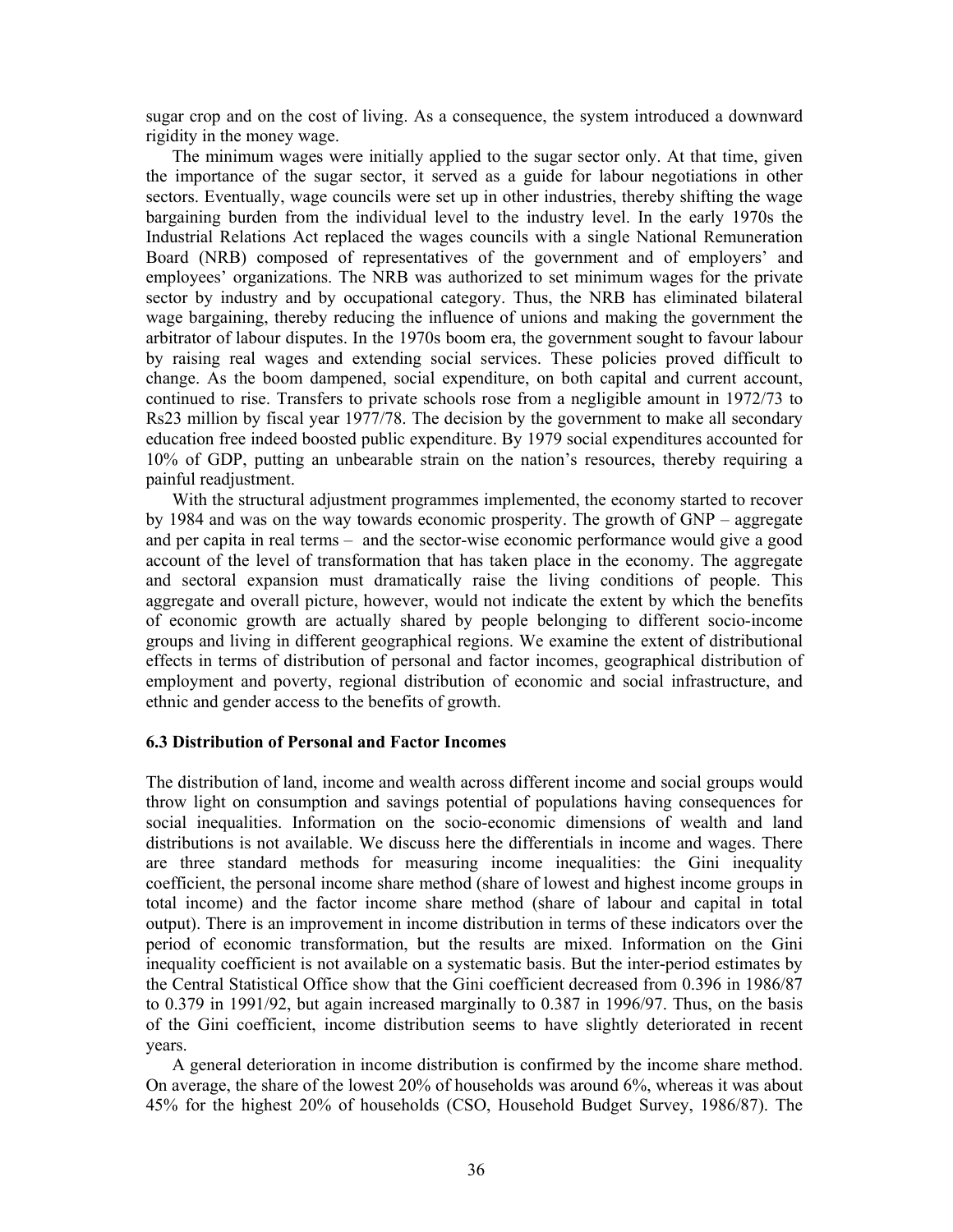sugar crop and on the cost of living. As a consequence, the system introduced a downward rigidity in the money wage.

The minimum wages were initially applied to the sugar sector only. At that time, given the importance of the sugar sector, it served as a guide for labour negotiations in other sectors. Eventually, wage councils were set up in other industries, thereby shifting the wage bargaining burden from the individual level to the industry level. In the early 1970s the Industrial Relations Act replaced the wages councils with a single National Remuneration Board (NRB) composed of representatives of the government and of employers' and employees' organizations. The NRB was authorized to set minimum wages for the private sector by industry and by occupational category. Thus, the NRB has eliminated bilateral wage bargaining, thereby reducing the influence of unions and making the government the arbitrator of labour disputes. In the 1970s boom era, the government sought to favour labour by raising real wages and extending social services. These policies proved difficult to change. As the boom dampened, social expenditure, on both capital and current account, continued to rise. Transfers to private schools rose from a negligible amount in 1972/73 to Rs23 million by fiscal year 1977/78. The decision by the government to make all secondary education free indeed boosted public expenditure. By 1979 social expenditures accounted for 10% of GDP, putting an unbearable strain on the nation's resources, thereby requiring a painful readjustment.

With the structural adjustment programmes implemented, the economy started to recover by 1984 and was on the way towards economic prosperity. The growth of GNP – aggregate and per capita in real terms – and the sector-wise economic performance would give a good account of the level of transformation that has taken place in the economy. The aggregate and sectoral expansion must dramatically raise the living conditions of people. This aggregate and overall picture, however, would not indicate the extent by which the benefits of economic growth are actually shared by people belonging to different socio-income groups and living in different geographical regions. We examine the extent of distributional effects in terms of distribution of personal and factor incomes, geographical distribution of employment and poverty, regional distribution of economic and social infrastructure, and ethnic and gender access to the benefits of growth.

### 6.3 Distribution of Personal and Factor Incomes

The distribution of land, income and wealth across different income and social groups would throw light on consumption and savings potential of populations having consequences for social inequalities. Information on the socio-economic dimensions of wealth and land distributions is not available. We discuss here the differentials in income and wages. There are three standard methods for measuring income inequalities: the Gini inequality coefficient, the personal income share method (share of lowest and highest income groups in total income) and the factor income share method (share of labour and capital in total output). There is an improvement in income distribution in terms of these indicators over the period of economic transformation, but the results are mixed. Information on the Gini inequality coefficient is not available on a systematic basis. But the inter-period estimates by the Central Statistical Office show that the Gini coefficient decreased from 0.396 in 1986/87 to 0.379 in 1991/92, but again increased marginally to 0.387 in 1996/97. Thus, on the basis of the Gini coefficient, income distribution seems to have slightly deteriorated in recent years.

A general deterioration in income distribution is confirmed by the income share method. On average, the share of the lowest 20% of households was around 6%, whereas it was about 45% for the highest 20% of households (CSO, Household Budget Survey, 1986/87). The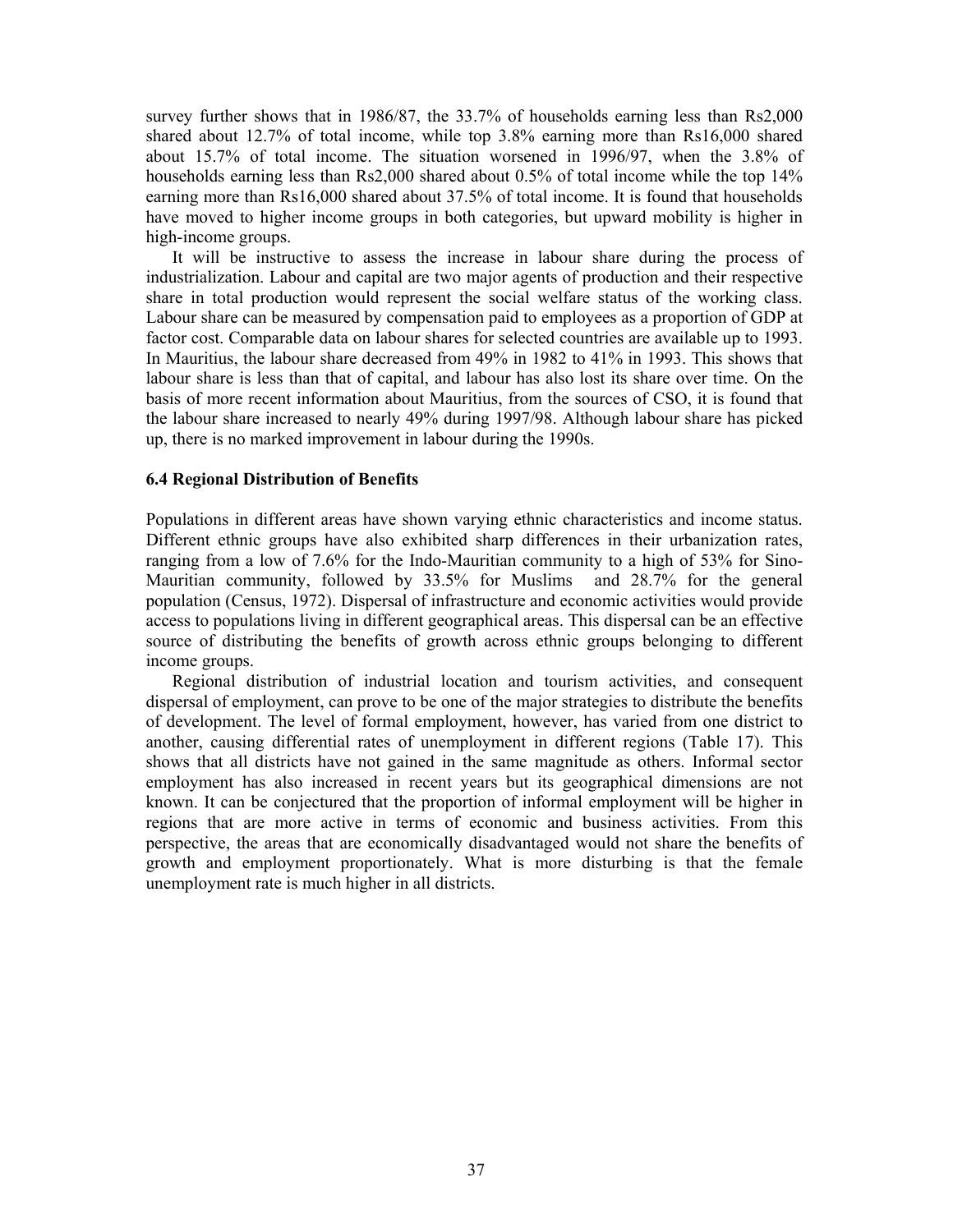survey further shows that in 1986/87, the 33.7% of households earning less than Rs2,000 shared about 12.7% of total income, while top 3.8% earning more than Rs16,000 shared about 15.7% of total income. The situation worsened in 1996/97, when the 3.8% of households earning less than Rs2,000 shared about 0.5% of total income while the top 14% earning more than Rs16,000 shared about 37.5% of total income. It is found that households have moved to higher income groups in both categories, but upward mobility is higher in high-income groups.

It will be instructive to assess the increase in labour share during the process of industrialization. Labour and capital are two major agents of production and their respective share in total production would represent the social welfare status of the working class. Labour share can be measured by compensation paid to employees as a proportion of GDP at factor cost. Comparable data on labour shares for selected countries are available up to 1993. In Mauritius, the labour share decreased from 49% in 1982 to 41% in 1993. This shows that labour share is less than that of capital, and labour has also lost its share over time. On the basis of more recent information about Mauritius, from the sources of CSO, it is found that the labour share increased to nearly 49% during 1997/98. Although labour share has picked up, there is no marked improvement in labour during the 1990s.

### 6.4 Regional Distribution of Benefits

Populations in different areas have shown varying ethnic characteristics and income status. Different ethnic groups have also exhibited sharp differences in their urbanization rates, ranging from a low of 7.6% for the Indo-Mauritian community to a high of 53% for Sino-Mauritian community, followed by 33.5% for Muslims and 28.7% for the general population (Census, 1972). Dispersal of infrastructure and economic activities would provide access to populations living in different geographical areas. This dispersal can be an effective source of distributing the benefits of growth across ethnic groups belonging to different income groups.

Regional distribution of industrial location and tourism activities, and consequent dispersal of employment, can prove to be one of the major strategies to distribute the benefits of development. The level of formal employment, however, has varied from one district to another, causing differential rates of unemployment in different regions (Table 17). This shows that all districts have not gained in the same magnitude as others. Informal sector employment has also increased in recent years but its geographical dimensions are not known. It can be conjectured that the proportion of informal employment will be higher in regions that are more active in terms of economic and business activities. From this perspective, the areas that are economically disadvantaged would not share the benefits of growth and employment proportionately. What is more disturbing is that the female unemployment rate is much higher in all districts.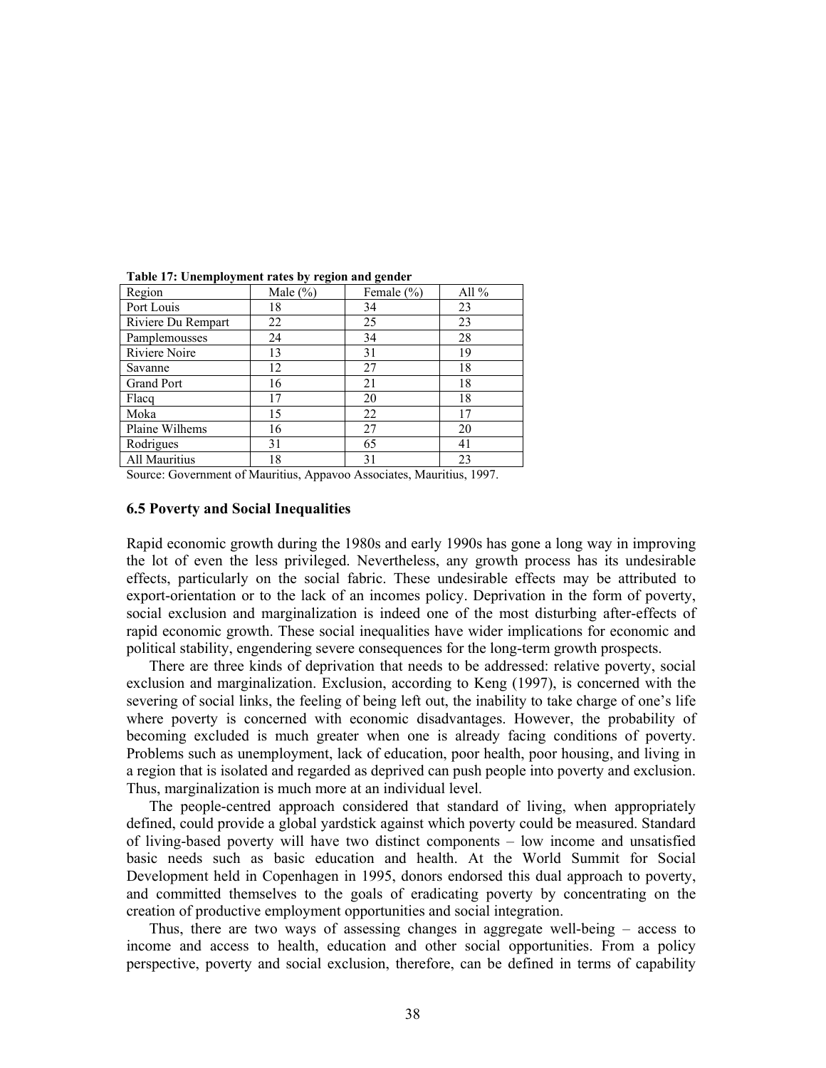**Table 17: Unemployment rates by region and gender**

| Region | Male (%) | Female (%) | All % |
|---|---|---|---|
| Port Louis | 18 | 34 | 23 |
| Riviere Du Rempart | 22 | 25 | 23 |
| Pamplemousses | 24 | 34 | 28 |
| Riviere Noire | 13 | 31 | 19 |
| Savanne | 12 | 27 | 18 |
| Grand Port | 16 | 21 | 18 |
| Flacq | 17 | 20 | 18 |
| Moka | 15 | 22 | 17 |
| Plaine Wilhems | 16 | 27 | 20 |
| Rodrigues | 31 | 65 | 41 |
| All Mauritius | 18 | 31 | 23 |

Source: Government of Mauritius, Appavoo Associates, Mauritius, 1997.

### 6.5 Poverty and Social Inequalities

Rapid economic growth during the 1980s and early 1990s has gone a long way in improving the lot of even the less privileged. Nevertheless, any growth process has its undesirable effects, particularly on the social fabric. These undesirable effects may be attributed to export-orientation or to the lack of an incomes policy. Deprivation in the form of poverty, social exclusion and marginalization is indeed one of the most disturbing after-effects of rapid economic growth. These social inequalities have wider implications for economic and political stability, engendering severe consequences for the long-term growth prospects.

There are three kinds of deprivation that needs to be addressed: relative poverty, social exclusion and marginalization. Exclusion, according to Keng (1997), is concerned with the severing of social links, the feeling of being left out, the inability to take charge of one's life where poverty is concerned with economic disadvantages. However, the probability of becoming excluded is much greater when one is already facing conditions of poverty. Problems such as unemployment, lack of education, poor health, poor housing, and living in a region that is isolated and regarded as deprived can push people into poverty and exclusion. Thus, marginalization is much more at an individual level.

The people-centred approach considered that standard of living, when appropriately defined, could provide a global yardstick against which poverty could be measured. Standard of living-based poverty will have two distinct components – low income and unsatisfied basic needs such as basic education and health. At the World Summit for Social Development held in Copenhagen in 1995, donors endorsed this dual approach to poverty, and committed themselves to the goals of eradicating poverty by concentrating on the creation of productive employment opportunities and social integration.

Thus, there are two ways of assessing changes in aggregate well-being – access to income and access to health, education and other social opportunities. From a policy perspective, poverty and social exclusion, therefore, can be defined in terms of capability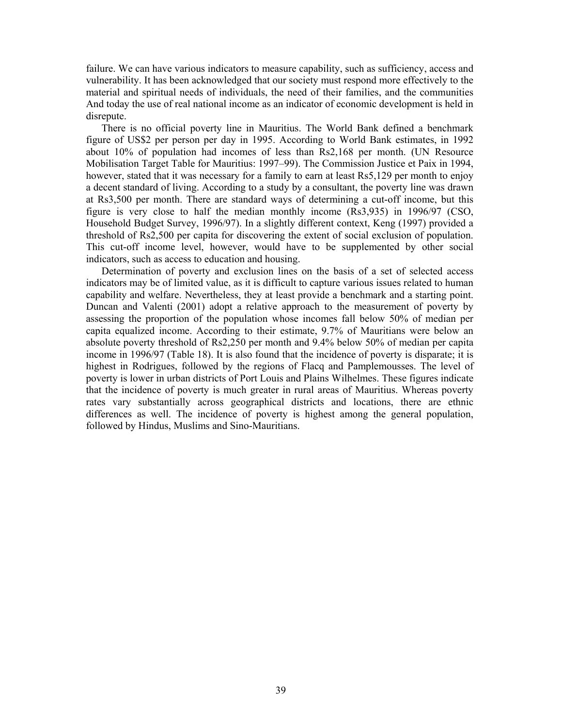failure. We can have various indicators to measure capability, such as sufficiency, access and vulnerability. It has been acknowledged that our society must respond more effectively to the material and spiritual needs of individuals, the need of their families, and the communities And today the use of real national income as an indicator of economic development is held in disrepute.

There is no official poverty line in Mauritius. The World Bank defined a benchmark figure of US$2 per person per day in 1995. According to World Bank estimates, in 1992 about 10% of population had incomes of less than Rs2,168 per month. (UN Resource Mobilisation Target Table for Mauritius: 1997–99). The Commission Justice et Paix in 1994, however, stated that it was necessary for a family to earn at least Rs5,129 per month to enjoy a decent standard of living. According to a study by a consultant, the poverty line was drawn at Rs3,500 per month. There are standard ways of determining a cut-off income, but this figure is very close to half the median monthly income (Rs3,935) in 1996/97 (CSO, Household Budget Survey, 1996/97). In a slightly different context, Keng (1997) provided a threshold of Rs2,500 per capita for discovering the extent of social exclusion of population. This cut-off income level, however, would have to be supplemented by other social indicators, such as access to education and housing.

Determination of poverty and exclusion lines on the basis of a set of selected access indicators may be of limited value, as it is difficult to capture various issues related to human capability and welfare. Nevertheless, they at least provide a benchmark and a starting point. Duncan and Valenti (2001) adopt a relative approach to the measurement of poverty by assessing the proportion of the population whose incomes fall below 50% of median per capita equalized income. According to their estimate, 9.7% of Mauritians were below an absolute poverty threshold of Rs2,250 per month and 9.4% below 50% of median per capita income in 1996/97 (Table 18). It is also found that the incidence of poverty is disparate; it is highest in Rodrigues, followed by the regions of Flacq and Pamplemousses. The level of poverty is lower in urban districts of Port Louis and Plains Wilhelmes. These figures indicate that the incidence of poverty is much greater in rural areas of Mauritius. Whereas poverty rates vary substantially across geographical districts and locations, there are ethnic differences as well. The incidence of poverty is highest among the general population, followed by Hindus, Muslims and Sino-Mauritians.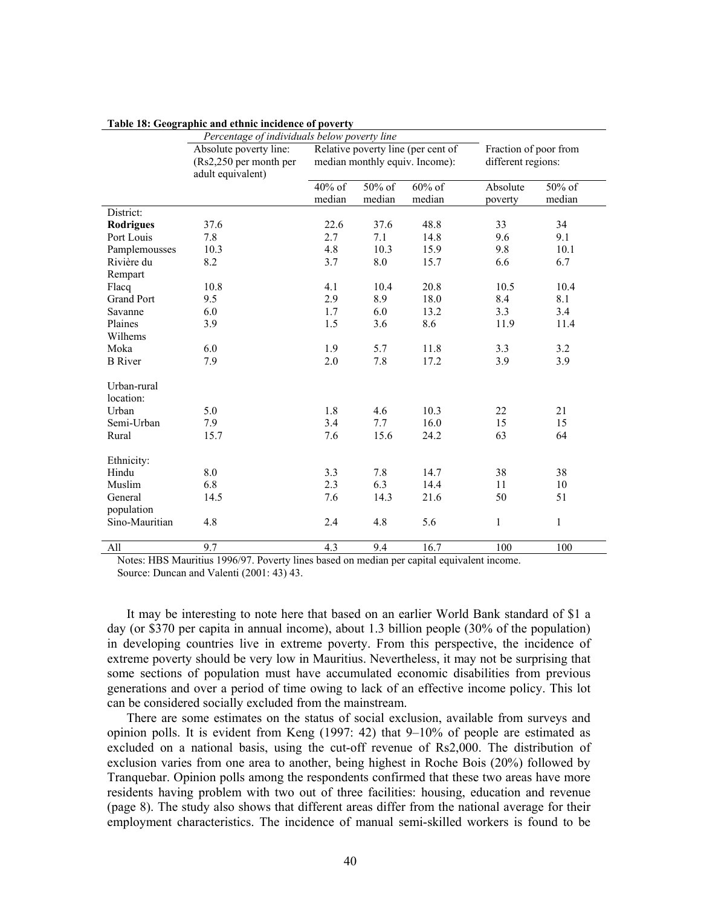**Table 18: Geographic and ethnic incidence of poverty**

| | *Percentage of individuals below poverty line* | | | | | |
|---|---|---|---|---|---|---|
| | Absolute poverty line: (Rs2,250 per month per adult equivalent) | Relative poverty line (per cent of median monthly equiv. Income): | | | Fraction of poor from different regions: | |
| | | 40% of median | 50% of median | 60% of median | Absolute poverty | 50% of median |
| District: | | | | | | |
| **Rodrigues** | 37.6 | 22.6 | 37.6 | 48.8 | 33 | 34 |
| Port Louis | 7.8 | 2.7 | 7.1 | 14.8 | 9.6 | 9.1 |
| Pamplemousses | 10.3 | 4.8 | 10.3 | 15.9 | 9.8 | 10.1 |
| Rivière du Rempart | 8.2 | 3.7 | 8.0 | 15.7 | 6.6 | 6.7 |
| Flacq | 10.8 | 4.1 | 10.4 | 20.8 | 10.5 | 10.4 |
| Grand Port | 9.5 | 2.9 | 8.9 | 18.0 | 8.4 | 8.1 |
| Savanne | 6.0 | 1.7 | 6.0 | 13.2 | 3.3 | 3.4 |
| Plaines Wilhems | 3.9 | 1.5 | 3.6 | 8.6 | 11.9 | 11.4 |
| Moka | 6.0 | 1.9 | 5.7 | 11.8 | 3.3 | 3.2 |
| B River | 7.9 | 2.0 | 7.8 | 17.2 | 3.9 | 3.9 |
| Urban-rural location: | | | | | | |
| Urban | 5.0 | 1.8 | 4.6 | 10.3 | 22 | 21 |
| Semi-Urban | 7.9 | 3.4 | 7.7 | 16.0 | 15 | 15 |
| Rural | 15.7 | 7.6 | 15.6 | 24.2 | 63 | 64 |
| Ethnicity: | | | | | | |
| Hindu | 8.0 | 3.3 | 7.8 | 14.7 | 38 | 38 |
| Muslim | 6.8 | 2.3 | 6.3 | 14.4 | 11 | 10 |
| General population | 14.5 | 7.6 | 14.3 | 21.6 | 50 | 51 |
| Sino-Mauritian | 4.8 | 2.4 | 4.8 | 5.6 | 1 | 1 |
| All | 9.7 | 4.3 | 9.4 | 16.7 | 100 | 100 |

Notes: HBS Mauritius 1996/97. Poverty lines based on median per capital equivalent income.
Source: Duncan and Valenti (2001: 43) 43.

It may be interesting to note here that based on an earlier World Bank standard of $1 a day (or $370 per capita in annual income), about 1.3 billion people (30% of the population) in developing countries live in extreme poverty. From this perspective, the incidence of extreme poverty should be very low in Mauritius. Nevertheless, it may not be surprising that some sections of population must have accumulated economic disabilities from previous generations and over a period of time owing to lack of an effective income policy. This lot can be considered socially excluded from the mainstream.

There are some estimates on the status of social exclusion, available from surveys and opinion polls. It is evident from Keng (1997: 42) that 9–10% of people are estimated as excluded on a national basis, using the cut-off revenue of Rs2,000. The distribution of exclusion varies from one area to another, being highest in Roche Bois (20%) followed by Tranquebar. Opinion polls among the respondents confirmed that these two areas have more residents having problem with two out of three facilities: housing, education and revenue (page 8). The study also shows that different areas differ from the national average for their employment characteristics. The incidence of manual semi-skilled workers is found to be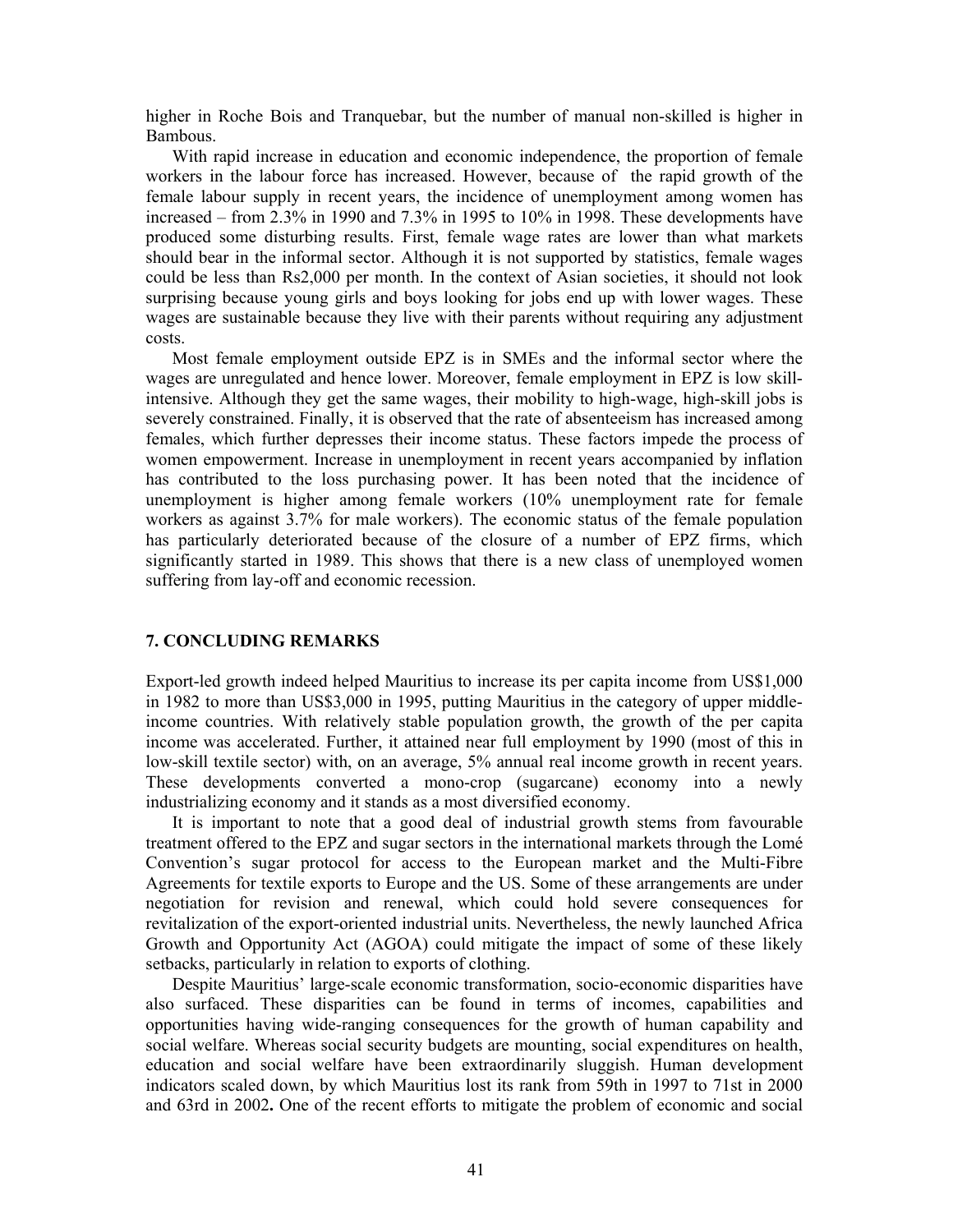higher in Roche Bois and Tranquebar, but the number of manual non-skilled is higher in Bambous.

With rapid increase in education and economic independence, the proportion of female workers in the labour force has increased. However, because of the rapid growth of the female labour supply in recent years, the incidence of unemployment among women has increased – from 2.3% in 1990 and 7.3% in 1995 to 10% in 1998. These developments have produced some disturbing results. First, female wage rates are lower than what markets should bear in the informal sector. Although it is not supported by statistics, female wages could be less than Rs2,000 per month. In the context of Asian societies, it should not look surprising because young girls and boys looking for jobs end up with lower wages. These wages are sustainable because they live with their parents without requiring any adjustment costs.

Most female employment outside EPZ is in SMEs and the informal sector where the wages are unregulated and hence lower. Moreover, female employment in EPZ is low skill-intensive. Although they get the same wages, their mobility to high-wage, high-skill jobs is severely constrained. Finally, it is observed that the rate of absenteeism has increased among females, which further depresses their income status. These factors impede the process of women empowerment. Increase in unemployment in recent years accompanied by inflation has contributed to the loss purchasing power. It has been noted that the incidence of unemployment is higher among female workers (10% unemployment rate for female workers as against 3.7% for male workers). The economic status of the female population has particularly deteriorated because of the closure of a number of EPZ firms, which significantly started in 1989. This shows that there is a new class of unemployed women suffering from lay-off and economic recession.

## 7. CONCLUDING REMARKS

Export-led growth indeed helped Mauritius to increase its per capita income from US$1,000 in 1982 to more than US$3,000 in 1995, putting Mauritius in the category of upper middle-income countries. With relatively stable population growth, the growth of the per capita income was accelerated. Further, it attained near full employment by 1990 (most of this in low-skill textile sector) with, on an average, 5% annual real income growth in recent years. These developments converted a mono-crop (sugarcane) economy into a newly industrializing economy and it stands as a most diversified economy.

It is important to note that a good deal of industrial growth stems from favourable treatment offered to the EPZ and sugar sectors in the international markets through the Lomé Convention's sugar protocol for access to the European market and the Multi-Fibre Agreements for textile exports to Europe and the US. Some of these arrangements are under negotiation for revision and renewal, which could hold severe consequences for revitalization of the export-oriented industrial units. Nevertheless, the newly launched Africa Growth and Opportunity Act (AGOA) could mitigate the impact of some of these likely setbacks, particularly in relation to exports of clothing.

Despite Mauritius' large-scale economic transformation, socio-economic disparities have also surfaced. These disparities can be found in terms of incomes, capabilities and opportunities having wide-ranging consequences for the growth of human capability and social welfare. Whereas social security budgets are mounting, social expenditures on health, education and social welfare have been extraordinarily sluggish. Human development indicators scaled down, by which Mauritius lost its rank from 59th in 1997 to 71st in 2000 and 63rd in 2002**.** One of the recent efforts to mitigate the problem of economic and social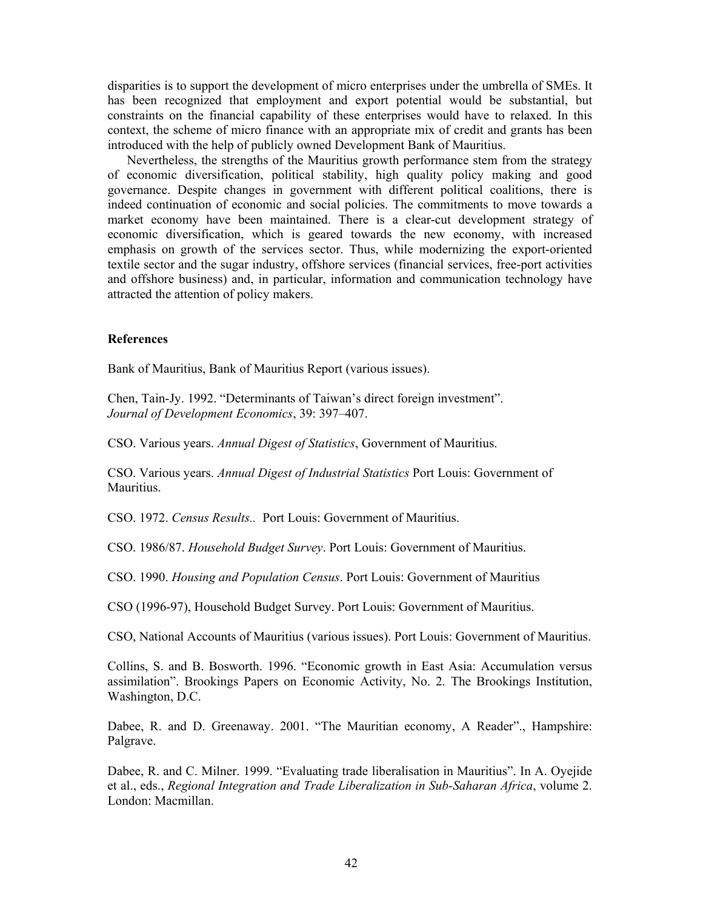disparities is to support the development of micro enterprises under the umbrella of SMEs. It has been recognized that employment and export potential would be substantial, but constraints on the financial capability of these enterprises would have to relaxed. In this context, the scheme of micro finance with an appropriate mix of credit and grants has been introduced with the help of publicly owned Development Bank of Mauritius.

Nevertheless, the strengths of the Mauritius growth performance stem from the strategy of economic diversification, political stability, high quality policy making and good governance. Despite changes in government with different political coalitions, there is indeed continuation of economic and social policies. The commitments to move towards a market economy have been maintained. There is a clear-cut development strategy of economic diversification, which is geared towards the new economy, with increased emphasis on growth of the services sector. Thus, while modernizing the export-oriented textile sector and the sugar industry, offshore services (financial services, free-port activities and offshore business) and, in particular, information and communication technology have attracted the attention of policy makers.

**References**

Bank of Mauritius, Bank of Mauritius Report (various issues).

Chen, Tain-Jy. 1992. "Determinants of Taiwan's direct foreign investment". *Journal of Development Economics*, 39: 397–407.

CSO. Various years. *Annual Digest of Statistics*, Government of Mauritius.

CSO. Various years. *Annual Digest of Industrial Statistics* Port Louis: Government of Mauritius.

CSO. 1972. *Census Results..* Port Louis: Government of Mauritius.

CSO. 1986/87. *Household Budget Survey*. Port Louis: Government of Mauritius.

CSO. 1990. *Housing and Population Census*. Port Louis: Government of Mauritius

CSO (1996-97), Household Budget Survey. Port Louis: Government of Mauritius.

CSO, National Accounts of Mauritius (various issues). Port Louis: Government of Mauritius.

Collins, S. and B. Bosworth. 1996. "Economic growth in East Asia: Accumulation versus assimilation". Brookings Papers on Economic Activity, No. 2. The Brookings Institution, Washington, D.C.

Dabee, R. and D. Greenaway. 2001. "The Mauritian economy, A Reader"., Hampshire: Palgrave.

Dabee, R. and C. Milner. 1999. "Evaluating trade liberalisation in Mauritius". In A. Oyejide et al., eds., *Regional Integration and Trade Liberalization in Sub-Saharan Africa*, volume 2. London: Macmillan.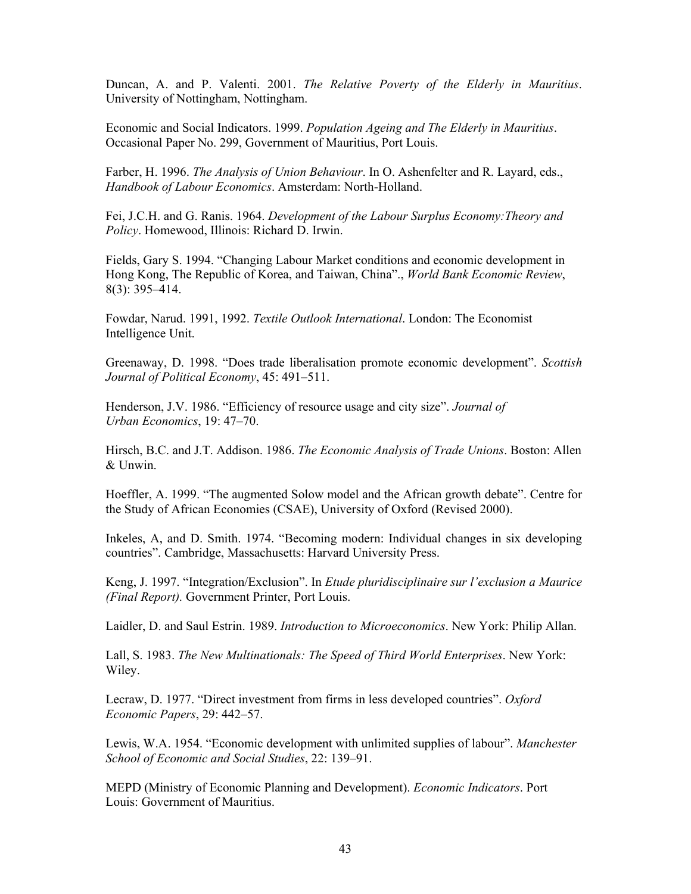Duncan, A. and P. Valenti. 2001. *The Relative Poverty of the Elderly in Mauritius*. University of Nottingham, Nottingham.

Economic and Social Indicators. 1999. *Population Ageing and The Elderly in Mauritius*. Occasional Paper No. 299, Government of Mauritius, Port Louis.

Farber, H. 1996. *The Analysis of Union Behaviour*. In O. Ashenfelter and R. Layard, eds., *Handbook of Labour Economics*. Amsterdam: North-Holland.

Fei, J.C.H. and G. Ranis. 1964. *Development of the Labour Surplus Economy:Theory and Policy*. Homewood, Illinois: Richard D. Irwin.

Fields, Gary S. 1994. "Changing Labour Market conditions and economic development in Hong Kong, The Republic of Korea, and Taiwan, China"., *World Bank Economic Review*, 8(3): 395–414.

Fowdar, Narud. 1991, 1992. *Textile Outlook International*. London: The Economist Intelligence Unit.

Greenaway, D. 1998. "Does trade liberalisation promote economic development". *Scottish Journal of Political Economy*, 45: 491–511.

Henderson, J.V. 1986. "Efficiency of resource usage and city size". *Journal of Urban Economics*, 19: 47–70.

Hirsch, B.C. and J.T. Addison. 1986. *The Economic Analysis of Trade Unions*. Boston: Allen & Unwin.

Hoeffler, A. 1999. "The augmented Solow model and the African growth debate". Centre for the Study of African Economies (CSAE), University of Oxford (Revised 2000).

Inkeles, A, and D. Smith. 1974. "Becoming modern: Individual changes in six developing countries". Cambridge, Massachusetts: Harvard University Press.

Keng, J. 1997. "Integration/Exclusion". In *Etude pluridisciplinaire sur l'exclusion a Maurice (Final Report).* Government Printer, Port Louis.

Laidler, D. and Saul Estrin. 1989. *Introduction to Microeconomics*. New York: Philip Allan.

Lall, S. 1983. *The New Multinationals: The Speed of Third World Enterprises*. New York: Wiley.

Lecraw, D. 1977. "Direct investment from firms in less developed countries". *Oxford Economic Papers*, 29: 442–57.

Lewis, W.A. 1954. "Economic development with unlimited supplies of labour". *Manchester School of Economic and Social Studies*, 22: 139–91.

MEPD (Ministry of Economic Planning and Development). *Economic Indicators*. Port Louis: Government of Mauritius.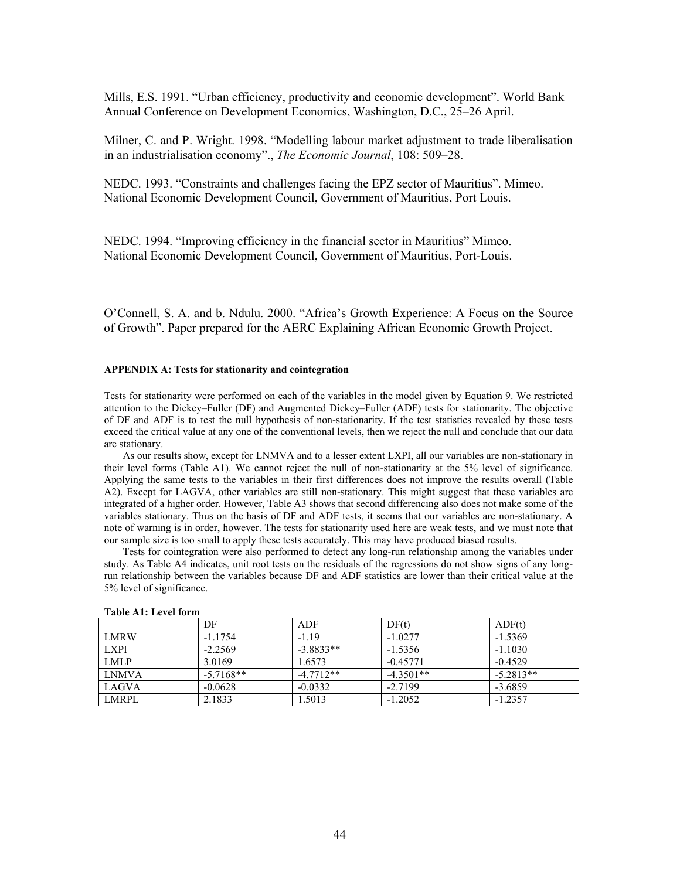Mills, E.S. 1991. “Urban efficiency, productivity and economic development”. World Bank Annual Conference on Development Economics, Washington, D.C., 25–26 April.

Milner, C. and P. Wright. 1998. “Modelling labour market adjustment to trade liberalisation in an industrialisation economy”., *The Economic Journal*, 108: 509–28.

NEDC. 1993. “Constraints and challenges facing the EPZ sector of Mauritius”. Mimeo. National Economic Development Council, Government of Mauritius, Port Louis.

NEDC. 1994. “Improving efficiency in the financial sector in Mauritius” Mimeo. National Economic Development Council, Government of Mauritius, Port-Louis.

O’Connell, S. A. and b. Ndulu. 2000. “Africa’s Growth Experience: A Focus on the Source of Growth”. Paper prepared for the AERC Explaining African Economic Growth Project.

#### APPENDIX A: Tests for stationarity and cointegration

Tests for stationarity were performed on each of the variables in the model given by Equation 9. We restricted attention to the Dickey–Fuller (DF) and Augmented Dickey–Fuller (ADF) tests for stationarity. The objective of DF and ADF is to test the null hypothesis of non-stationarity. If the test statistics revealed by these tests exceed the critical value at any one of the conventional levels, then we reject the null and conclude that our data are stationary.

As our results show, except for LNMVA and to a lesser extent LXPI, all our variables are non-stationary in their level forms (Table A1). We cannot reject the null of non-stationarity at the 5% level of significance. Applying the same tests to the variables in their first differences does not improve the results overall (Table A2). Except for LAGVA, other variables are still non-stationary. This might suggest that these variables are integrated of a higher order. However, Table A3 shows that second differencing also does not make some of the variables stationary. Thus on the basis of DF and ADF tests, it seems that our variables are non-stationary. A note of warning is in order, however. The tests for stationarity used here are weak tests, and we must note that our sample size is too small to apply these tests accurately. This may have produced biased results.

Tests for cointegration were also performed to detect any long-run relationship among the variables under study. As Table A4 indicates, unit root tests on the residuals of the regressions do not show signs of any long-run relationship between the variables because DF and ADF statistics are lower than their critical value at the 5% level of significance.

**Table A1: Level form**

| | DF | ADF | DF(t) | ADF(t) |
|---|---|---|---|---|
| LMRW | -1.1754 | -1.19 | -1.0277 | -1.5369 |
| LXPI | -2.2569 | -3.8833** | -1.5356 | -1.1030 |
| LMLP | 3.0169 | 1.6573 | -0.45771 | -0.4529 |
| LNMVA | -5.7168** | -4.7712** | -4.3501** | -5.2813** |
| LAGVA | -0.0628 | -0.0332 | -2.7199 | -3.6859 |
| LMRPL | 2.1833 | 1.5013 | -1.2052 | -1.2357 |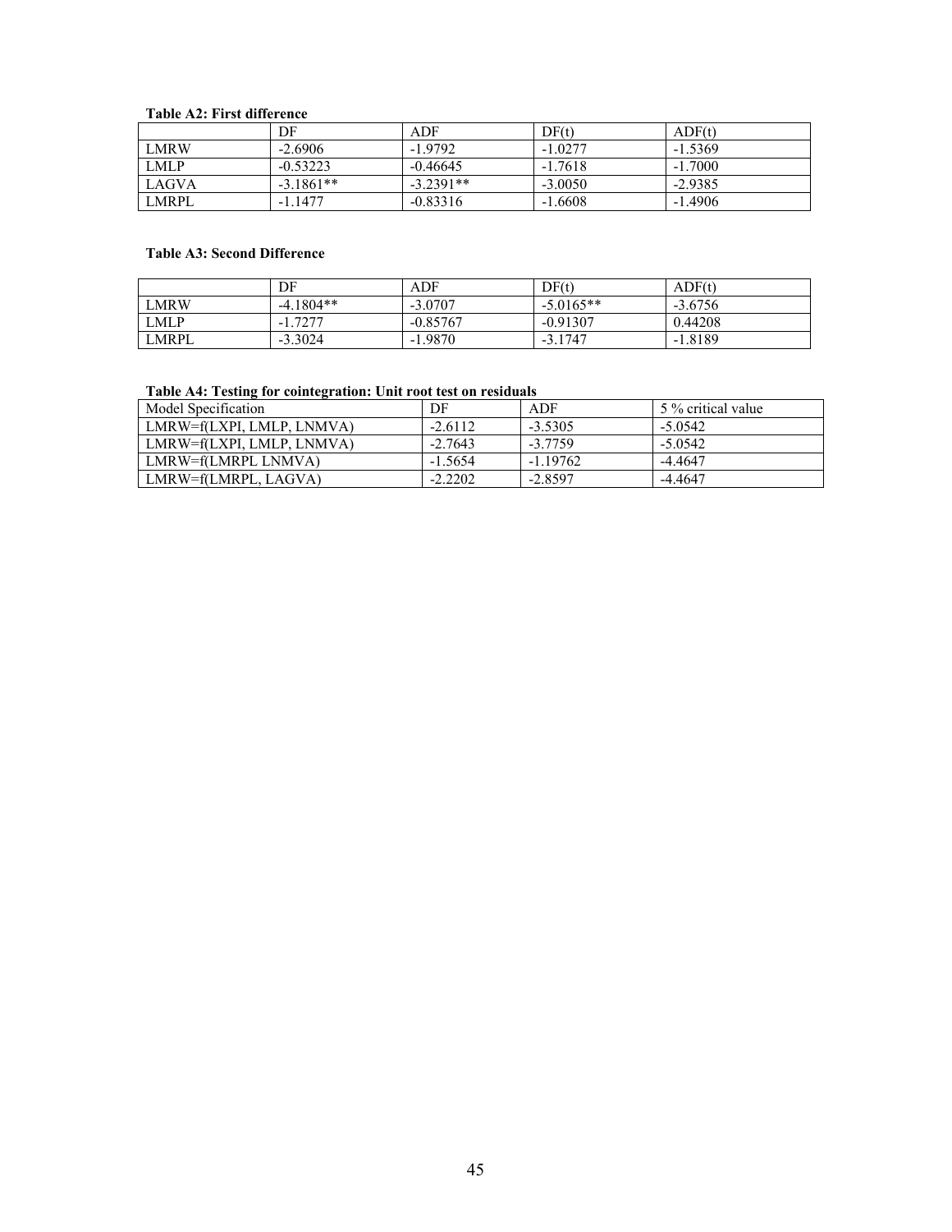**Table A2: First difference**

| | DF | ADF | DF(t) | ADF(t) |
|---|---|---|---|---|
| LMRW | -2.6906 | -1.9792 | -1.0277 | -1.5369 |
| LMLP | -0.53223 | -0.46645 | -1.7618 | -1.7000 |
| LAGVA | -3.1861** | -3.2391** | -3.0050 | -2.9385 |
| LMRPL | -1.1477 | -0.83316 | -1.6608 | -1.4906 |

**Table A3: Second Difference**

| | DF | ADF | DF(t) | ADF(t) |
|---|---|---|---|---|
| LMRW | -4.1804** | -3.0707 | -5.0165** | -3.6756 |
| LMLP | -1.7277 | -0.85767 | -0.91307 | 0.44208 |
| LMRPL | -3.3024 | -1.9870 | -3.1747 | -1.8189 |

**Table A4: Testing for cointegration: Unit root test on residuals**

| Model Specification | DF | ADF | 5 % critical value |
|---|---|---|---|
| LMRW=f(LXPI, LMLP, LNMVA) | -2.6112 | -3.5305 | -5.0542 |
| LMRW=f(LXPI, LMLP, LNMVA) | -2.7643 | -3.7759 | -5.0542 |
| LMRW=f(LMRPL LNMVA) | -1.5654 | -1.19762 | -4.4647 |
| LMRW=f(LMRPL, LAGVA) | -2.2202 | -2.8597 | -4.4647 |